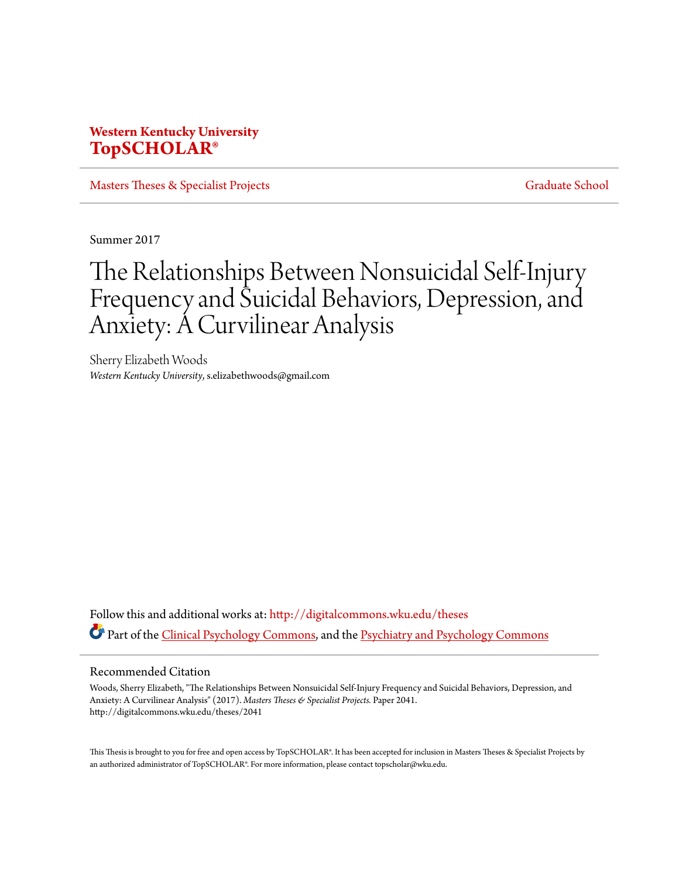**Western Kentucky University**
**TopSCHOLAR®**

Masters Theses & Specialist Projects | Graduate School

Summer 2017

# The Relationships Between Nonsuicidal Self-Injury Frequency and Suicidal Behaviors, Depression, and Anxiety: A Curvilinear Analysis

Sherry Elizabeth Woods
*Western Kentucky University*, s.elizabethwoods@gmail.com

Follow this and additional works at: http://digitalcommons.wku.edu/theses

Part of the Clinical Psychology Commons, and the Psychiatry and Psychology Commons

## Recommended Citation

Woods, Sherry Elizabeth, "The Relationships Between Nonsuicidal Self-Injury Frequency and Suicidal Behaviors, Depression, and Anxiety: A Curvilinear Analysis" (2017). *Masters Theses & Specialist Projects.* Paper 2041.
http://digitalcommons.wku.edu/theses/2041

This Thesis is brought to you for free and open access by TopSCHOLAR®. It has been accepted for inclusion in Masters Theses & Specialist Projects by an authorized administrator of TopSCHOLAR®. For more information, please contact topscholar@wku.edu.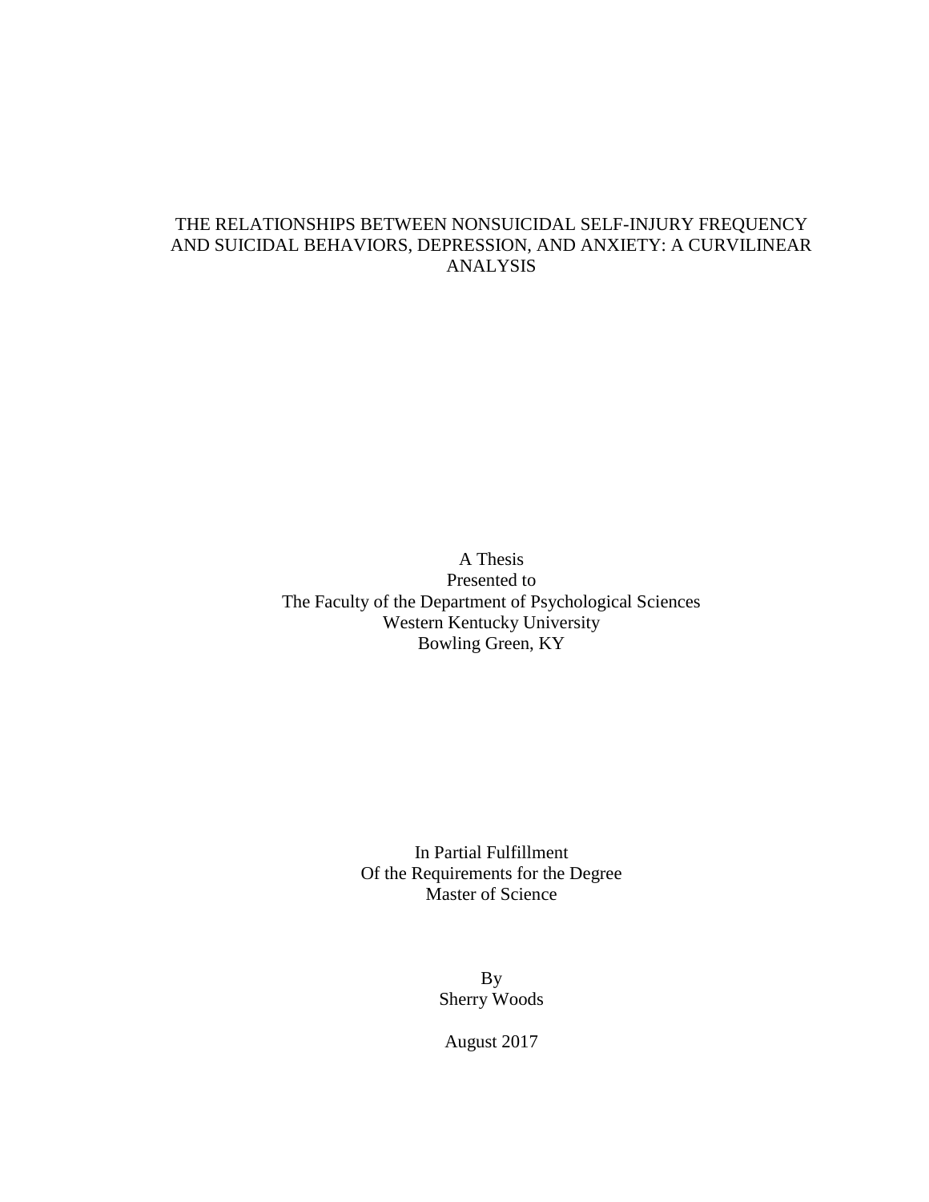# THE RELATIONSHIPS BETWEEN NONSUICIDAL SELF-INJURY FREQUENCY AND SUICIDAL BEHAVIORS, DEPRESSION, AND ANXIETY: A CURVILINEAR ANALYSIS

A Thesis
Presented to
The Faculty of the Department of Psychological Sciences
Western Kentucky University
Bowling Green, KY

In Partial Fulfillment
Of the Requirements for the Degree
Master of Science

By
Sherry Woods

August 2017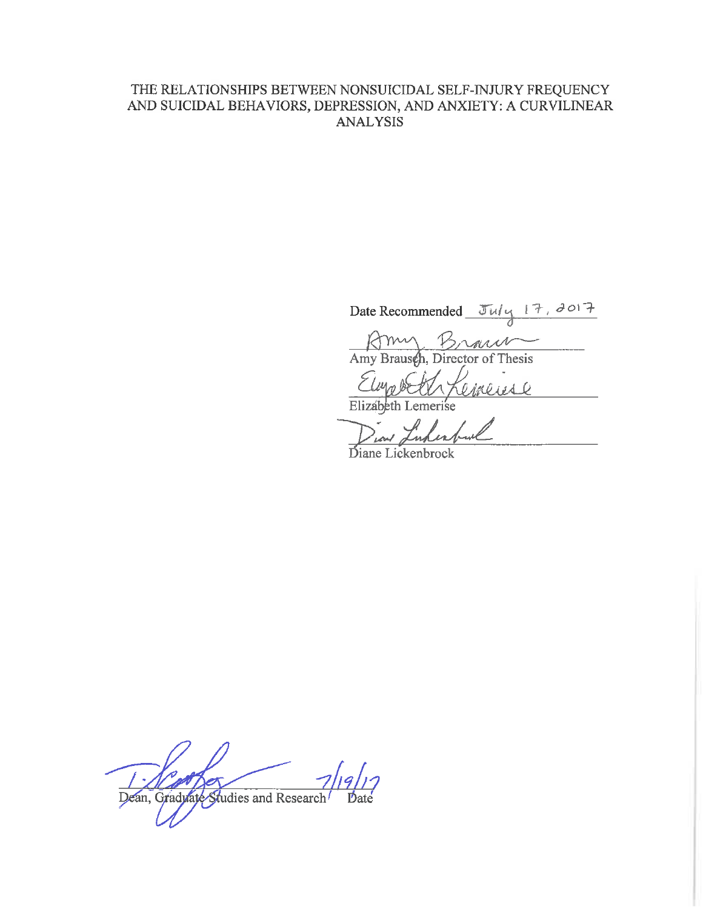THE RELATIONSHIPS BETWEEN NONSUICIDAL SELF-INJURY FREQUENCY AND SUICIDAL BEHAVIORS, DEPRESSION, AND ANXIETY: A CURVILINEAR ANALYSIS

Date Recommended July 17, 2017

Amy Brausch, Director of Thesis

Elizabeth Lemerise

Diane Lickenbrock

Dean, Graduate Studies and Research    Date 7/19/17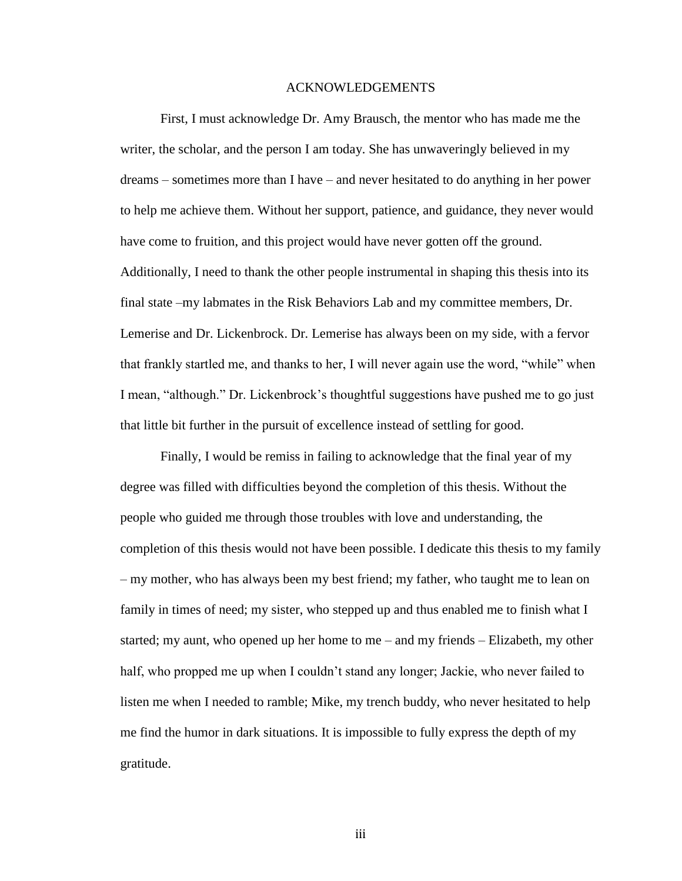# ACKNOWLEDGEMENTS

First, I must acknowledge Dr. Amy Brausch, the mentor who has made me the writer, the scholar, and the person I am today. She has unwaveringly believed in my dreams – sometimes more than I have – and never hesitated to do anything in her power to help me achieve them. Without her support, patience, and guidance, they never would have come to fruition, and this project would have never gotten off the ground. Additionally, I need to thank the other people instrumental in shaping this thesis into its final state –my labmates in the Risk Behaviors Lab and my committee members, Dr. Lemerise and Dr. Lickenbrock. Dr. Lemerise has always been on my side, with a fervor that frankly startled me, and thanks to her, I will never again use the word, "while" when I mean, "although." Dr. Lickenbrock's thoughtful suggestions have pushed me to go just that little bit further in the pursuit of excellence instead of settling for good.

Finally, I would be remiss in failing to acknowledge that the final year of my degree was filled with difficulties beyond the completion of this thesis. Without the people who guided me through those troubles with love and understanding, the completion of this thesis would not have been possible. I dedicate this thesis to my family – my mother, who has always been my best friend; my father, who taught me to lean on family in times of need; my sister, who stepped up and thus enabled me to finish what I started; my aunt, who opened up her home to me – and my friends – Elizabeth, my other half, who propped me up when I couldn't stand any longer; Jackie, who never failed to listen me when I needed to ramble; Mike, my trench buddy, who never hesitated to help me find the humor in dark situations. It is impossible to fully express the depth of my gratitude.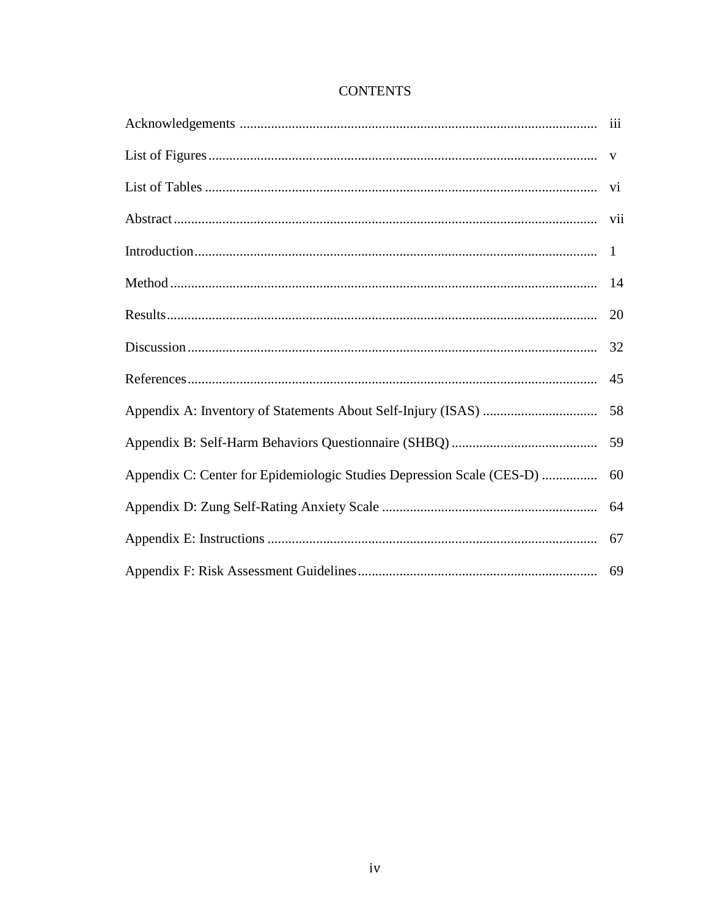# CONTENTS

| | |
|---|---|
| Acknowledgements | iii |
| List of Figures | v |
| List of Tables | vi |
| Abstract | vii |
| Introduction | 1 |
| Method | 14 |
| Results | 20 |
| Discussion | 32 |
| References | 45 |
| Appendix A: Inventory of Statements About Self-Injury (ISAS) | 58 |
| Appendix B: Self-Harm Behaviors Questionnaire (SHBQ) | 59 |
| Appendix C: Center for Epidemiologic Studies Depression Scale (CES-D) | 60 |
| Appendix D: Zung Self-Rating Anxiety Scale | 64 |
| Appendix E: Instructions | 67 |
| Appendix F: Risk Assessment Guidelines | 69 |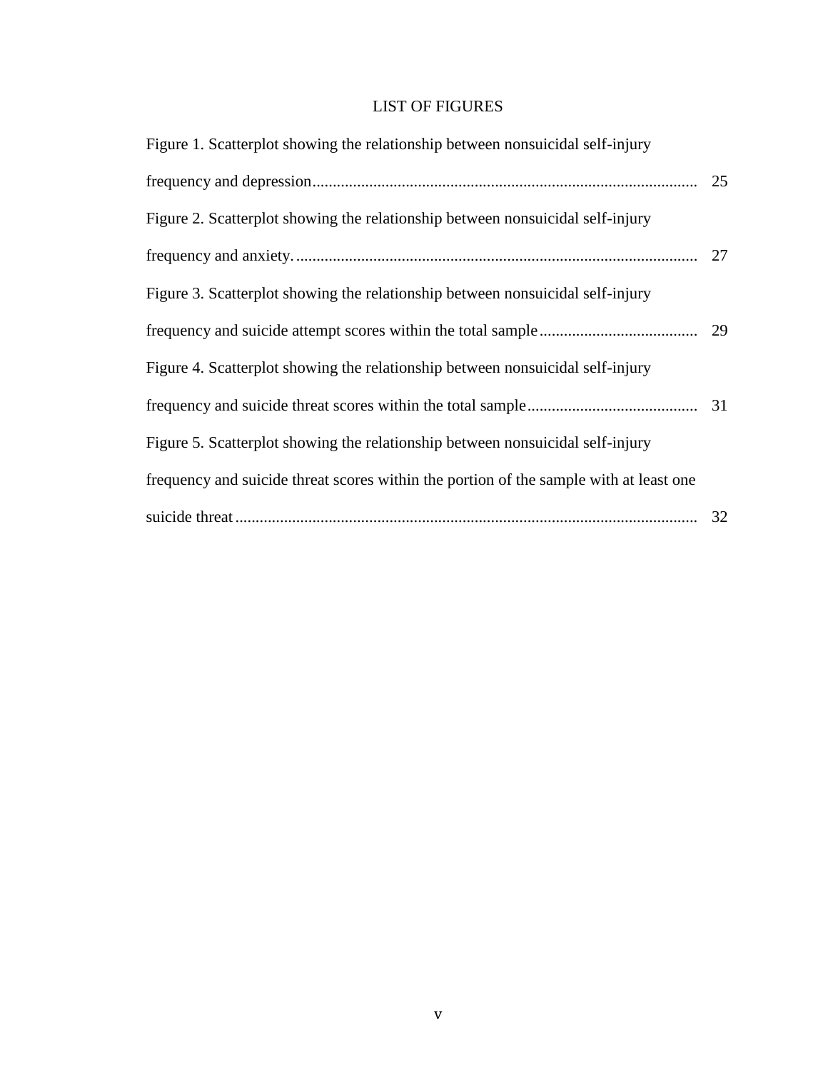# LIST OF FIGURES

Figure 1. Scatterplot showing the relationship between nonsuicidal self-injury frequency and depression ..... 25

Figure 2. Scatterplot showing the relationship between nonsuicidal self-injury frequency and anxiety. ..... 27

Figure 3. Scatterplot showing the relationship between nonsuicidal self-injury frequency and suicide attempt scores within the total sample ..... 29

Figure 4. Scatterplot showing the relationship between nonsuicidal self-injury frequency and suicide threat scores within the total sample ..... 31

Figure 5. Scatterplot showing the relationship between nonsuicidal self-injury frequency and suicide threat scores within the portion of the sample with at least one suicide threat ..... 32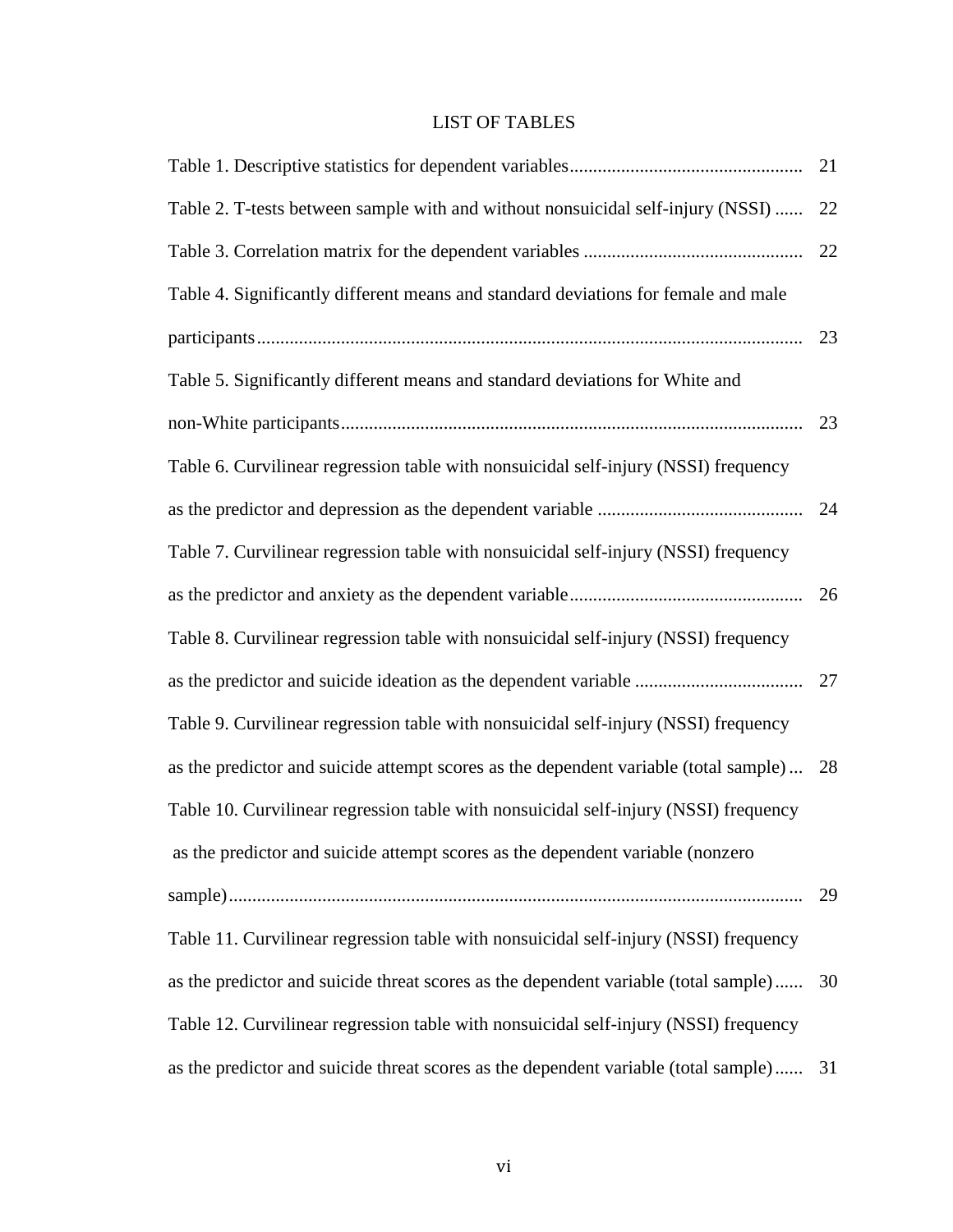# LIST OF TABLES

Table 1. Descriptive statistics for dependent variables ..... 21

Table 2. T-tests between sample with and without nonsuicidal self-injury (NSSI) ..... 22

Table 3. Correlation matrix for the dependent variables ..... 22

Table 4. Significantly different means and standard deviations for female and male participants ..... 23

Table 5. Significantly different means and standard deviations for White and non-White participants ..... 23

Table 6. Curvilinear regression table with nonsuicidal self-injury (NSSI) frequency as the predictor and depression as the dependent variable ..... 24

Table 7. Curvilinear regression table with nonsuicidal self-injury (NSSI) frequency as the predictor and anxiety as the dependent variable ..... 26

Table 8. Curvilinear regression table with nonsuicidal self-injury (NSSI) frequency as the predictor and suicide ideation as the dependent variable ..... 27

Table 9. Curvilinear regression table with nonsuicidal self-injury (NSSI) frequency as the predictor and suicide attempt scores as the dependent variable (total sample) ..... 28

Table 10. Curvilinear regression table with nonsuicidal self-injury (NSSI) frequency as the predictor and suicide attempt scores as the dependent variable (nonzero sample) ..... 29

Table 11. Curvilinear regression table with nonsuicidal self-injury (NSSI) frequency as the predictor and suicide threat scores as the dependent variable (total sample) ..... 30

Table 12. Curvilinear regression table with nonsuicidal self-injury (NSSI) frequency as the predictor and suicide threat scores as the dependent variable (total sample) ..... 31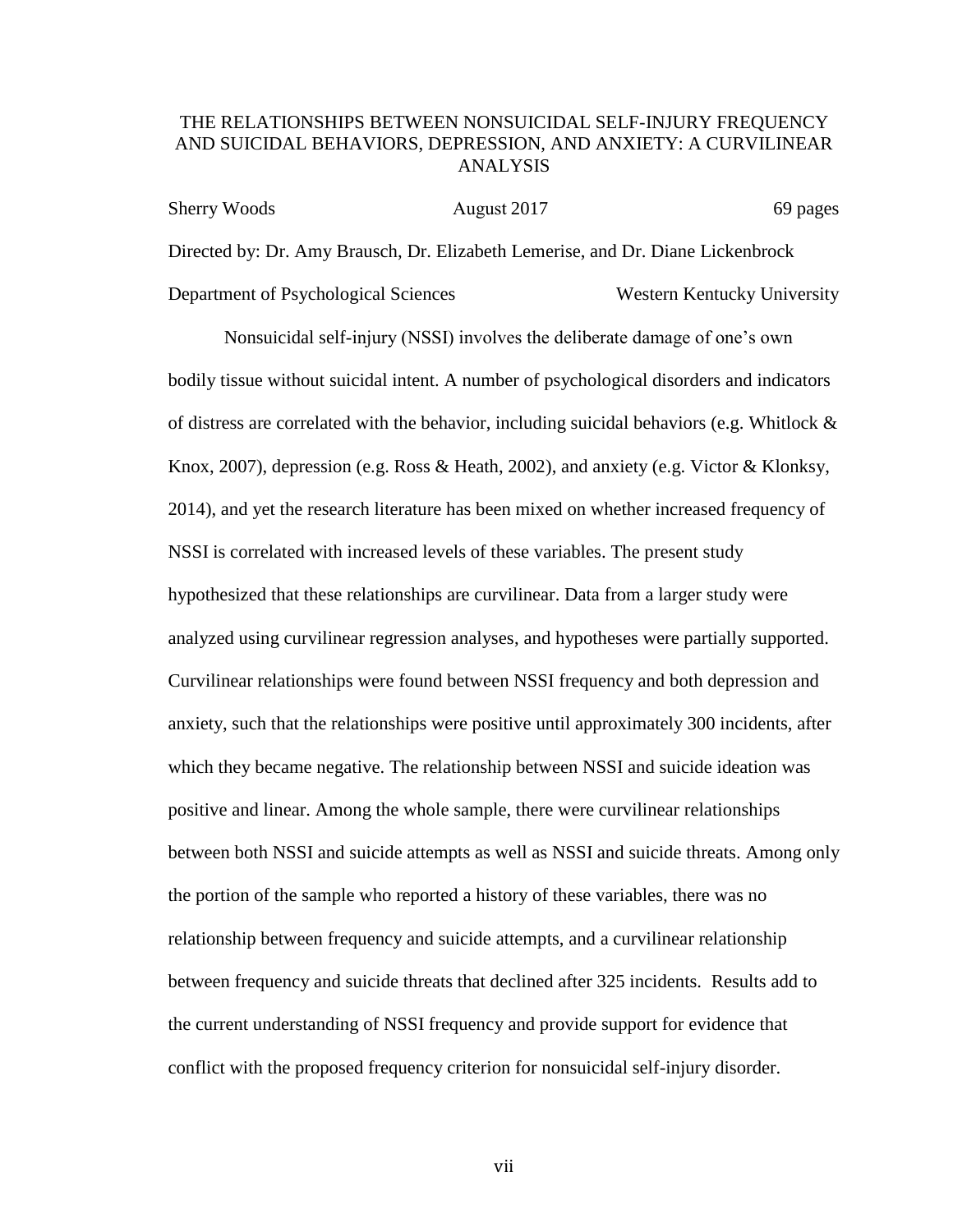# THE RELATIONSHIPS BETWEEN NONSUICIDAL SELF-INJURY FREQUENCY AND SUICIDAL BEHAVIORS, DEPRESSION, AND ANXIETY: A CURVILINEAR ANALYSIS

Sherry Woods August 2017 69 pages

Directed by: Dr. Amy Brausch, Dr. Elizabeth Lemerise, and Dr. Diane Lickenbrock

Department of Psychological Sciences Western Kentucky University

Nonsuicidal self-injury (NSSI) involves the deliberate damage of one's own bodily tissue without suicidal intent. A number of psychological disorders and indicators of distress are correlated with the behavior, including suicidal behaviors (e.g. Whitlock & Knox, 2007), depression (e.g. Ross & Heath, 2002), and anxiety (e.g. Victor & Klonksy, 2014), and yet the research literature has been mixed on whether increased frequency of NSSI is correlated with increased levels of these variables. The present study hypothesized that these relationships are curvilinear. Data from a larger study were analyzed using curvilinear regression analyses, and hypotheses were partially supported. Curvilinear relationships were found between NSSI frequency and both depression and anxiety, such that the relationships were positive until approximately 300 incidents, after which they became negative. The relationship between NSSI and suicide ideation was positive and linear. Among the whole sample, there were curvilinear relationships between both NSSI and suicide attempts as well as NSSI and suicide threats. Among only the portion of the sample who reported a history of these variables, there was no relationship between frequency and suicide attempts, and a curvilinear relationship between frequency and suicide threats that declined after 325 incidents. Results add to the current understanding of NSSI frequency and provide support for evidence that conflict with the proposed frequency criterion for nonsuicidal self-injury disorder.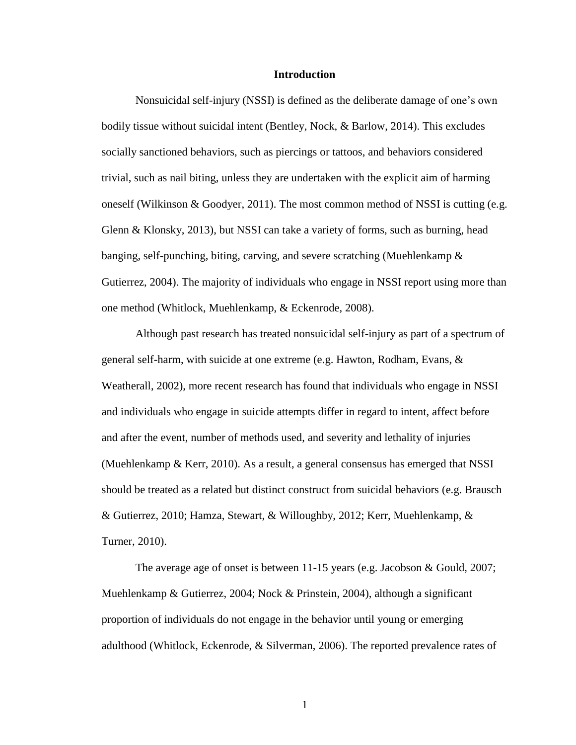# Introduction

Nonsuicidal self-injury (NSSI) is defined as the deliberate damage of one's own bodily tissue without suicidal intent (Bentley, Nock, & Barlow, 2014). This excludes socially sanctioned behaviors, such as piercings or tattoos, and behaviors considered trivial, such as nail biting, unless they are undertaken with the explicit aim of harming oneself (Wilkinson & Goodyer, 2011). The most common method of NSSI is cutting (e.g. Glenn & Klonsky, 2013), but NSSI can take a variety of forms, such as burning, head banging, self-punching, biting, carving, and severe scratching (Muehlenkamp & Gutierrez, 2004). The majority of individuals who engage in NSSI report using more than one method (Whitlock, Muehlenkamp, & Eckenrode, 2008).

Although past research has treated nonsuicidal self-injury as part of a spectrum of general self-harm, with suicide at one extreme (e.g. Hawton, Rodham, Evans, & Weatherall, 2002), more recent research has found that individuals who engage in NSSI and individuals who engage in suicide attempts differ in regard to intent, affect before and after the event, number of methods used, and severity and lethality of injuries (Muehlenkamp & Kerr, 2010). As a result, a general consensus has emerged that NSSI should be treated as a related but distinct construct from suicidal behaviors (e.g. Brausch & Gutierrez, 2010; Hamza, Stewart, & Willoughby, 2012; Kerr, Muehlenkamp, & Turner, 2010).

The average age of onset is between 11-15 years (e.g. Jacobson & Gould, 2007; Muehlenkamp & Gutierrez, 2004; Nock & Prinstein, 2004), although a significant proportion of individuals do not engage in the behavior until young or emerging adulthood (Whitlock, Eckenrode, & Silverman, 2006). The reported prevalence rates of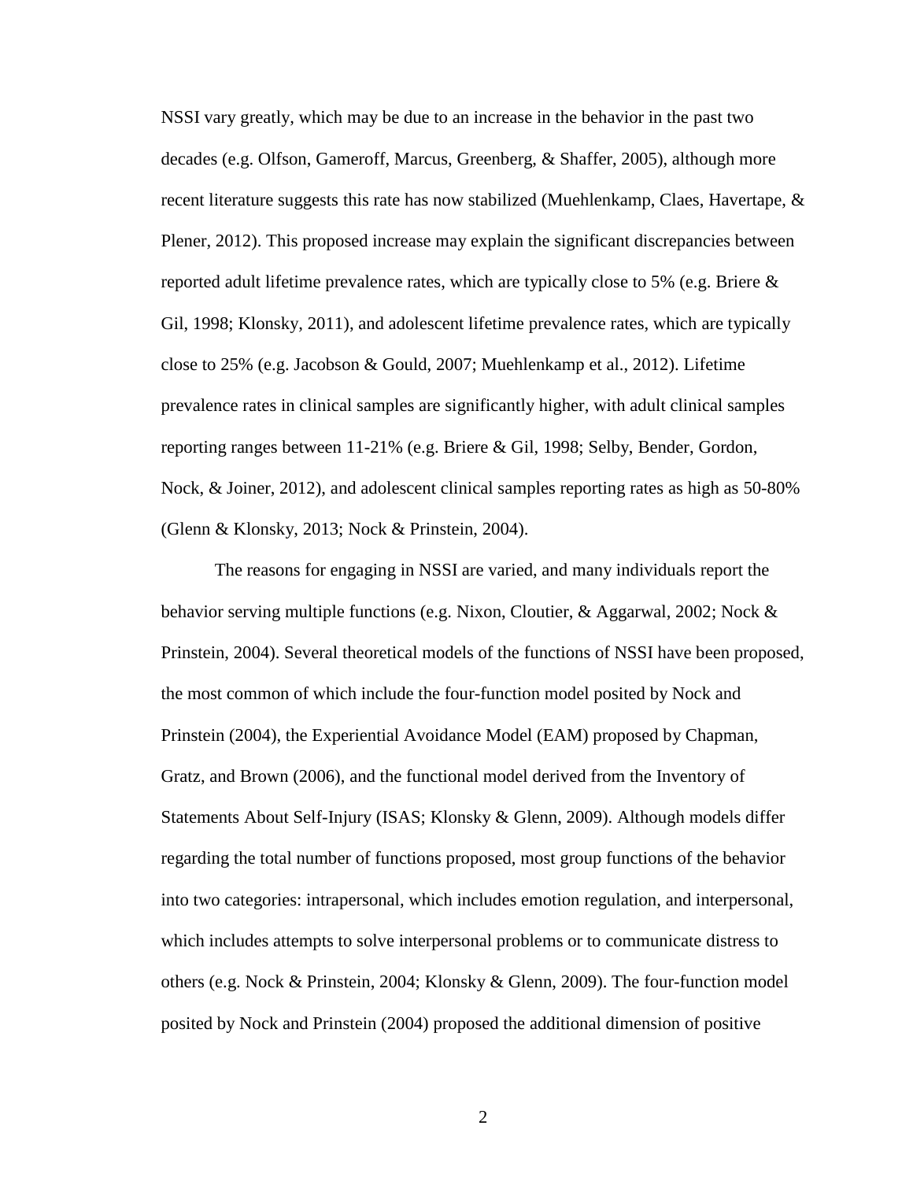NSSI vary greatly, which may be due to an increase in the behavior in the past two decades (e.g. Olfson, Gameroff, Marcus, Greenberg, & Shaffer, 2005), although more recent literature suggests this rate has now stabilized (Muehlenkamp, Claes, Havertape, & Plener, 2012). This proposed increase may explain the significant discrepancies between reported adult lifetime prevalence rates, which are typically close to 5% (e.g. Briere & Gil, 1998; Klonsky, 2011), and adolescent lifetime prevalence rates, which are typically close to 25% (e.g. Jacobson & Gould, 2007; Muehlenkamp et al., 2012). Lifetime prevalence rates in clinical samples are significantly higher, with adult clinical samples reporting ranges between 11-21% (e.g. Briere & Gil, 1998; Selby, Bender, Gordon, Nock, & Joiner, 2012), and adolescent clinical samples reporting rates as high as 50-80% (Glenn & Klonsky, 2013; Nock & Prinstein, 2004).

The reasons for engaging in NSSI are varied, and many individuals report the behavior serving multiple functions (e.g. Nixon, Cloutier, & Aggarwal, 2002; Nock & Prinstein, 2004). Several theoretical models of the functions of NSSI have been proposed, the most common of which include the four-function model posited by Nock and Prinstein (2004), the Experiential Avoidance Model (EAM) proposed by Chapman, Gratz, and Brown (2006), and the functional model derived from the Inventory of Statements About Self-Injury (ISAS; Klonsky & Glenn, 2009). Although models differ regarding the total number of functions proposed, most group functions of the behavior into two categories: intrapersonal, which includes emotion regulation, and interpersonal, which includes attempts to solve interpersonal problems or to communicate distress to others (e.g. Nock & Prinstein, 2004; Klonsky & Glenn, 2009). The four-function model posited by Nock and Prinstein (2004) proposed the additional dimension of positive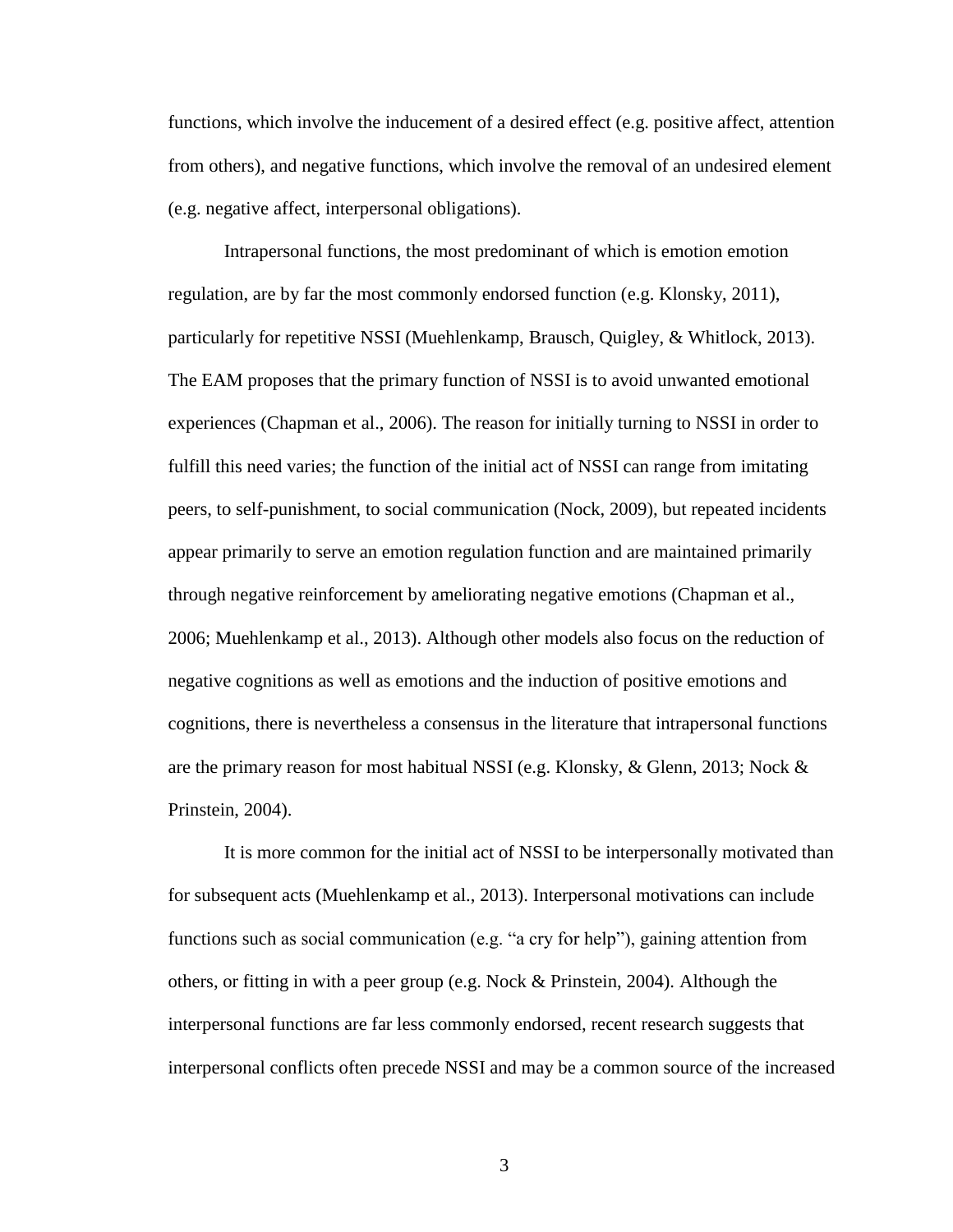functions, which involve the inducement of a desired effect (e.g. positive affect, attention from others), and negative functions, which involve the removal of an undesired element (e.g. negative affect, interpersonal obligations).

Intrapersonal functions, the most predominant of which is emotion emotion regulation, are by far the most commonly endorsed function (e.g. Klonsky, 2011), particularly for repetitive NSSI (Muehlenkamp, Brausch, Quigley, & Whitlock, 2013). The EAM proposes that the primary function of NSSI is to avoid unwanted emotional experiences (Chapman et al., 2006). The reason for initially turning to NSSI in order to fulfill this need varies; the function of the initial act of NSSI can range from imitating peers, to self-punishment, to social communication (Nock, 2009), but repeated incidents appear primarily to serve an emotion regulation function and are maintained primarily through negative reinforcement by ameliorating negative emotions (Chapman et al., 2006; Muehlenkamp et al., 2013). Although other models also focus on the reduction of negative cognitions as well as emotions and the induction of positive emotions and cognitions, there is nevertheless a consensus in the literature that intrapersonal functions are the primary reason for most habitual NSSI (e.g. Klonsky, & Glenn, 2013; Nock & Prinstein, 2004).

It is more common for the initial act of NSSI to be interpersonally motivated than for subsequent acts (Muehlenkamp et al., 2013). Interpersonal motivations can include functions such as social communication (e.g. "a cry for help"), gaining attention from others, or fitting in with a peer group (e.g. Nock & Prinstein, 2004). Although the interpersonal functions are far less commonly endorsed, recent research suggests that interpersonal conflicts often precede NSSI and may be a common source of the increased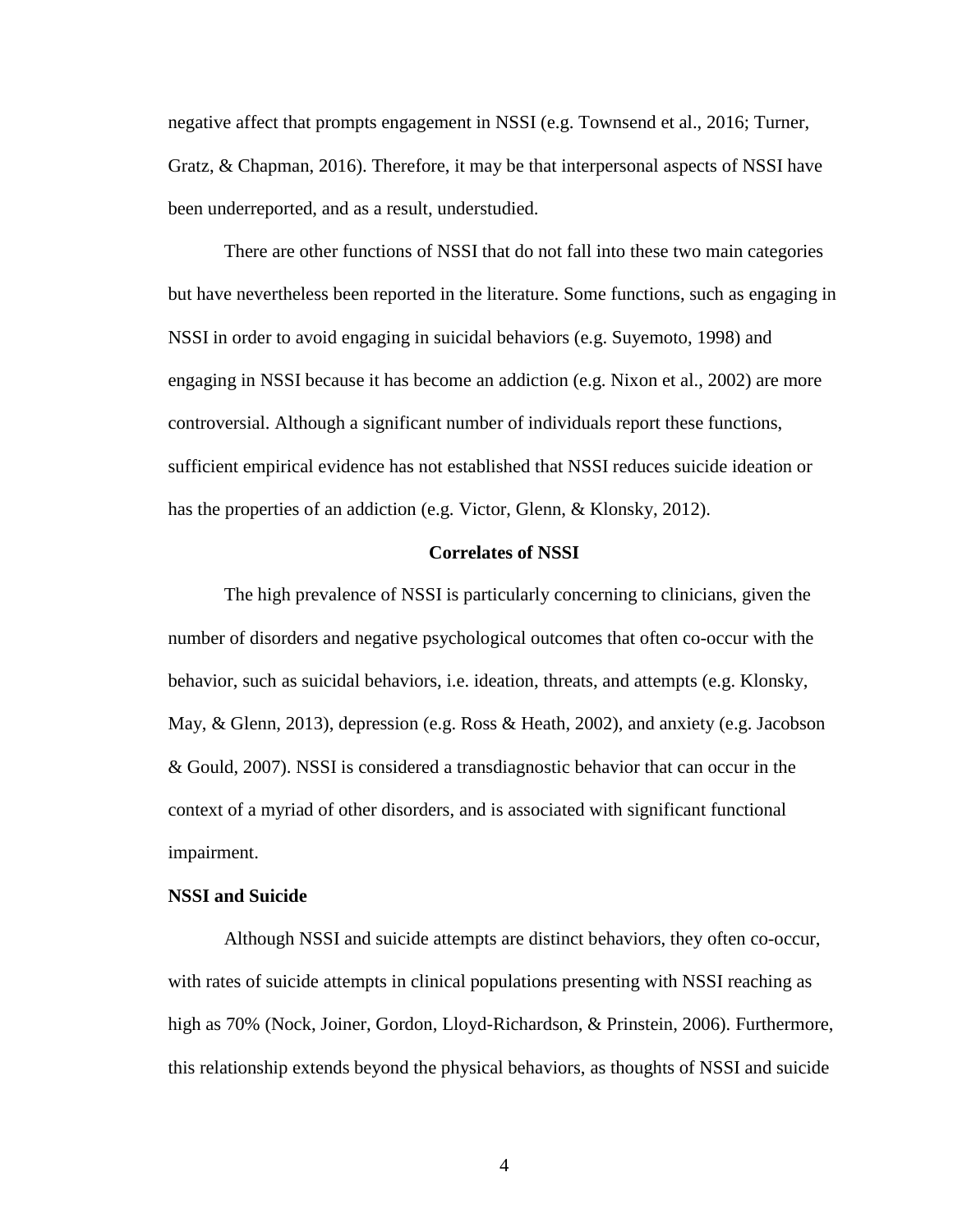negative affect that prompts engagement in NSSI (e.g. Townsend et al., 2016; Turner, Gratz, & Chapman, 2016). Therefore, it may be that interpersonal aspects of NSSI have been underreported, and as a result, understudied.

There are other functions of NSSI that do not fall into these two main categories but have nevertheless been reported in the literature. Some functions, such as engaging in NSSI in order to avoid engaging in suicidal behaviors (e.g. Suyemoto, 1998) and engaging in NSSI because it has become an addiction (e.g. Nixon et al., 2002) are more controversial. Although a significant number of individuals report these functions, sufficient empirical evidence has not established that NSSI reduces suicide ideation or has the properties of an addiction (e.g. Victor, Glenn, & Klonsky, 2012).

## Correlates of NSSI

The high prevalence of NSSI is particularly concerning to clinicians, given the number of disorders and negative psychological outcomes that often co-occur with the behavior, such as suicidal behaviors, i.e. ideation, threats, and attempts (e.g. Klonsky, May, & Glenn, 2013), depression (e.g. Ross & Heath, 2002), and anxiety (e.g. Jacobson & Gould, 2007). NSSI is considered a transdiagnostic behavior that can occur in the context of a myriad of other disorders, and is associated with significant functional impairment.

### NSSI and Suicide

Although NSSI and suicide attempts are distinct behaviors, they often co-occur, with rates of suicide attempts in clinical populations presenting with NSSI reaching as high as 70% (Nock, Joiner, Gordon, Lloyd-Richardson, & Prinstein, 2006). Furthermore, this relationship extends beyond the physical behaviors, as thoughts of NSSI and suicide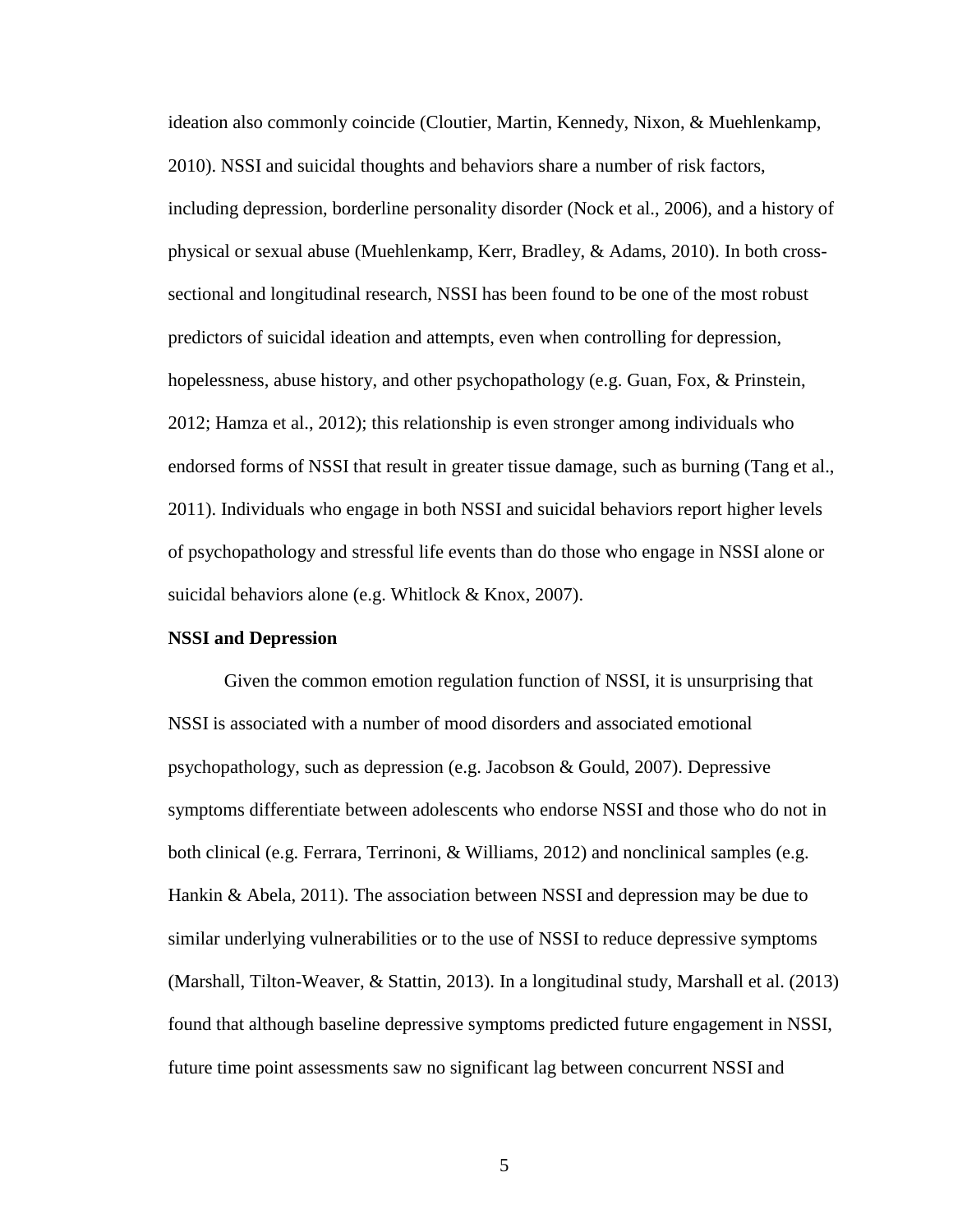ideation also commonly coincide (Cloutier, Martin, Kennedy, Nixon, & Muehlenkamp, 2010). NSSI and suicidal thoughts and behaviors share a number of risk factors, including depression, borderline personality disorder (Nock et al., 2006), and a history of physical or sexual abuse (Muehlenkamp, Kerr, Bradley, & Adams, 2010). In both cross-sectional and longitudinal research, NSSI has been found to be one of the most robust predictors of suicidal ideation and attempts, even when controlling for depression, hopelessness, abuse history, and other psychopathology (e.g. Guan, Fox, & Prinstein, 2012; Hamza et al., 2012); this relationship is even stronger among individuals who endorsed forms of NSSI that result in greater tissue damage, such as burning (Tang et al., 2011). Individuals who engage in both NSSI and suicidal behaviors report higher levels of psychopathology and stressful life events than do those who engage in NSSI alone or suicidal behaviors alone (e.g. Whitlock & Knox, 2007).

**NSSI and Depression**

Given the common emotion regulation function of NSSI, it is unsurprising that NSSI is associated with a number of mood disorders and associated emotional psychopathology, such as depression (e.g. Jacobson & Gould, 2007). Depressive symptoms differentiate between adolescents who endorse NSSI and those who do not in both clinical (e.g. Ferrara, Terrinoni, & Williams, 2012) and nonclinical samples (e.g. Hankin & Abela, 2011). The association between NSSI and depression may be due to similar underlying vulnerabilities or to the use of NSSI to reduce depressive symptoms (Marshall, Tilton-Weaver, & Stattin, 2013). In a longitudinal study, Marshall et al. (2013) found that although baseline depressive symptoms predicted future engagement in NSSI, future time point assessments saw no significant lag between concurrent NSSI and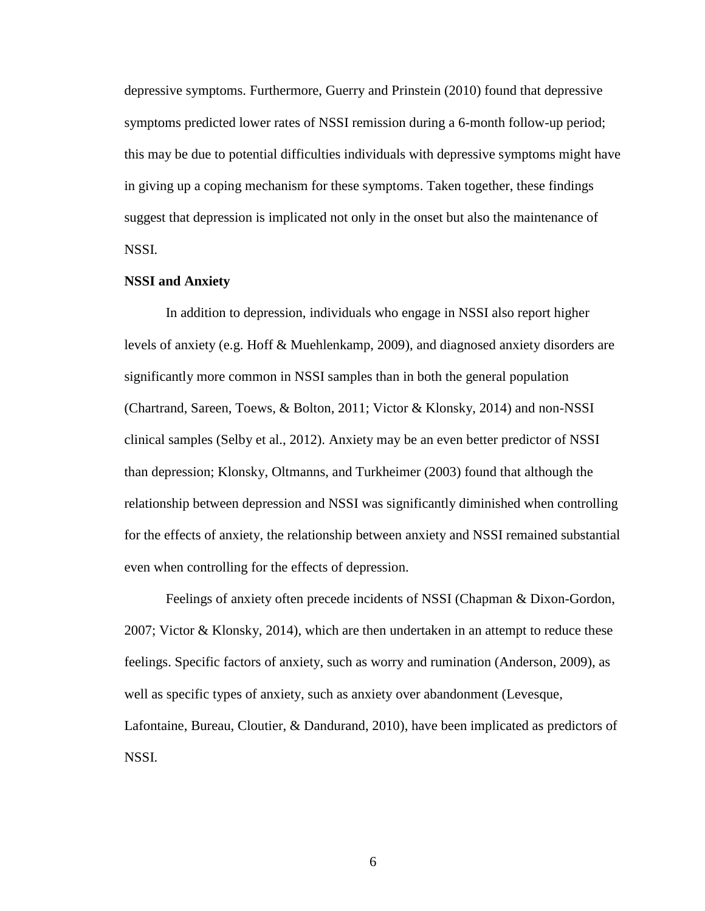depressive symptoms. Furthermore, Guerry and Prinstein (2010) found that depressive symptoms predicted lower rates of NSSI remission during a 6-month follow-up period; this may be due to potential difficulties individuals with depressive symptoms might have in giving up a coping mechanism for these symptoms. Taken together, these findings suggest that depression is implicated not only in the onset but also the maintenance of NSSI.

**NSSI and Anxiety**

In addition to depression, individuals who engage in NSSI also report higher levels of anxiety (e.g. Hoff & Muehlenkamp, 2009), and diagnosed anxiety disorders are significantly more common in NSSI samples than in both the general population (Chartrand, Sareen, Toews, & Bolton, 2011; Victor & Klonsky, 2014) and non-NSSI clinical samples (Selby et al., 2012). Anxiety may be an even better predictor of NSSI than depression; Klonsky, Oltmanns, and Turkheimer (2003) found that although the relationship between depression and NSSI was significantly diminished when controlling for the effects of anxiety, the relationship between anxiety and NSSI remained substantial even when controlling for the effects of depression.

Feelings of anxiety often precede incidents of NSSI (Chapman & Dixon-Gordon, 2007; Victor & Klonsky, 2014), which are then undertaken in an attempt to reduce these feelings. Specific factors of anxiety, such as worry and rumination (Anderson, 2009), as well as specific types of anxiety, such as anxiety over abandonment (Levesque, Lafontaine, Bureau, Cloutier, & Dandurand, 2010), have been implicated as predictors of NSSI.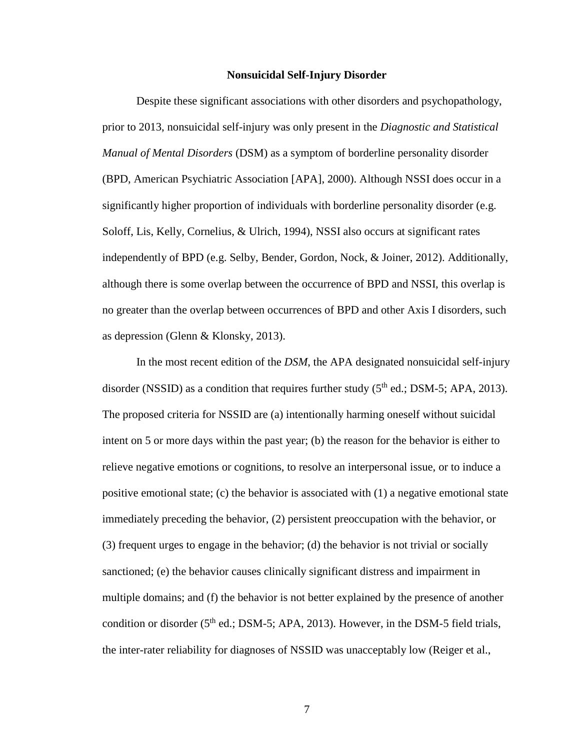## Nonsuicidal Self-Injury Disorder

Despite these significant associations with other disorders and psychopathology, prior to 2013, nonsuicidal self-injury was only present in the *Diagnostic and Statistical Manual of Mental Disorders* (DSM) as a symptom of borderline personality disorder (BPD, American Psychiatric Association [APA], 2000). Although NSSI does occur in a significantly higher proportion of individuals with borderline personality disorder (e.g. Soloff, Lis, Kelly, Cornelius, & Ulrich, 1994), NSSI also occurs at significant rates independently of BPD (e.g. Selby, Bender, Gordon, Nock, & Joiner, 2012). Additionally, although there is some overlap between the occurrence of BPD and NSSI, this overlap is no greater than the overlap between occurrences of BPD and other Axis I disorders, such as depression (Glenn & Klonsky, 2013).

In the most recent edition of the *DSM*, the APA designated nonsuicidal self-injury disorder (NSSID) as a condition that requires further study (5th ed.; DSM-5; APA, 2013). The proposed criteria for NSSID are (a) intentionally harming oneself without suicidal intent on 5 or more days within the past year; (b) the reason for the behavior is either to relieve negative emotions or cognitions, to resolve an interpersonal issue, or to induce a positive emotional state; (c) the behavior is associated with (1) a negative emotional state immediately preceding the behavior, (2) persistent preoccupation with the behavior, or (3) frequent urges to engage in the behavior; (d) the behavior is not trivial or socially sanctioned; (e) the behavior causes clinically significant distress and impairment in multiple domains; and (f) the behavior is not better explained by the presence of another condition or disorder (5th ed.; DSM-5; APA, 2013). However, in the DSM-5 field trials, the inter-rater reliability for diagnoses of NSSID was unacceptably low (Reiger et al.,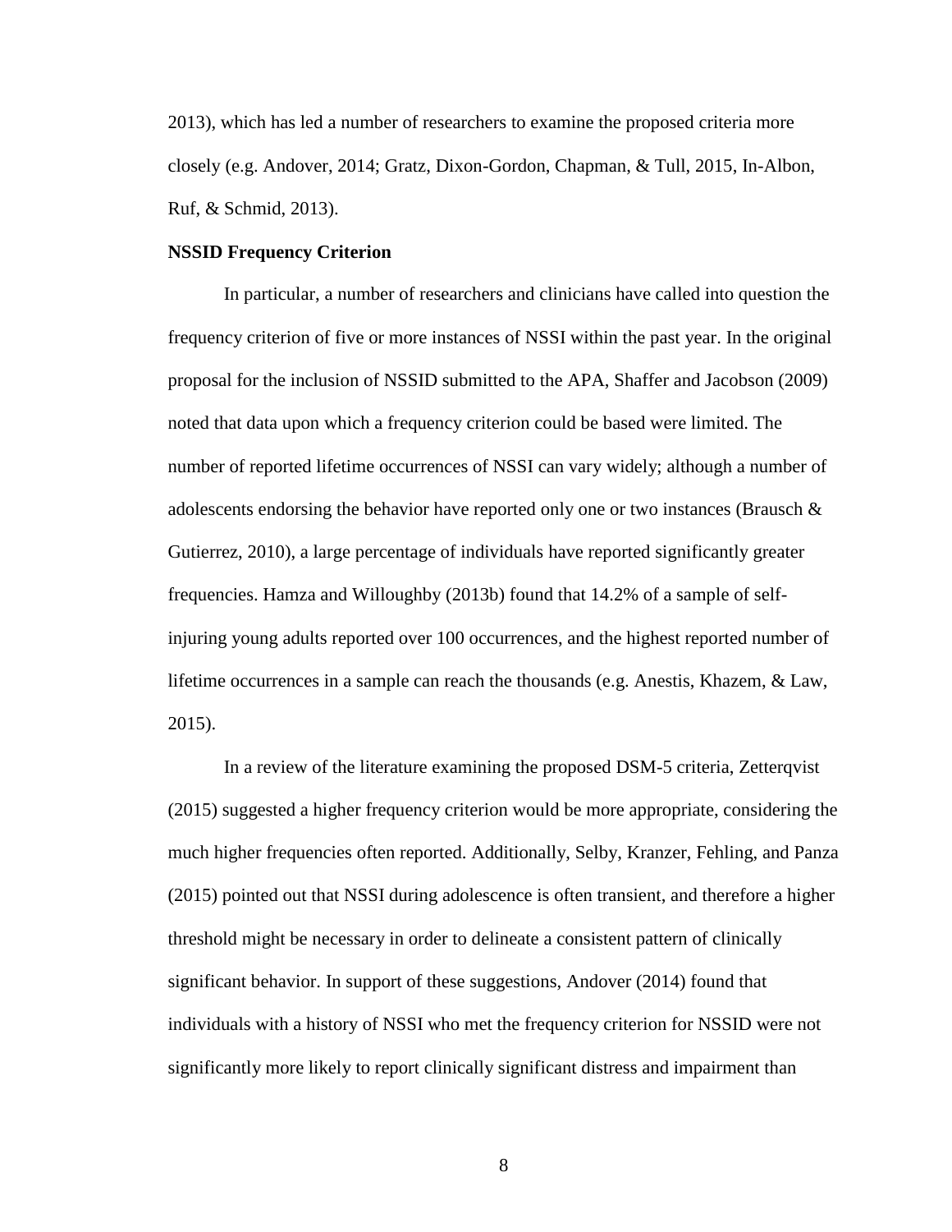2013), which has led a number of researchers to examine the proposed criteria more closely (e.g. Andover, 2014; Gratz, Dixon-Gordon, Chapman, & Tull, 2015, In-Albon, Ruf, & Schmid, 2013).

**NSSID Frequency Criterion**

In particular, a number of researchers and clinicians have called into question the frequency criterion of five or more instances of NSSI within the past year. In the original proposal for the inclusion of NSSID submitted to the APA, Shaffer and Jacobson (2009) noted that data upon which a frequency criterion could be based were limited. The number of reported lifetime occurrences of NSSI can vary widely; although a number of adolescents endorsing the behavior have reported only one or two instances (Brausch & Gutierrez, 2010), a large percentage of individuals have reported significantly greater frequencies. Hamza and Willoughby (2013b) found that 14.2% of a sample of self-injuring young adults reported over 100 occurrences, and the highest reported number of lifetime occurrences in a sample can reach the thousands (e.g. Anestis, Khazem, & Law, 2015).

In a review of the literature examining the proposed DSM-5 criteria, Zetterqvist (2015) suggested a higher frequency criterion would be more appropriate, considering the much higher frequencies often reported. Additionally, Selby, Kranzer, Fehling, and Panza (2015) pointed out that NSSI during adolescence is often transient, and therefore a higher threshold might be necessary in order to delineate a consistent pattern of clinically significant behavior. In support of these suggestions, Andover (2014) found that individuals with a history of NSSI who met the frequency criterion for NSSID were not significantly more likely to report clinically significant distress and impairment than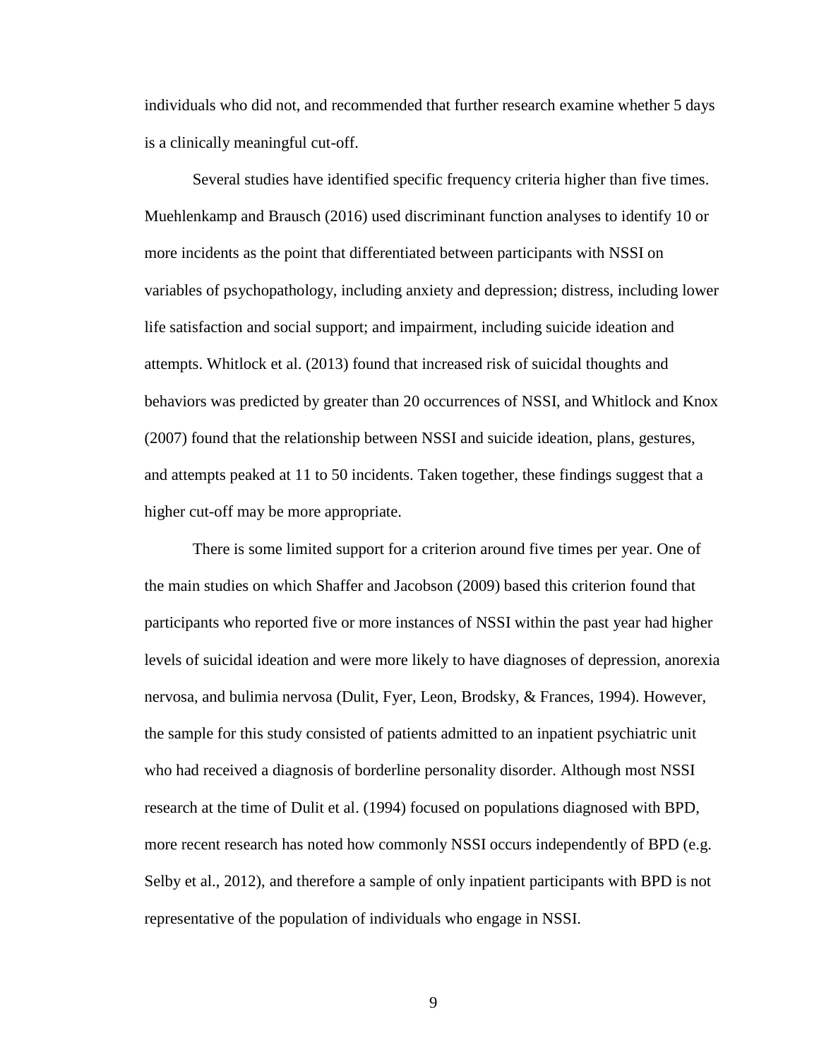individuals who did not, and recommended that further research examine whether 5 days is a clinically meaningful cut-off.

Several studies have identified specific frequency criteria higher than five times. Muehlenkamp and Brausch (2016) used discriminant function analyses to identify 10 or more incidents as the point that differentiated between participants with NSSI on variables of psychopathology, including anxiety and depression; distress, including lower life satisfaction and social support; and impairment, including suicide ideation and attempts. Whitlock et al. (2013) found that increased risk of suicidal thoughts and behaviors was predicted by greater than 20 occurrences of NSSI, and Whitlock and Knox (2007) found that the relationship between NSSI and suicide ideation, plans, gestures, and attempts peaked at 11 to 50 incidents. Taken together, these findings suggest that a higher cut-off may be more appropriate.

There is some limited support for a criterion around five times per year. One of the main studies on which Shaffer and Jacobson (2009) based this criterion found that participants who reported five or more instances of NSSI within the past year had higher levels of suicidal ideation and were more likely to have diagnoses of depression, anorexia nervosa, and bulimia nervosa (Dulit, Fyer, Leon, Brodsky, & Frances, 1994). However, the sample for this study consisted of patients admitted to an inpatient psychiatric unit who had received a diagnosis of borderline personality disorder. Although most NSSI research at the time of Dulit et al. (1994) focused on populations diagnosed with BPD, more recent research has noted how commonly NSSI occurs independently of BPD (e.g. Selby et al., 2012), and therefore a sample of only inpatient participants with BPD is not representative of the population of individuals who engage in NSSI.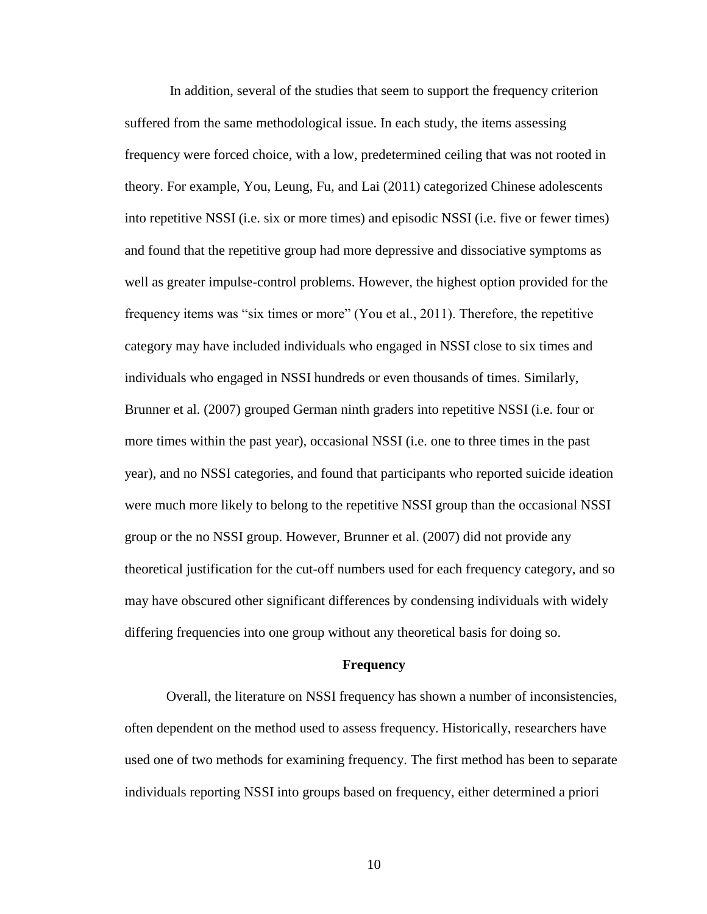In addition, several of the studies that seem to support the frequency criterion suffered from the same methodological issue. In each study, the items assessing frequency were forced choice, with a low, predetermined ceiling that was not rooted in theory. For example, You, Leung, Fu, and Lai (2011) categorized Chinese adolescents into repetitive NSSI (i.e. six or more times) and episodic NSSI (i.e. five or fewer times) and found that the repetitive group had more depressive and dissociative symptoms as well as greater impulse-control problems. However, the highest option provided for the frequency items was "six times or more" (You et al., 2011). Therefore, the repetitive category may have included individuals who engaged in NSSI close to six times and individuals who engaged in NSSI hundreds or even thousands of times. Similarly, Brunner et al. (2007) grouped German ninth graders into repetitive NSSI (i.e. four or more times within the past year), occasional NSSI (i.e. one to three times in the past year), and no NSSI categories, and found that participants who reported suicide ideation were much more likely to belong to the repetitive NSSI group than the occasional NSSI group or the no NSSI group. However, Brunner et al. (2007) did not provide any theoretical justification for the cut-off numbers used for each frequency category, and so may have obscured other significant differences by condensing individuals with widely differing frequencies into one group without any theoretical basis for doing so.

## Frequency

Overall, the literature on NSSI frequency has shown a number of inconsistencies, often dependent on the method used to assess frequency. Historically, researchers have used one of two methods for examining frequency. The first method has been to separate individuals reporting NSSI into groups based on frequency, either determined a priori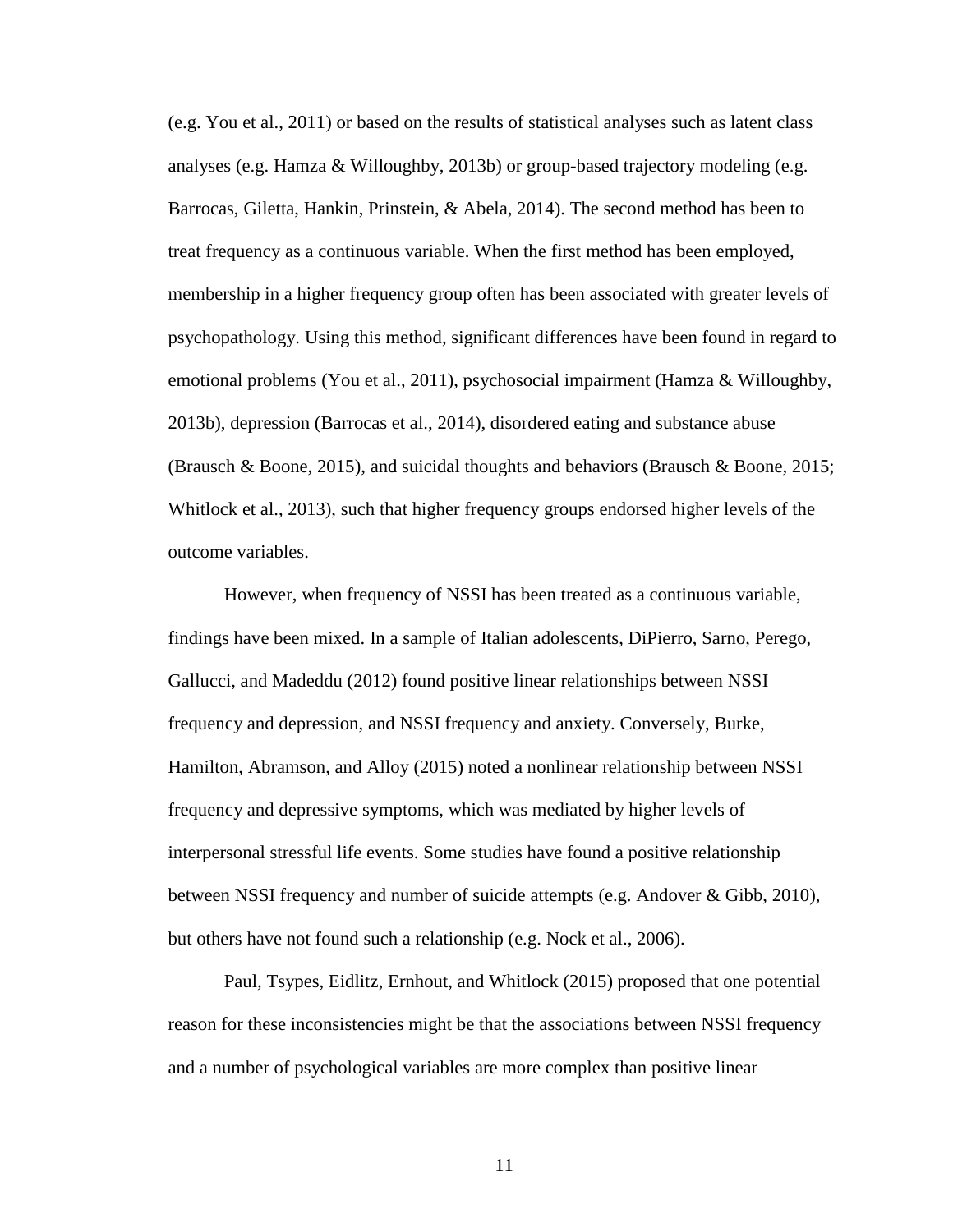(e.g. You et al., 2011) or based on the results of statistical analyses such as latent class analyses (e.g. Hamza & Willoughby, 2013b) or group-based trajectory modeling (e.g. Barrocas, Giletta, Hankin, Prinstein, & Abela, 2014). The second method has been to treat frequency as a continuous variable. When the first method has been employed, membership in a higher frequency group often has been associated with greater levels of psychopathology. Using this method, significant differences have been found in regard to emotional problems (You et al., 2011), psychosocial impairment (Hamza & Willoughby, 2013b), depression (Barrocas et al., 2014), disordered eating and substance abuse (Brausch & Boone, 2015), and suicidal thoughts and behaviors (Brausch & Boone, 2015; Whitlock et al., 2013), such that higher frequency groups endorsed higher levels of the outcome variables.

However, when frequency of NSSI has been treated as a continuous variable, findings have been mixed. In a sample of Italian adolescents, DiPierro, Sarno, Perego, Gallucci, and Madeddu (2012) found positive linear relationships between NSSI frequency and depression, and NSSI frequency and anxiety. Conversely, Burke, Hamilton, Abramson, and Alloy (2015) noted a nonlinear relationship between NSSI frequency and depressive symptoms, which was mediated by higher levels of interpersonal stressful life events. Some studies have found a positive relationship between NSSI frequency and number of suicide attempts (e.g. Andover & Gibb, 2010), but others have not found such a relationship (e.g. Nock et al., 2006).

Paul, Tsypes, Eidlitz, Ernhout, and Whitlock (2015) proposed that one potential reason for these inconsistencies might be that the associations between NSSI frequency and a number of psychological variables are more complex than positive linear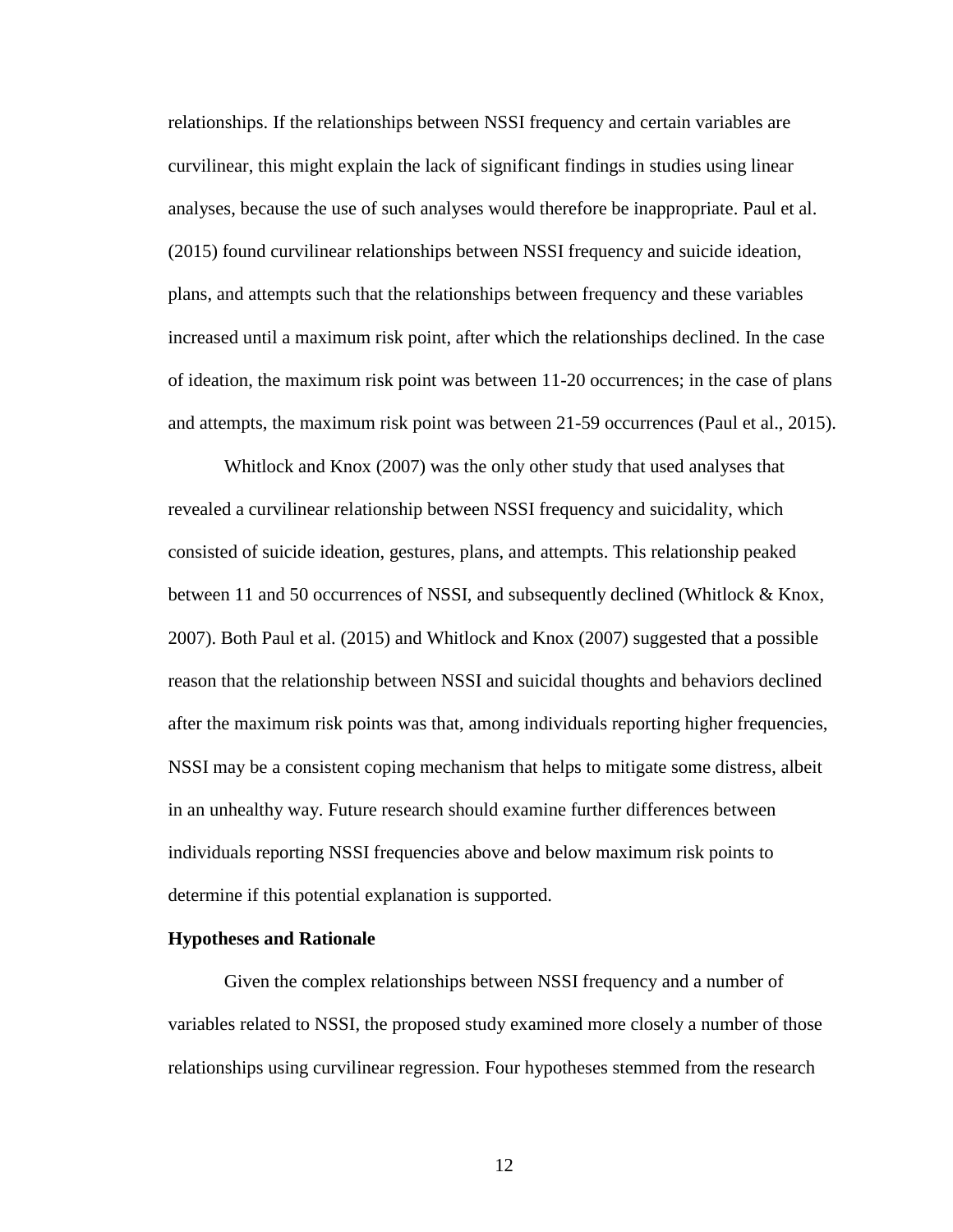relationships. If the relationships between NSSI frequency and certain variables are curvilinear, this might explain the lack of significant findings in studies using linear analyses, because the use of such analyses would therefore be inappropriate. Paul et al. (2015) found curvilinear relationships between NSSI frequency and suicide ideation, plans, and attempts such that the relationships between frequency and these variables increased until a maximum risk point, after which the relationships declined. In the case of ideation, the maximum risk point was between 11-20 occurrences; in the case of plans and attempts, the maximum risk point was between 21-59 occurrences (Paul et al., 2015).

Whitlock and Knox (2007) was the only other study that used analyses that revealed a curvilinear relationship between NSSI frequency and suicidality, which consisted of suicide ideation, gestures, plans, and attempts. This relationship peaked between 11 and 50 occurrences of NSSI, and subsequently declined (Whitlock & Knox, 2007). Both Paul et al. (2015) and Whitlock and Knox (2007) suggested that a possible reason that the relationship between NSSI and suicidal thoughts and behaviors declined after the maximum risk points was that, among individuals reporting higher frequencies, NSSI may be a consistent coping mechanism that helps to mitigate some distress, albeit in an unhealthy way. Future research should examine further differences between individuals reporting NSSI frequencies above and below maximum risk points to determine if this potential explanation is supported.

**Hypotheses and Rationale**

Given the complex relationships between NSSI frequency and a number of variables related to NSSI, the proposed study examined more closely a number of those relationships using curvilinear regression. Four hypotheses stemmed from the research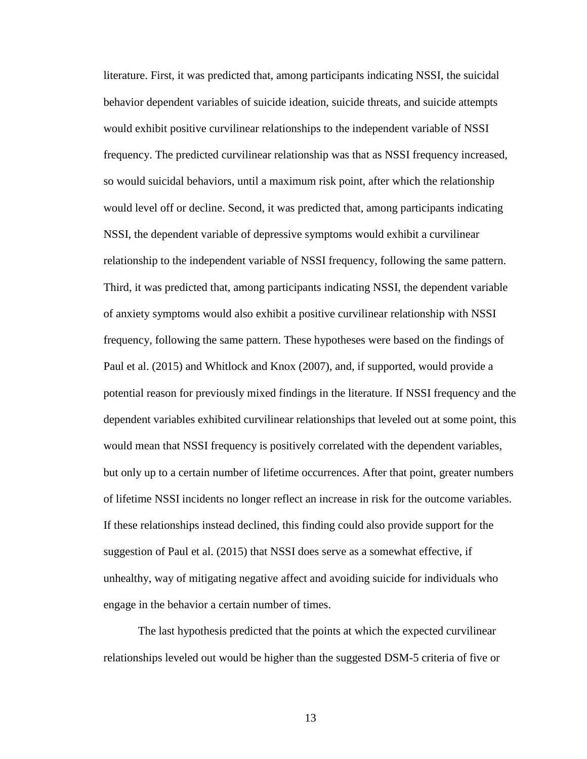literature. First, it was predicted that, among participants indicating NSSI, the suicidal behavior dependent variables of suicide ideation, suicide threats, and suicide attempts would exhibit positive curvilinear relationships to the independent variable of NSSI frequency. The predicted curvilinear relationship was that as NSSI frequency increased, so would suicidal behaviors, until a maximum risk point, after which the relationship would level off or decline. Second, it was predicted that, among participants indicating NSSI, the dependent variable of depressive symptoms would exhibit a curvilinear relationship to the independent variable of NSSI frequency, following the same pattern. Third, it was predicted that, among participants indicating NSSI, the dependent variable of anxiety symptoms would also exhibit a positive curvilinear relationship with NSSI frequency, following the same pattern. These hypotheses were based on the findings of Paul et al. (2015) and Whitlock and Knox (2007), and, if supported, would provide a potential reason for previously mixed findings in the literature. If NSSI frequency and the dependent variables exhibited curvilinear relationships that leveled out at some point, this would mean that NSSI frequency is positively correlated with the dependent variables, but only up to a certain number of lifetime occurrences. After that point, greater numbers of lifetime NSSI incidents no longer reflect an increase in risk for the outcome variables. If these relationships instead declined, this finding could also provide support for the suggestion of Paul et al. (2015) that NSSI does serve as a somewhat effective, if unhealthy, way of mitigating negative affect and avoiding suicide for individuals who engage in the behavior a certain number of times.

The last hypothesis predicted that the points at which the expected curvilinear relationships leveled out would be higher than the suggested DSM-5 criteria of five or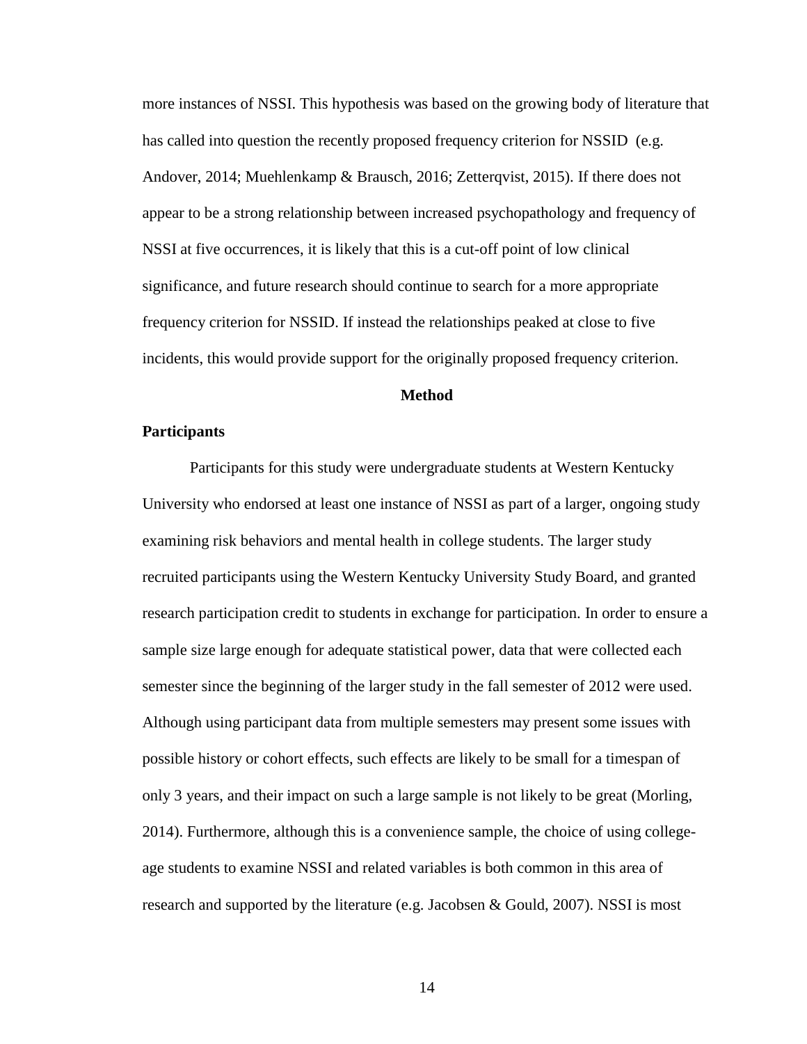more instances of NSSI. This hypothesis was based on the growing body of literature that has called into question the recently proposed frequency criterion for NSSID (e.g. Andover, 2014; Muehlenkamp & Brausch, 2016; Zetterqvist, 2015). If there does not appear to be a strong relationship between increased psychopathology and frequency of NSSI at five occurrences, it is likely that this is a cut-off point of low clinical significance, and future research should continue to search for a more appropriate frequency criterion for NSSID. If instead the relationships peaked at close to five incidents, this would provide support for the originally proposed frequency criterion.

## Method

### Participants

Participants for this study were undergraduate students at Western Kentucky University who endorsed at least one instance of NSSI as part of a larger, ongoing study examining risk behaviors and mental health in college students. The larger study recruited participants using the Western Kentucky University Study Board, and granted research participation credit to students in exchange for participation. In order to ensure a sample size large enough for adequate statistical power, data that were collected each semester since the beginning of the larger study in the fall semester of 2012 were used. Although using participant data from multiple semesters may present some issues with possible history or cohort effects, such effects are likely to be small for a timespan of only 3 years, and their impact on such a large sample is not likely to be great (Morling, 2014). Furthermore, although this is a convenience sample, the choice of using college-age students to examine NSSI and related variables is both common in this area of research and supported by the literature (e.g. Jacobsen & Gould, 2007). NSSI is most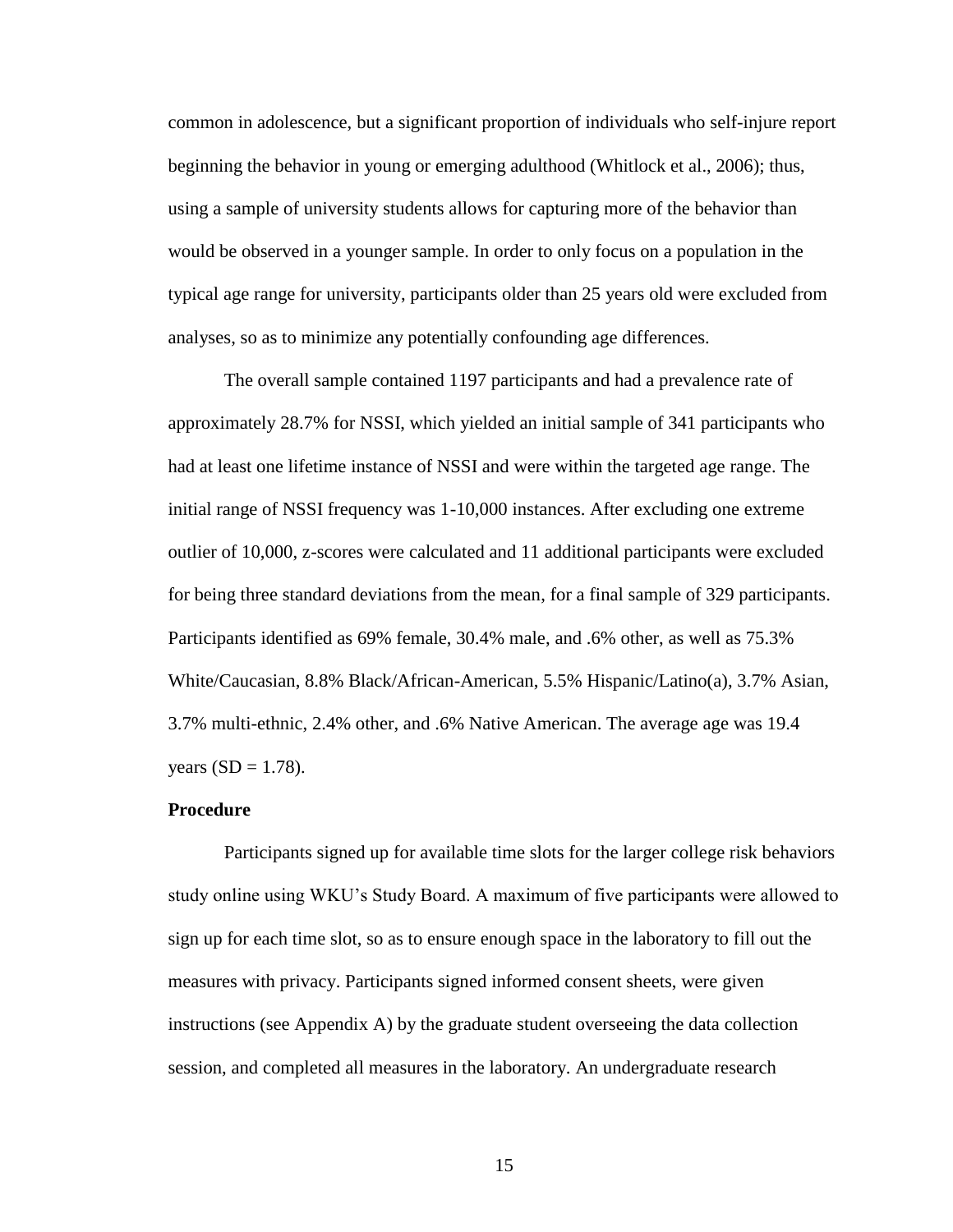common in adolescence, but a significant proportion of individuals who self-injure report beginning the behavior in young or emerging adulthood (Whitlock et al., 2006); thus, using a sample of university students allows for capturing more of the behavior than would be observed in a younger sample. In order to only focus on a population in the typical age range for university, participants older than 25 years old were excluded from analyses, so as to minimize any potentially confounding age differences.

The overall sample contained 1197 participants and had a prevalence rate of approximately 28.7% for NSSI, which yielded an initial sample of 341 participants who had at least one lifetime instance of NSSI and were within the targeted age range. The initial range of NSSI frequency was 1-10,000 instances. After excluding one extreme outlier of 10,000, z-scores were calculated and 11 additional participants were excluded for being three standard deviations from the mean, for a final sample of 329 participants. Participants identified as 69% female, 30.4% male, and .6% other, as well as 75.3% White/Caucasian, 8.8% Black/African-American, 5.5% Hispanic/Latino(a), 3.7% Asian, 3.7% multi-ethnic, 2.4% other, and .6% Native American. The average age was 19.4 years (SD = 1.78).

**Procedure**

Participants signed up for available time slots for the larger college risk behaviors study online using WKU's Study Board. A maximum of five participants were allowed to sign up for each time slot, so as to ensure enough space in the laboratory to fill out the measures with privacy. Participants signed informed consent sheets, were given instructions (see Appendix A) by the graduate student overseeing the data collection session, and completed all measures in the laboratory. An undergraduate research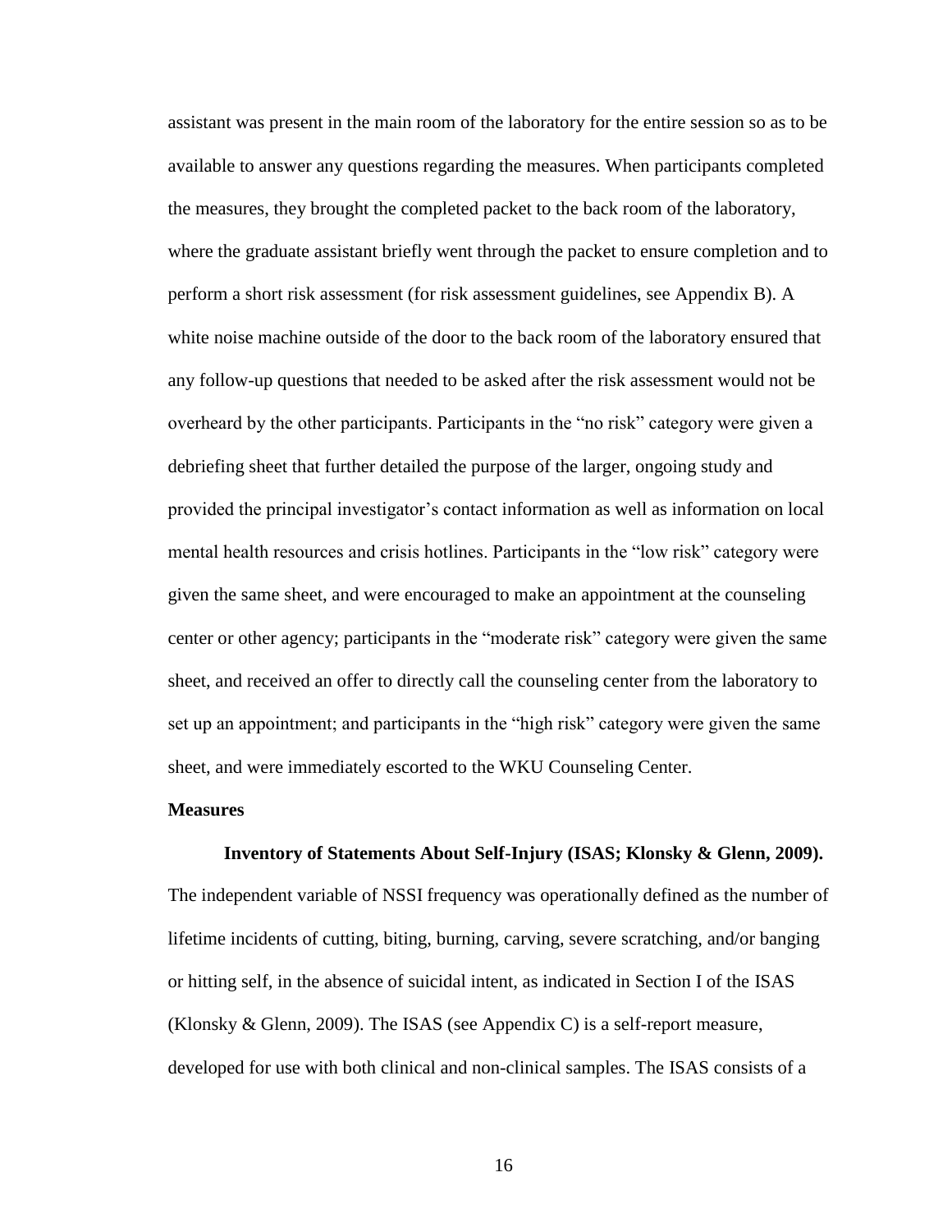assistant was present in the main room of the laboratory for the entire session so as to be available to answer any questions regarding the measures. When participants completed the measures, they brought the completed packet to the back room of the laboratory, where the graduate assistant briefly went through the packet to ensure completion and to perform a short risk assessment (for risk assessment guidelines, see Appendix B). A white noise machine outside of the door to the back room of the laboratory ensured that any follow-up questions that needed to be asked after the risk assessment would not be overheard by the other participants. Participants in the "no risk" category were given a debriefing sheet that further detailed the purpose of the larger, ongoing study and provided the principal investigator's contact information as well as information on local mental health resources and crisis hotlines. Participants in the "low risk" category were given the same sheet, and were encouraged to make an appointment at the counseling center or other agency; participants in the "moderate risk" category were given the same sheet, and received an offer to directly call the counseling center from the laboratory to set up an appointment; and participants in the "high risk" category were given the same sheet, and were immediately escorted to the WKU Counseling Center.

## Measures

### Inventory of Statements About Self-Injury (ISAS; Klonsky & Glenn, 2009).

The independent variable of NSSI frequency was operationally defined as the number of lifetime incidents of cutting, biting, burning, carving, severe scratching, and/or banging or hitting self, in the absence of suicidal intent, as indicated in Section I of the ISAS (Klonsky & Glenn, 2009). The ISAS (see Appendix C) is a self-report measure, developed for use with both clinical and non-clinical samples. The ISAS consists of a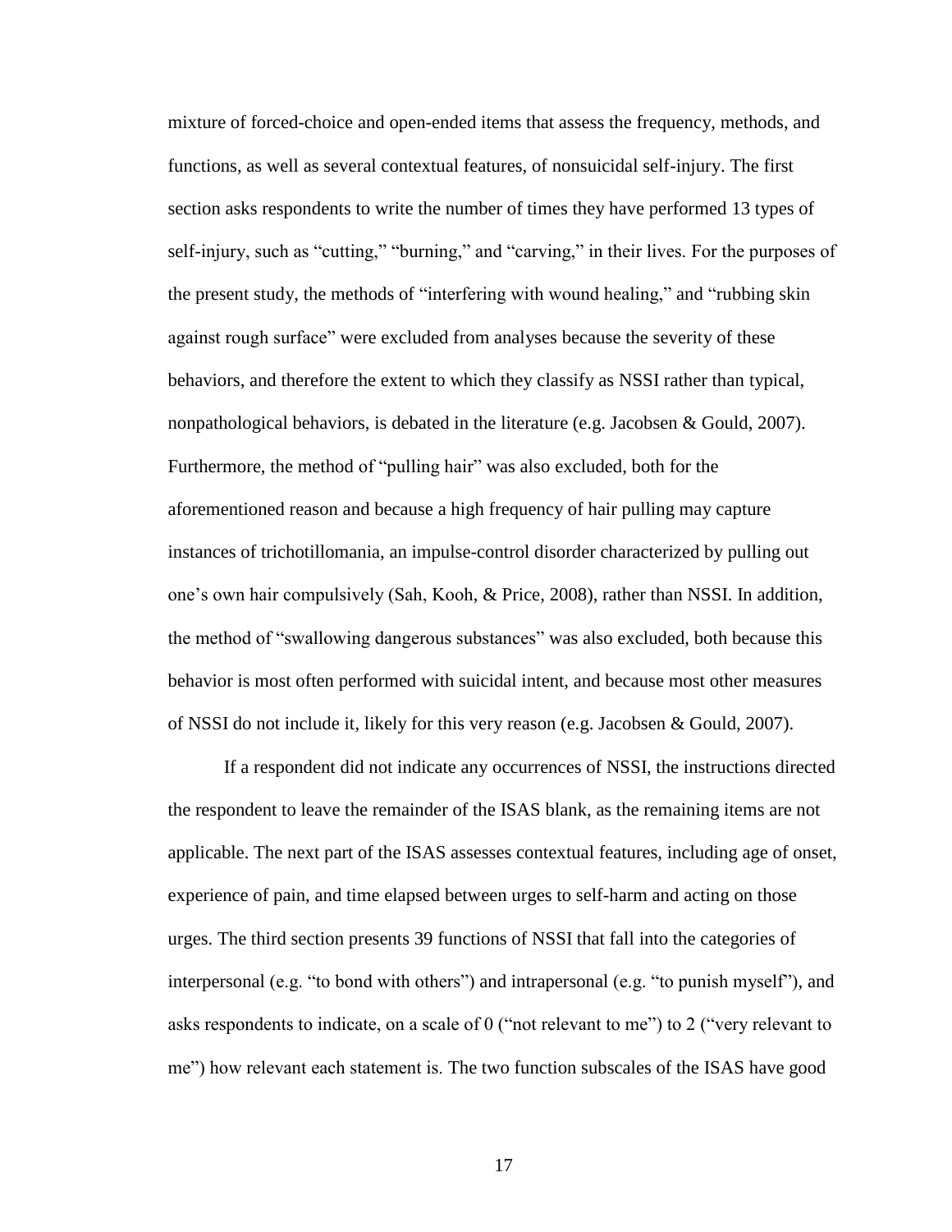mixture of forced-choice and open-ended items that assess the frequency, methods, and functions, as well as several contextual features, of nonsuicidal self-injury. The first section asks respondents to write the number of times they have performed 13 types of self-injury, such as "cutting," "burning," and "carving," in their lives. For the purposes of the present study, the methods of "interfering with wound healing," and "rubbing skin against rough surface" were excluded from analyses because the severity of these behaviors, and therefore the extent to which they classify as NSSI rather than typical, nonpathological behaviors, is debated in the literature (e.g. Jacobsen & Gould, 2007). Furthermore, the method of "pulling hair" was also excluded, both for the aforementioned reason and because a high frequency of hair pulling may capture instances of trichotillomania, an impulse-control disorder characterized by pulling out one's own hair compulsively (Sah, Kooh, & Price, 2008), rather than NSSI. In addition, the method of "swallowing dangerous substances" was also excluded, both because this behavior is most often performed with suicidal intent, and because most other measures of NSSI do not include it, likely for this very reason (e.g. Jacobsen & Gould, 2007).

If a respondent did not indicate any occurrences of NSSI, the instructions directed the respondent to leave the remainder of the ISAS blank, as the remaining items are not applicable. The next part of the ISAS assesses contextual features, including age of onset, experience of pain, and time elapsed between urges to self-harm and acting on those urges. The third section presents 39 functions of NSSI that fall into the categories of interpersonal (e.g. "to bond with others") and intrapersonal (e.g. "to punish myself"), and asks respondents to indicate, on a scale of 0 ("not relevant to me") to 2 ("very relevant to me") how relevant each statement is. The two function subscales of the ISAS have good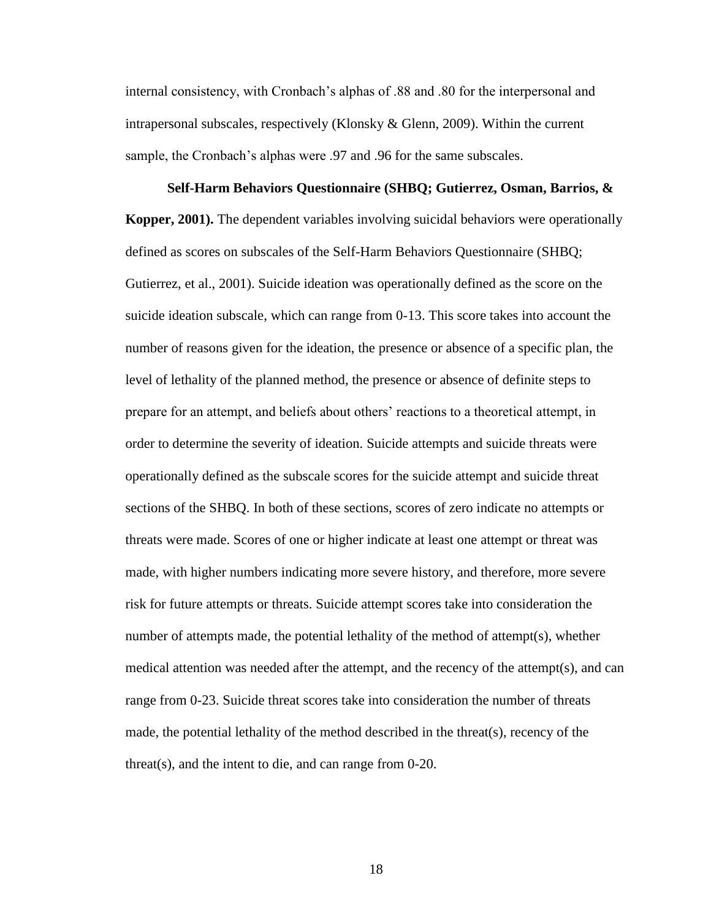internal consistency, with Cronbach's alphas of .88 and .80 for the interpersonal and intrapersonal subscales, respectively (Klonsky & Glenn, 2009). Within the current sample, the Cronbach's alphas were .97 and .96 for the same subscales.

**Self-Harm Behaviors Questionnaire (SHBQ; Gutierrez, Osman, Barrios, & Kopper, 2001).** The dependent variables involving suicidal behaviors were operationally defined as scores on subscales of the Self-Harm Behaviors Questionnaire (SHBQ; Gutierrez, et al., 2001). Suicide ideation was operationally defined as the score on the suicide ideation subscale, which can range from 0-13. This score takes into account the number of reasons given for the ideation, the presence or absence of a specific plan, the level of lethality of the planned method, the presence or absence of definite steps to prepare for an attempt, and beliefs about others' reactions to a theoretical attempt, in order to determine the severity of ideation. Suicide attempts and suicide threats were operationally defined as the subscale scores for the suicide attempt and suicide threat sections of the SHBQ. In both of these sections, scores of zero indicate no attempts or threats were made. Scores of one or higher indicate at least one attempt or threat was made, with higher numbers indicating more severe history, and therefore, more severe risk for future attempts or threats. Suicide attempt scores take into consideration the number of attempts made, the potential lethality of the method of attempt(s), whether medical attention was needed after the attempt, and the recency of the attempt(s), and can range from 0-23. Suicide threat scores take into consideration the number of threats made, the potential lethality of the method described in the threat(s), recency of the threat(s), and the intent to die, and can range from 0-20.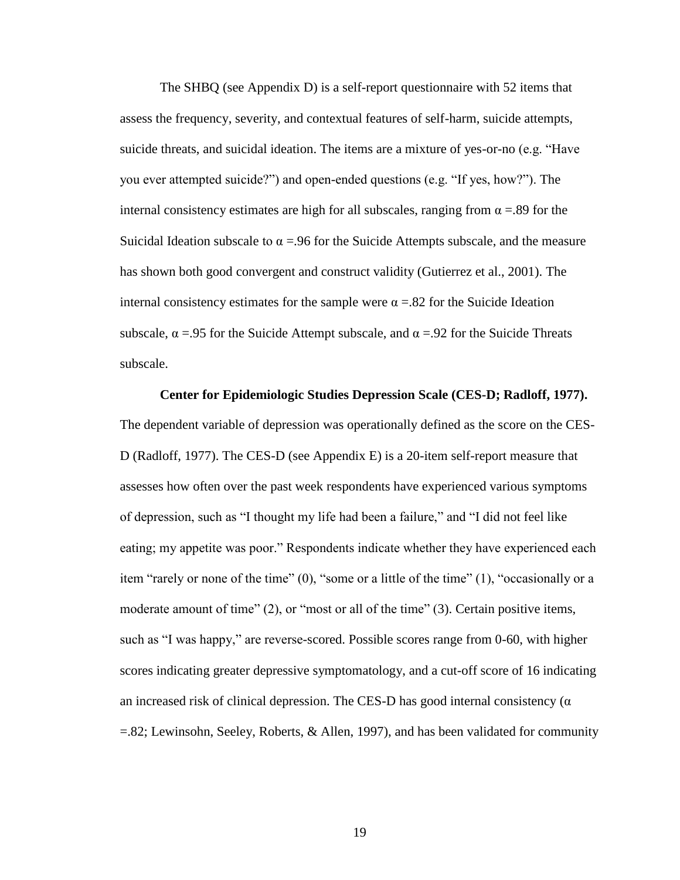The SHBQ (see Appendix D) is a self-report questionnaire with 52 items that assess the frequency, severity, and contextual features of self-harm, suicide attempts, suicide threats, and suicidal ideation. The items are a mixture of yes-or-no (e.g. "Have you ever attempted suicide?") and open-ended questions (e.g. "If yes, how?"). The internal consistency estimates are high for all subscales, ranging from $\alpha = .89$ for the Suicidal Ideation subscale to $\alpha = .96$ for the Suicide Attempts subscale, and the measure has shown both good convergent and construct validity (Gutierrez et al., 2001). The internal consistency estimates for the sample were $\alpha = .82$ for the Suicide Ideation subscale, $\alpha = .95$ for the Suicide Attempt subscale, and $\alpha = .92$ for the Suicide Threats subscale.

**Center for Epidemiologic Studies Depression Scale (CES-D; Radloff, 1977).** The dependent variable of depression was operationally defined as the score on the CES-D (Radloff, 1977). The CES-D (see Appendix E) is a 20-item self-report measure that assesses how often over the past week respondents have experienced various symptoms of depression, such as "I thought my life had been a failure," and "I did not feel like eating; my appetite was poor." Respondents indicate whether they have experienced each item "rarely or none of the time" (0), "some or a little of the time" (1), "occasionally or a moderate amount of time" (2), or "most or all of the time" (3). Certain positive items, such as "I was happy," are reverse-scored. Possible scores range from 0-60, with higher scores indicating greater depressive symptomatology, and a cut-off score of 16 indicating an increased risk of clinical depression. The CES-D has good internal consistency ($\alpha = .82$; Lewinsohn, Seeley, Roberts, & Allen, 1997), and has been validated for community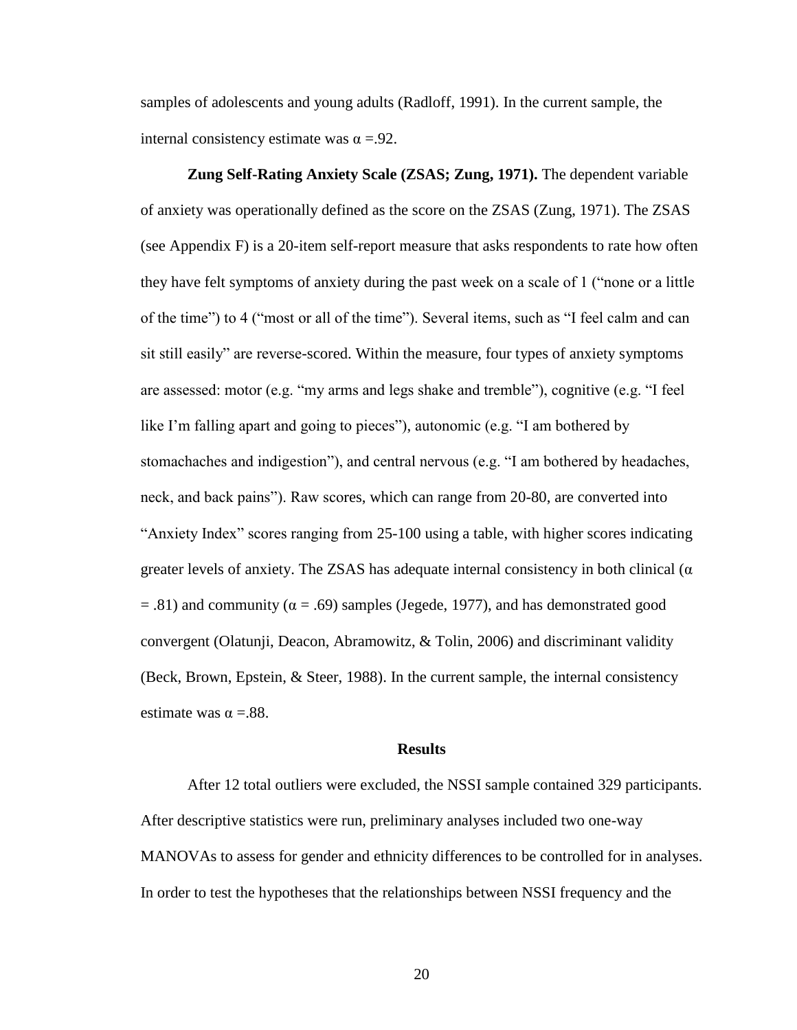samples of adolescents and young adults (Radloff, 1991). In the current sample, the internal consistency estimate was $\alpha$ =.92.

**Zung Self-Rating Anxiety Scale (ZSAS; Zung, 1971).** The dependent variable of anxiety was operationally defined as the score on the ZSAS (Zung, 1971). The ZSAS (see Appendix F) is a 20-item self-report measure that asks respondents to rate how often they have felt symptoms of anxiety during the past week on a scale of 1 ("none or a little of the time") to 4 ("most or all of the time"). Several items, such as "I feel calm and can sit still easily" are reverse-scored. Within the measure, four types of anxiety symptoms are assessed: motor (e.g. "my arms and legs shake and tremble"), cognitive (e.g. "I feel like I'm falling apart and going to pieces"), autonomic (e.g. "I am bothered by stomachaches and indigestion"), and central nervous (e.g. "I am bothered by headaches, neck, and back pains"). Raw scores, which can range from 20-80, are converted into "Anxiety Index" scores ranging from 25-100 using a table, with higher scores indicating greater levels of anxiety. The ZSAS has adequate internal consistency in both clinical ($\alpha$ = .81) and community ($\alpha$ = .69) samples (Jegede, 1977), and has demonstrated good convergent (Olatunji, Deacon, Abramowitz, & Tolin, 2006) and discriminant validity (Beck, Brown, Epstein, & Steer, 1988). In the current sample, the internal consistency estimate was $\alpha$ =.88.

## Results

After 12 total outliers were excluded, the NSSI sample contained 329 participants. After descriptive statistics were run, preliminary analyses included two one-way MANOVAs to assess for gender and ethnicity differences to be controlled for in analyses. In order to test the hypotheses that the relationships between NSSI frequency and the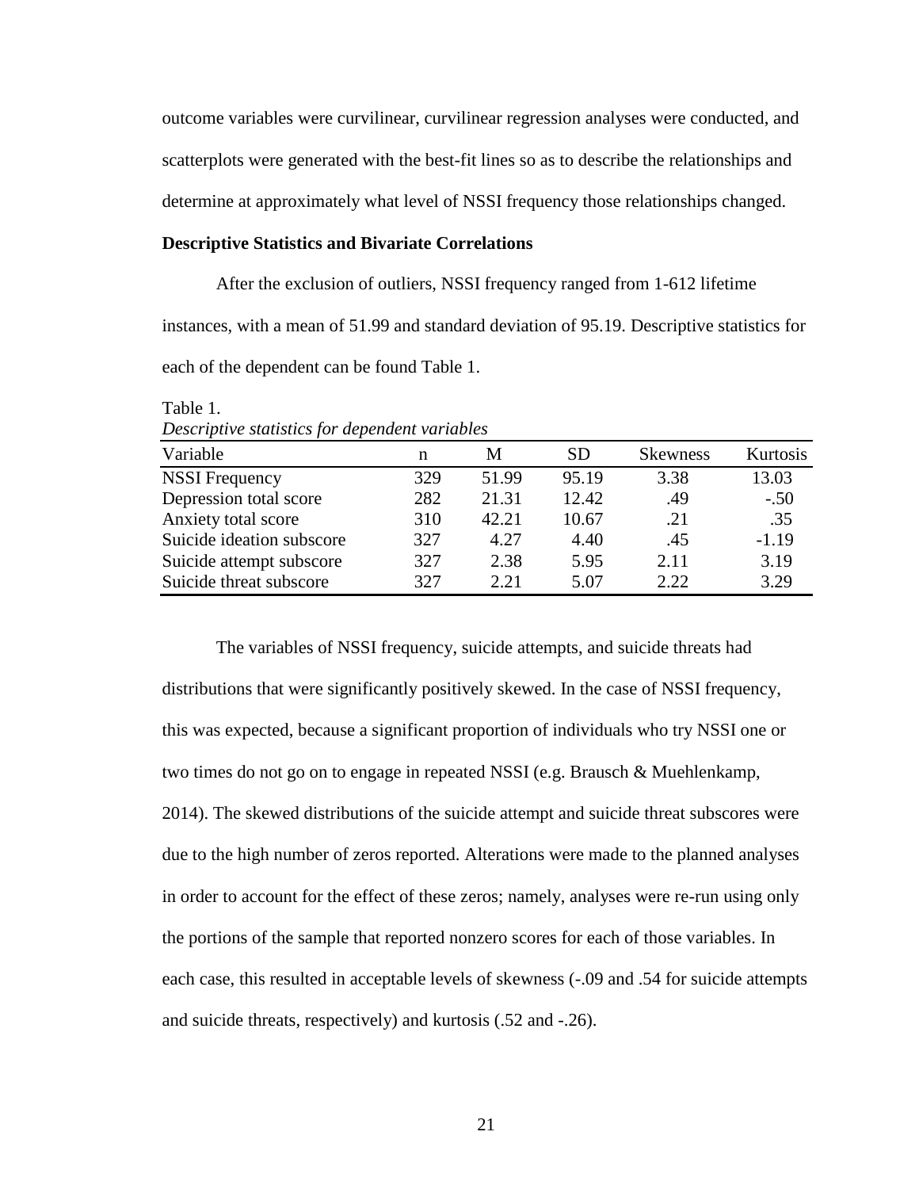outcome variables were curvilinear, curvilinear regression analyses were conducted, and scatterplots were generated with the best-fit lines so as to describe the relationships and determine at approximately what level of NSSI frequency those relationships changed.

**Descriptive Statistics and Bivariate Correlations**

After the exclusion of outliers, NSSI frequency ranged from 1-612 lifetime instances, with a mean of 51.99 and standard deviation of 95.19. Descriptive statistics for each of the dependent can be found Table 1.

Table 1.

*Descriptive statistics for dependent variables*

| Variable | n | M | SD | Skewness | Kurtosis |
|---|---|---|---|---|---|
| NSSI Frequency | 329 | 51.99 | 95.19 | 3.38 | 13.03 |
| Depression total score | 282 | 21.31 | 12.42 | .49 | -.50 |
| Anxiety total score | 310 | 42.21 | 10.67 | .21 | .35 |
| Suicide ideation subscore | 327 | 4.27 | 4.40 | .45 | -1.19 |
| Suicide attempt subscore | 327 | 2.38 | 5.95 | 2.11 | 3.19 |
| Suicide threat subscore | 327 | 2.21 | 5.07 | 2.22 | 3.29 |

The variables of NSSI frequency, suicide attempts, and suicide threats had distributions that were significantly positively skewed. In the case of NSSI frequency, this was expected, because a significant proportion of individuals who try NSSI one or two times do not go on to engage in repeated NSSI (e.g. Brausch & Muehlenkamp, 2014). The skewed distributions of the suicide attempt and suicide threat subscores were due to the high number of zeros reported. Alterations were made to the planned analyses in order to account for the effect of these zeros; namely, analyses were re-run using only the portions of the sample that reported nonzero scores for each of those variables. In each case, this resulted in acceptable levels of skewness (-.09 and .54 for suicide attempts and suicide threats, respectively) and kurtosis (.52 and -.26).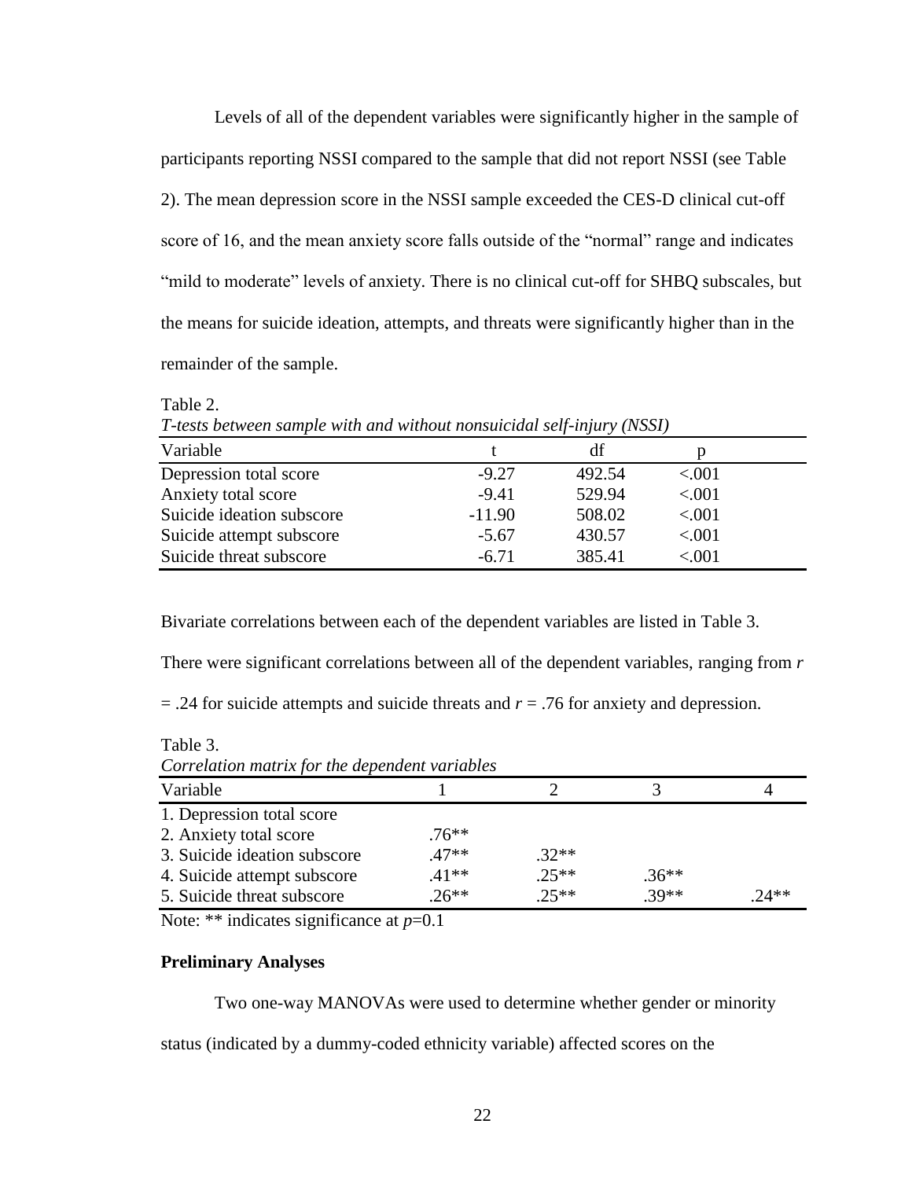Levels of all of the dependent variables were significantly higher in the sample of participants reporting NSSI compared to the sample that did not report NSSI (see Table 2). The mean depression score in the NSSI sample exceeded the CES-D clinical cut-off score of 16, and the mean anxiety score falls outside of the "normal" range and indicates "mild to moderate" levels of anxiety. There is no clinical cut-off for SHBQ subscales, but the means for suicide ideation, attempts, and threats were significantly higher than in the remainder of the sample.

Table 2.
*T-tests between sample with and without nonsuicidal self-injury (NSSI)*

| Variable | t | df | p |
|---|---|---|---|
| Depression total score | -9.27 | 492.54 | <.001 |
| Anxiety total score | -9.41 | 529.94 | <.001 |
| Suicide ideation subscore | -11.90 | 508.02 | <.001 |
| Suicide attempt subscore | -5.67 | 430.57 | <.001 |
| Suicide threat subscore | -6.71 | 385.41 | <.001 |

Bivariate correlations between each of the dependent variables are listed in Table 3. There were significant correlations between all of the dependent variables, ranging from $r = .24$ for suicide attempts and suicide threats and $r = .76$ for anxiety and depression.

Table 3.
*Correlation matrix for the dependent variables*

| Variable | 1 | 2 | 3 | 4 |
|---|---|---|---|---|
| 1. Depression total score | | | | |
| 2. Anxiety total score | .76** | | | |
| 3. Suicide ideation subscore | .47** | .32** | | |
| 4. Suicide attempt subscore | .41** | .25** | .36** | |
| 5. Suicide threat subscore | .26** | .25** | .39** | .24** |

Note: ** indicates significance at $p$=0.1

**Preliminary Analyses**

Two one-way MANOVAs were used to determine whether gender or minority status (indicated by a dummy-coded ethnicity variable) affected scores on the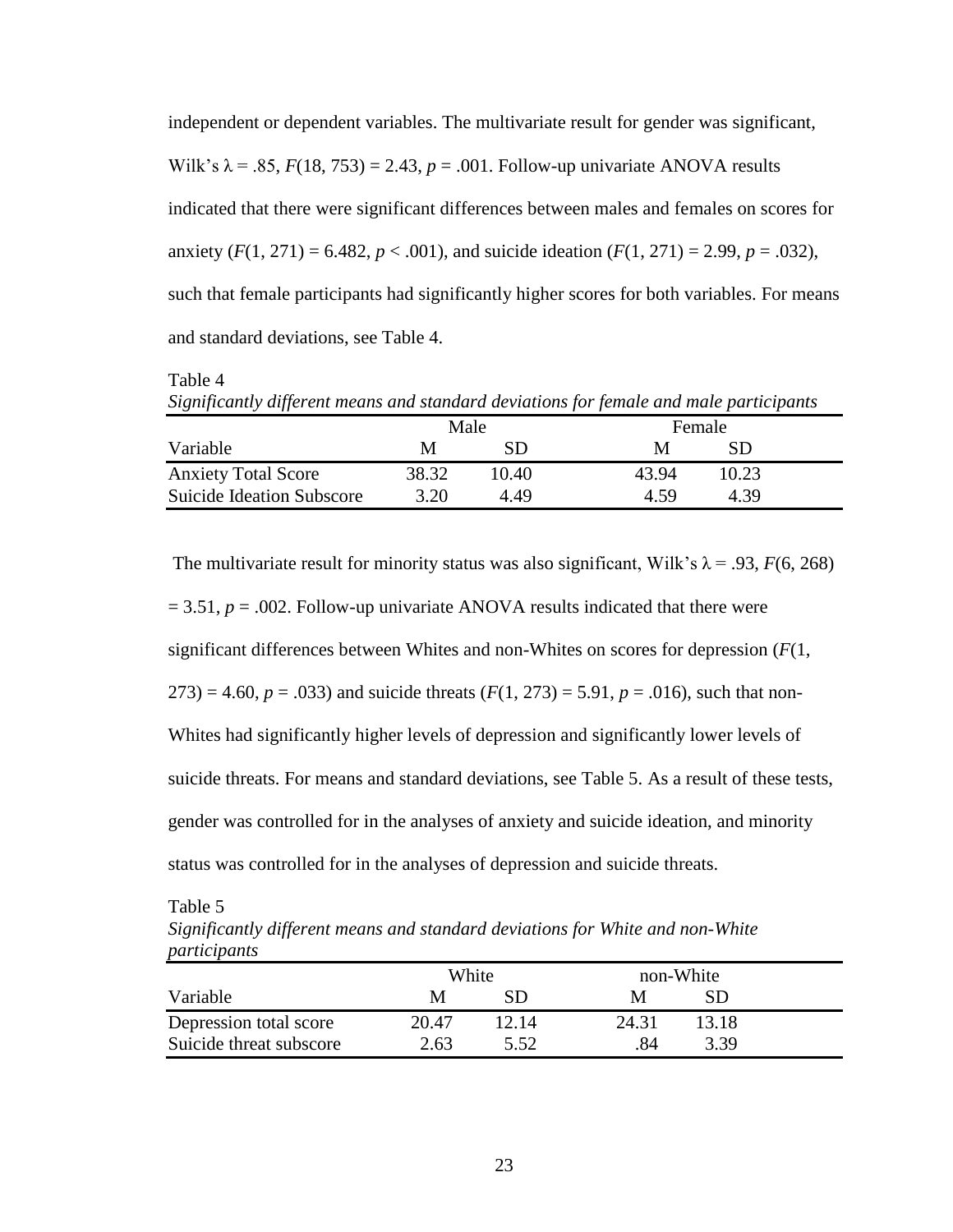independent or dependent variables. The multivariate result for gender was significant, Wilk's $\lambda = .85$, $F(18, 753) = 2.43$, $p = .001$. Follow-up univariate ANOVA results indicated that there were significant differences between males and females on scores for anxiety ($F(1, 271) = 6.482$, $p < .001$), and suicide ideation ($F(1, 271) = 2.99$, $p = .032$), such that female participants had significantly higher scores for both variables. For means and standard deviations, see Table 4.

Table 4

*Significantly different means and standard deviations for female and male participants*

| | Male | | Female | |
|---|---|---|---|---|
| Variable | M | SD | M | SD |
| Anxiety Total Score | 38.32 | 10.40 | 43.94 | 10.23 |
| Suicide Ideation Subscore | 3.20 | 4.49 | 4.59 | 4.39 |

The multivariate result for minority status was also significant, Wilk's $\lambda = .93$, $F(6, 268) = 3.51$, $p = .002$. Follow-up univariate ANOVA results indicated that there were significant differences between Whites and non-Whites on scores for depression ($F(1, 273) = 4.60$, $p = .033$) and suicide threats ($F(1, 273) = 5.91$, $p = .016$), such that non-Whites had significantly higher levels of depression and significantly lower levels of suicide threats. For means and standard deviations, see Table 5. As a result of these tests, gender was controlled for in the analyses of anxiety and suicide ideation, and minority status was controlled for in the analyses of depression and suicide threats.

Table 5

*Significantly different means and standard deviations for White and non-White participants*

| | White | | non-White | |
|---|---|---|---|---|
| Variable | M | SD | M | SD |
| Depression total score | 20.47 | 12.14 | 24.31 | 13.18 |
| Suicide threat subscore | 2.63 | 5.52 | .84 | 3.39 |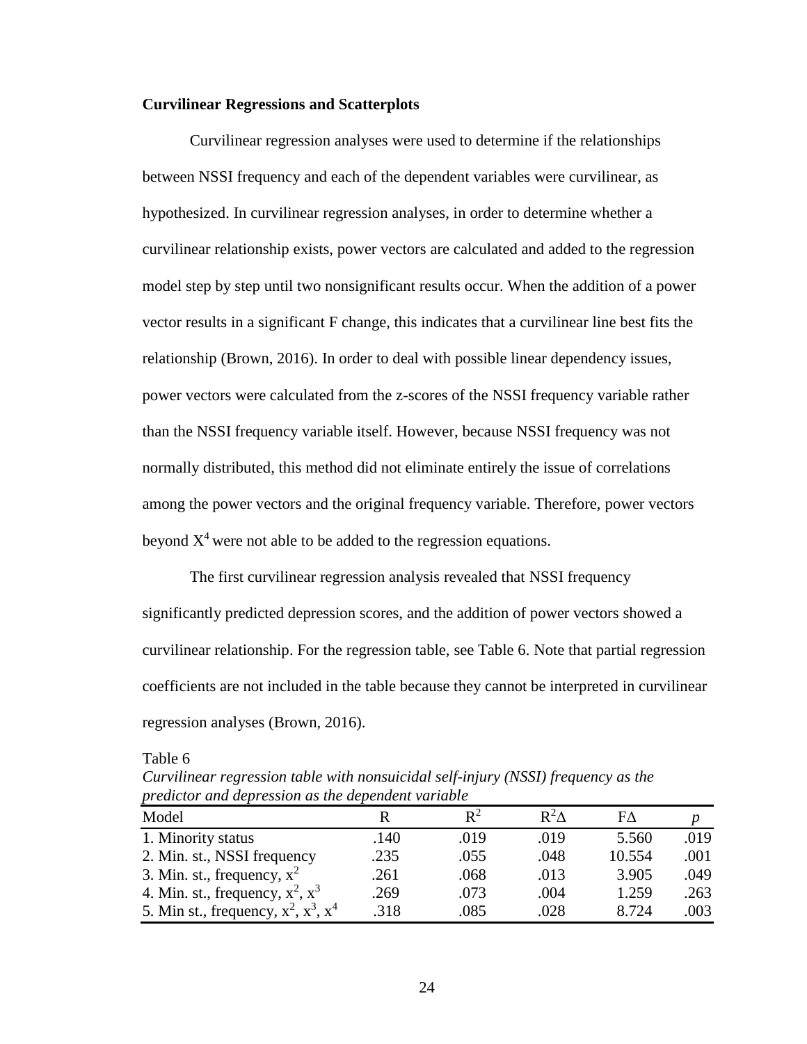**Curvilinear Regressions and Scatterplots**

Curvilinear regression analyses were used to determine if the relationships between NSSI frequency and each of the dependent variables were curvilinear, as hypothesized. In curvilinear regression analyses, in order to determine whether a curvilinear relationship exists, power vectors are calculated and added to the regression model step by step until two nonsignificant results occur. When the addition of a power vector results in a significant F change, this indicates that a curvilinear line best fits the relationship (Brown, 2016). In order to deal with possible linear dependency issues, power vectors were calculated from the z-scores of the NSSI frequency variable rather than the NSSI frequency variable itself. However, because NSSI frequency was not normally distributed, this method did not eliminate entirely the issue of correlations among the power vectors and the original frequency variable. Therefore, power vectors beyond $X^4$ were not able to be added to the regression equations.

The first curvilinear regression analysis revealed that NSSI frequency significantly predicted depression scores, and the addition of power vectors showed a curvilinear relationship. For the regression table, see Table 6. Note that partial regression coefficients are not included in the table because they cannot be interpreted in curvilinear regression analyses (Brown, 2016).

Table 6

*Curvilinear regression table with nonsuicidal self-injury (NSSI) frequency as the predictor and depression as the dependent variable*

| Model | R | $R^2$ | $R^2\Delta$ | $F\Delta$ | *p* |
|---|---|---|---|---|---|
| 1. Minority status | .140 | .019 | .019 | 5.560 | .019 |
| 2. Min. st., NSSI frequency | .235 | .055 | .048 | 10.554 | .001 |
| 3. Min. st., frequency, $x^2$ | .261 | .068 | .013 | 3.905 | .049 |
| 4. Min. st., frequency, $x^2$, $x^3$ | .269 | .073 | .004 | 1.259 | .263 |
| 5. Min st., frequency, $x^2$, $x^3$, $x^4$ | .318 | .085 | .028 | 8.724 | .003 |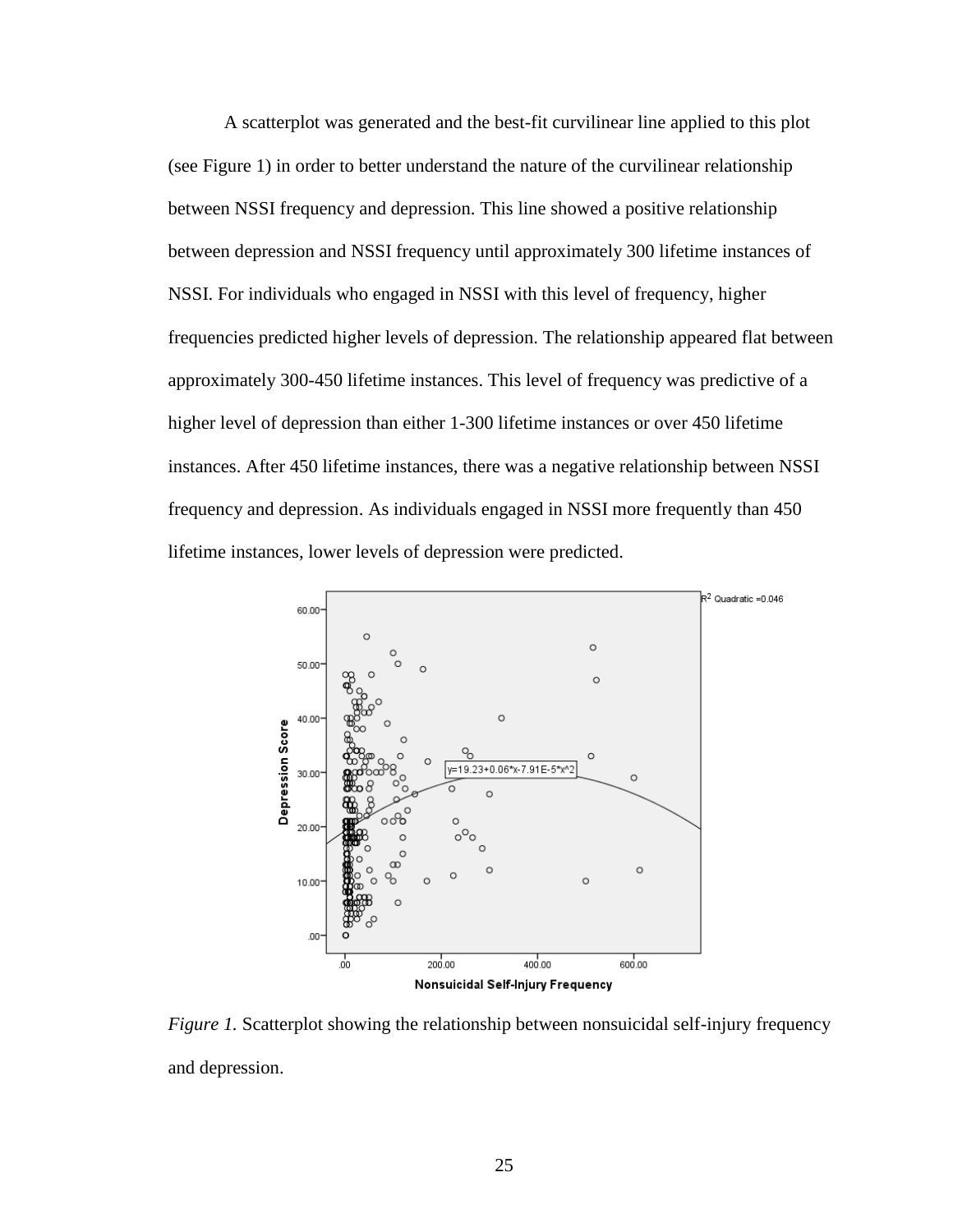A scatterplot was generated and the best-fit curvilinear line applied to this plot (see Figure 1) in order to better understand the nature of the curvilinear relationship between NSSI frequency and depression. This line showed a positive relationship between depression and NSSI frequency until approximately 300 lifetime instances of NSSI. For individuals who engaged in NSSI with this level of frequency, higher frequencies predicted higher levels of depression. The relationship appeared flat between approximately 300-450 lifetime instances. This level of frequency was predictive of a higher level of depression than either 1-300 lifetime instances or over 450 lifetime instances. After 450 lifetime instances, there was a negative relationship between NSSI frequency and depression. As individuals engaged in NSSI more frequently than 450 lifetime instances, lower levels of depression were predicted.

*Figure 1.* Scatterplot showing the relationship between nonsuicidal self-injury frequency and depression.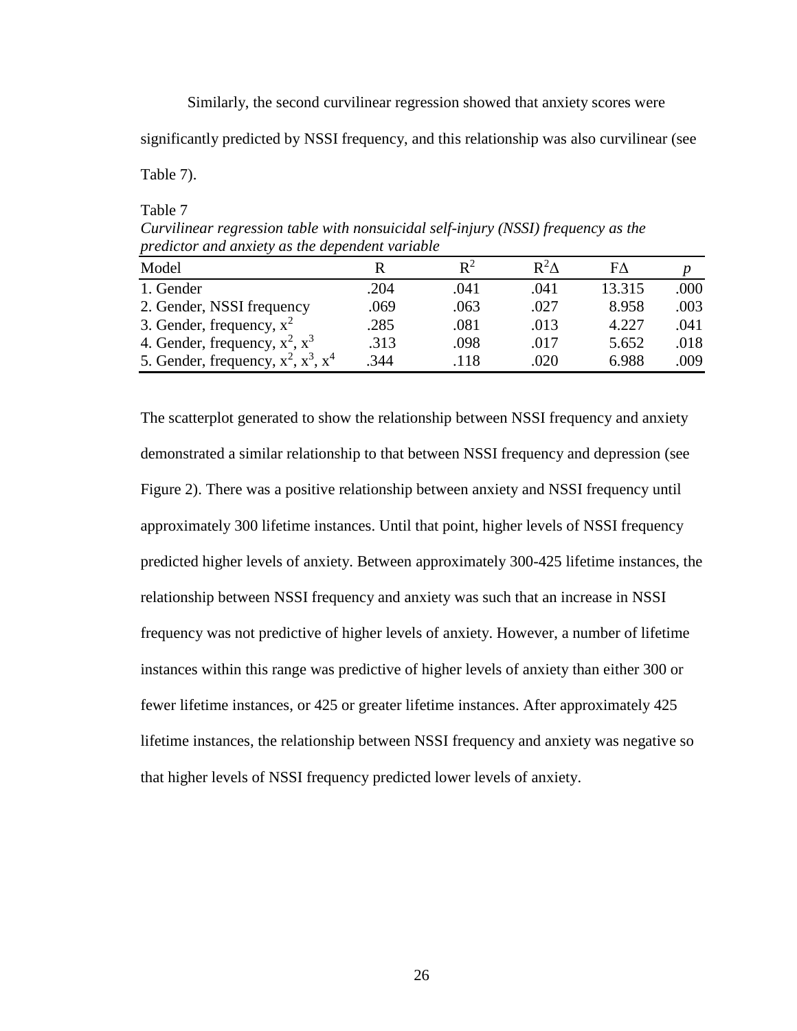Similarly, the second curvilinear regression showed that anxiety scores were significantly predicted by NSSI frequency, and this relationship was also curvilinear (see Table 7).

Table 7

*Curvilinear regression table with nonsuicidal self-injury (NSSI) frequency as the predictor and anxiety as the dependent variable*

| Model | R | $R^2$ | $R^2\Delta$ | $F\Delta$ | *p* |
|---|---|---|---|---|---|
| 1. Gender | .204 | .041 | .041 | 13.315 | .000 |
| 2. Gender, NSSI frequency | .069 | .063 | .027 | 8.958 | .003 |
| 3. Gender, frequency, $x^2$ | .285 | .081 | .013 | 4.227 | .041 |
| 4. Gender, frequency, $x^2$, $x^3$ | .313 | .098 | .017 | 5.652 | .018 |
| 5. Gender, frequency, $x^2$, $x^3$, $x^4$ | .344 | .118 | .020 | 6.988 | .009 |

The scatterplot generated to show the relationship between NSSI frequency and anxiety demonstrated a similar relationship to that between NSSI frequency and depression (see Figure 2). There was a positive relationship between anxiety and NSSI frequency until approximately 300 lifetime instances. Until that point, higher levels of NSSI frequency predicted higher levels of anxiety. Between approximately 300-425 lifetime instances, the relationship between NSSI frequency and anxiety was such that an increase in NSSI frequency was not predictive of higher levels of anxiety. However, a number of lifetime instances within this range was predictive of higher levels of anxiety than either 300 or fewer lifetime instances, or 425 or greater lifetime instances. After approximately 425 lifetime instances, the relationship between NSSI frequency and anxiety was negative so that higher levels of NSSI frequency predicted lower levels of anxiety.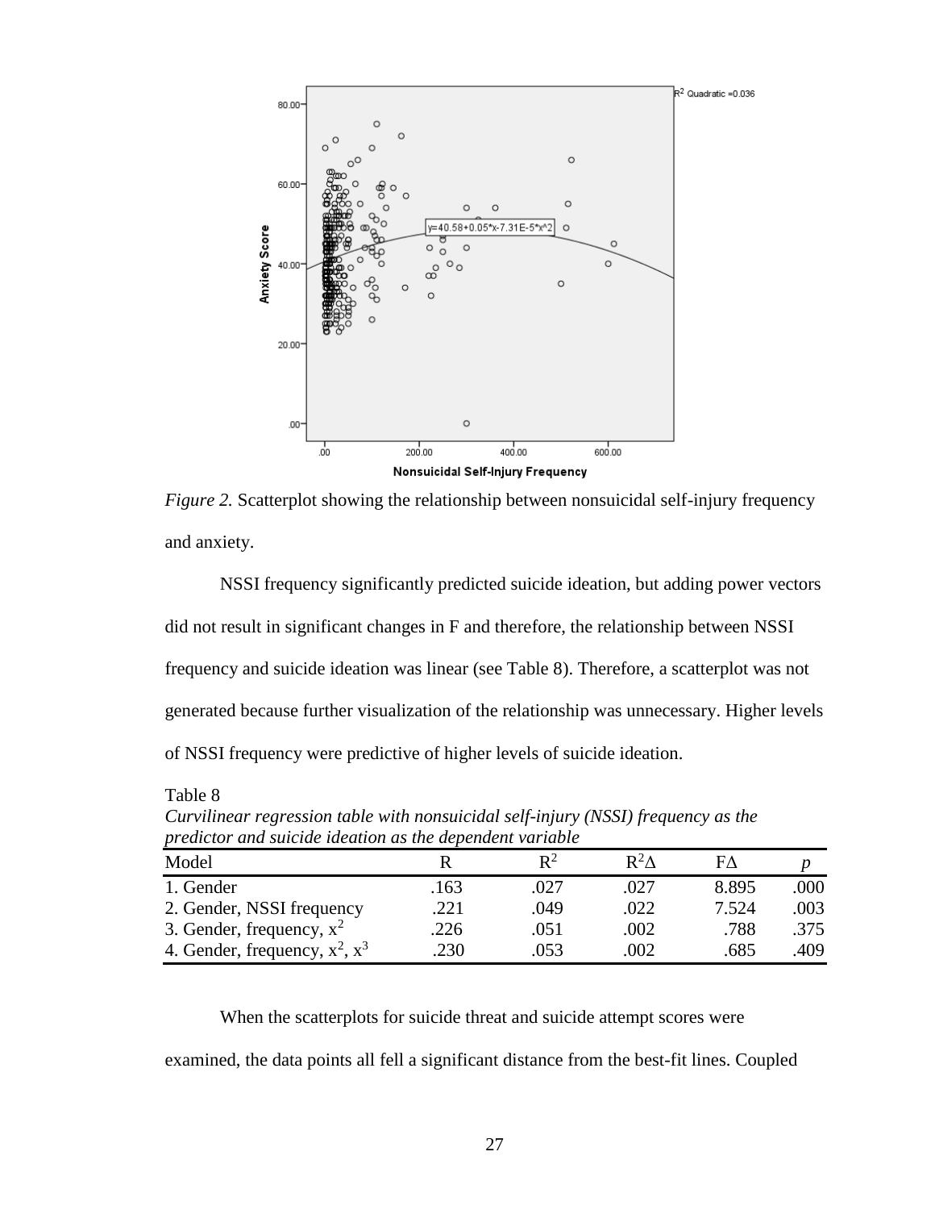*Figure 2.* Scatterplot showing the relationship between nonsuicidal self-injury frequency and anxiety.

NSSI frequency significantly predicted suicide ideation, but adding power vectors did not result in significant changes in F and therefore, the relationship between NSSI frequency and suicide ideation was linear (see Table 8). Therefore, a scatterplot was not generated because further visualization of the relationship was unnecessary. Higher levels of NSSI frequency were predictive of higher levels of suicide ideation.

Table 8
*Curvilinear regression table with nonsuicidal self-injury (NSSI) frequency as the predictor and suicide ideation as the dependent variable*

| Model | R | $R^2$ | $R^2\Delta$ | $F\Delta$ | *p* |
|---|---|---|---|---|---|
| 1. Gender | .163 | .027 | .027 | 8.895 | .000 |
| 2. Gender, NSSI frequency | .221 | .049 | .022 | 7.524 | .003 |
| 3. Gender, frequency, $x^2$ | .226 | .051 | .002 | .788 | .375 |
| 4. Gender, frequency, $x^2$, $x^3$ | .230 | .053 | .002 | .685 | .409 |

When the scatterplots for suicide threat and suicide attempt scores were examined, the data points all fell a significant distance from the best-fit lines. Coupled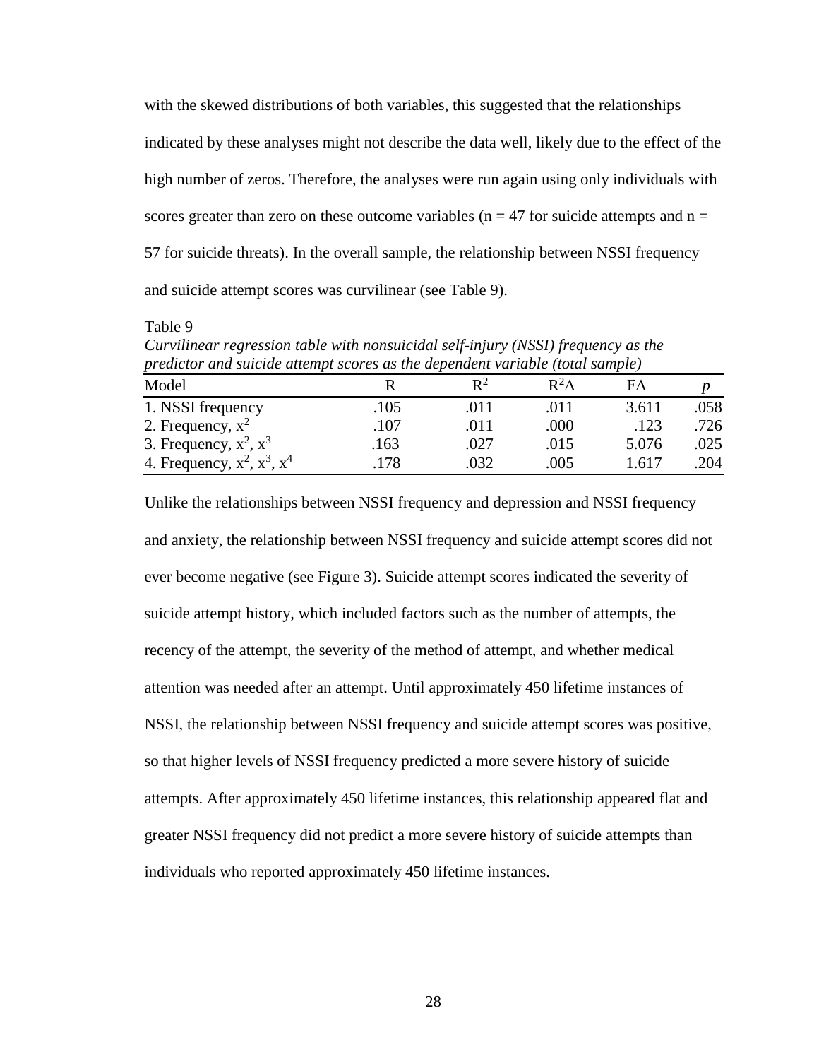with the skewed distributions of both variables, this suggested that the relationships indicated by these analyses might not describe the data well, likely due to the effect of the high number of zeros. Therefore, the analyses were run again using only individuals with scores greater than zero on these outcome variables (n = 47 for suicide attempts and n = 57 for suicide threats). In the overall sample, the relationship between NSSI frequency and suicide attempt scores was curvilinear (see Table 9).

Table 9

*Curvilinear regression table with nonsuicidal self-injury (NSSI) frequency as the predictor and suicide attempt scores as the dependent variable (total sample)*

| Model | R | $R^2$ | $R^2\Delta$ | $F\Delta$ | *p* |
|---|---|---|---|---|---|
| 1. NSSI frequency | .105 | .011 | .011 | 3.611 | .058 |
| 2. Frequency, $x^2$ | .107 | .011 | .000 | .123 | .726 |
| 3. Frequency, $x^2$, $x^3$ | .163 | .027 | .015 | 5.076 | .025 |
| 4. Frequency, $x^2$, $x^3$, $x^4$ | .178 | .032 | .005 | 1.617 | .204 |

Unlike the relationships between NSSI frequency and depression and NSSI frequency and anxiety, the relationship between NSSI frequency and suicide attempt scores did not ever become negative (see Figure 3). Suicide attempt scores indicated the severity of suicide attempt history, which included factors such as the number of attempts, the recency of the attempt, the severity of the method of attempt, and whether medical attention was needed after an attempt. Until approximately 450 lifetime instances of NSSI, the relationship between NSSI frequency and suicide attempt scores was positive, so that higher levels of NSSI frequency predicted a more severe history of suicide attempts. After approximately 450 lifetime instances, this relationship appeared flat and greater NSSI frequency did not predict a more severe history of suicide attempts than individuals who reported approximately 450 lifetime instances.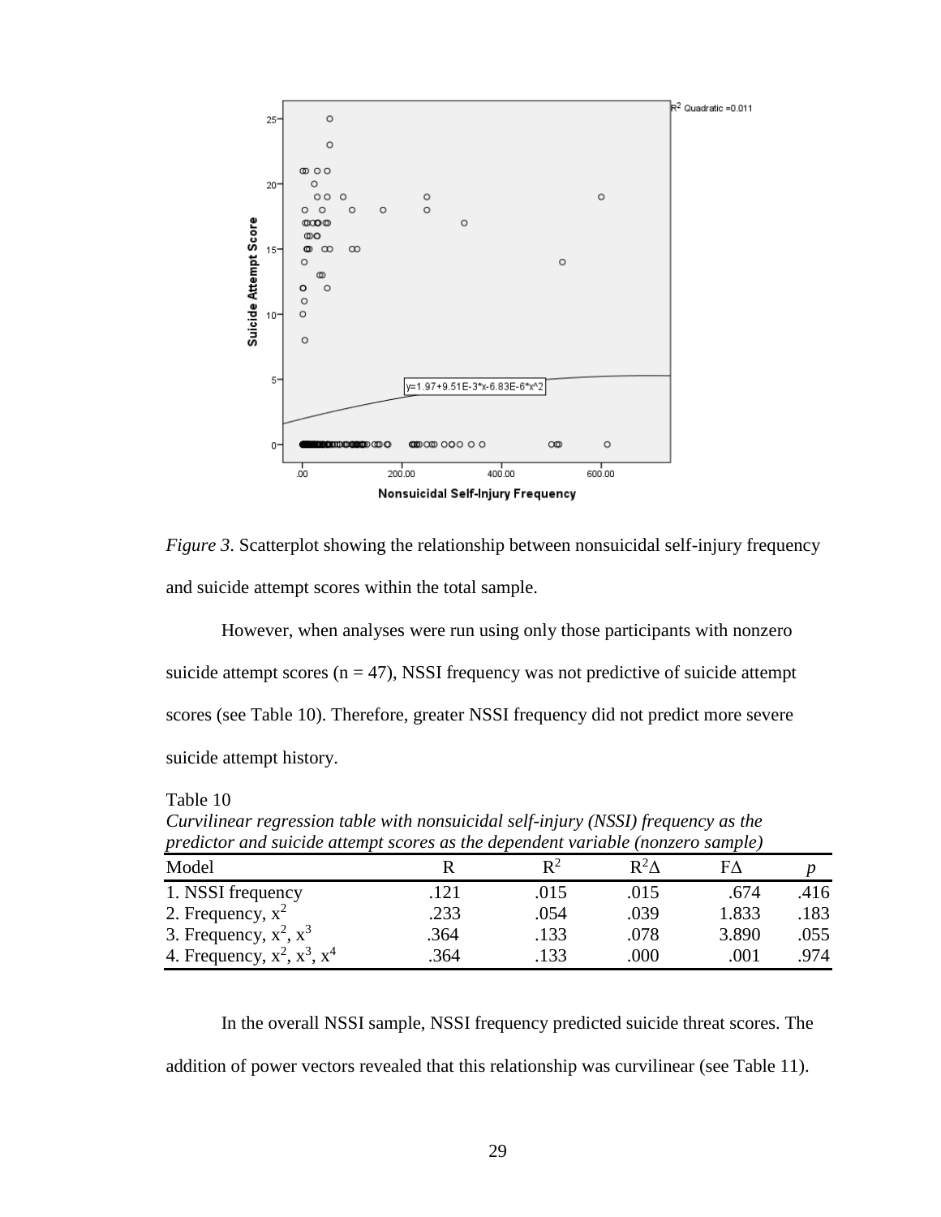*Figure 3*. Scatterplot showing the relationship between nonsuicidal self-injury frequency and suicide attempt scores within the total sample.

However, when analyses were run using only those participants with nonzero suicide attempt scores (n = 47), NSSI frequency was not predictive of suicide attempt scores (see Table 10). Therefore, greater NSSI frequency did not predict more severe suicide attempt history.

Table 10
*Curvilinear regression table with nonsuicidal self-injury (NSSI) frequency as the predictor and suicide attempt scores as the dependent variable (nonzero sample)*

| Model | R | $R^2$ | $R^2\Delta$ | $F\Delta$ | *p* |
|---|---|---|---|---|---|
| 1. NSSI frequency | .121 | .015 | .015 | .674 | .416 |
| 2. Frequency, $x^2$ | .233 | .054 | .039 | 1.833 | .183 |
| 3. Frequency, $x^2$, $x^3$ | .364 | .133 | .078 | 3.890 | .055 |
| 4. Frequency, $x^2$, $x^3$, $x^4$ | .364 | .133 | .000 | .001 | .974 |

In the overall NSSI sample, NSSI frequency predicted suicide threat scores. The addition of power vectors revealed that this relationship was curvilinear (see Table 11).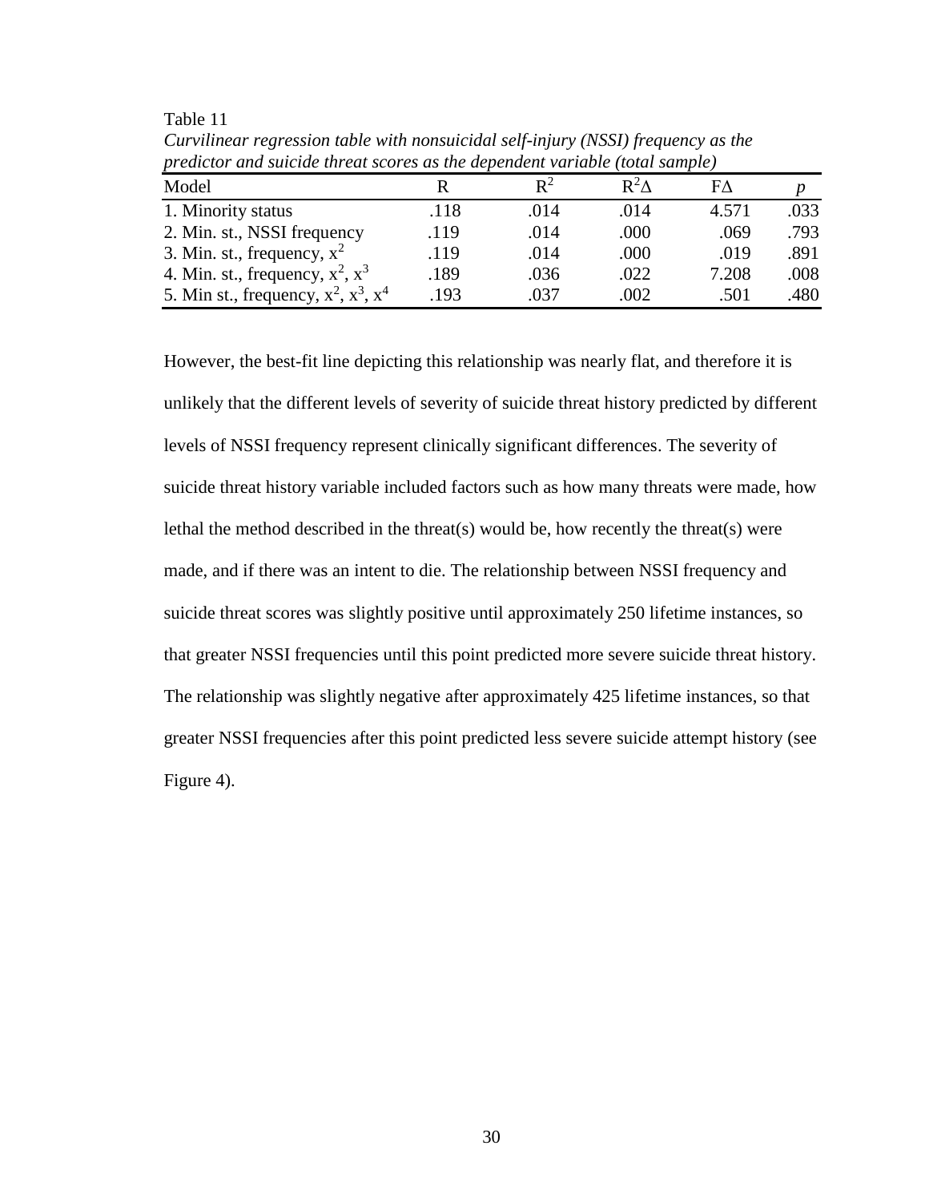Table 11

*Curvilinear regression table with nonsuicidal self-injury (NSSI) frequency as the predictor and suicide threat scores as the dependent variable (total sample)*

| Model | R | $R^2$ | $R^2\Delta$ | $F\Delta$ | *p* |
|---|---|---|---|---|---|
| 1. Minority status | .118 | .014 | .014 | 4.571 | .033 |
| 2. Min. st., NSSI frequency | .119 | .014 | .000 | .069 | .793 |
| 3. Min. st., frequency, $x^2$ | .119 | .014 | .000 | .019 | .891 |
| 4. Min. st., frequency, $x^2$, $x^3$ | .189 | .036 | .022 | 7.208 | .008 |
| 5. Min st., frequency, $x^2$, $x^3$, $x^4$ | .193 | .037 | .002 | .501 | .480 |

However, the best-fit line depicting this relationship was nearly flat, and therefore it is unlikely that the different levels of severity of suicide threat history predicted by different levels of NSSI frequency represent clinically significant differences. The severity of suicide threat history variable included factors such as how many threats were made, how lethal the method described in the threat(s) would be, how recently the threat(s) were made, and if there was an intent to die. The relationship between NSSI frequency and suicide threat scores was slightly positive until approximately 250 lifetime instances, so that greater NSSI frequencies until this point predicted more severe suicide threat history. The relationship was slightly negative after approximately 425 lifetime instances, so that greater NSSI frequencies after this point predicted less severe suicide attempt history (see Figure 4).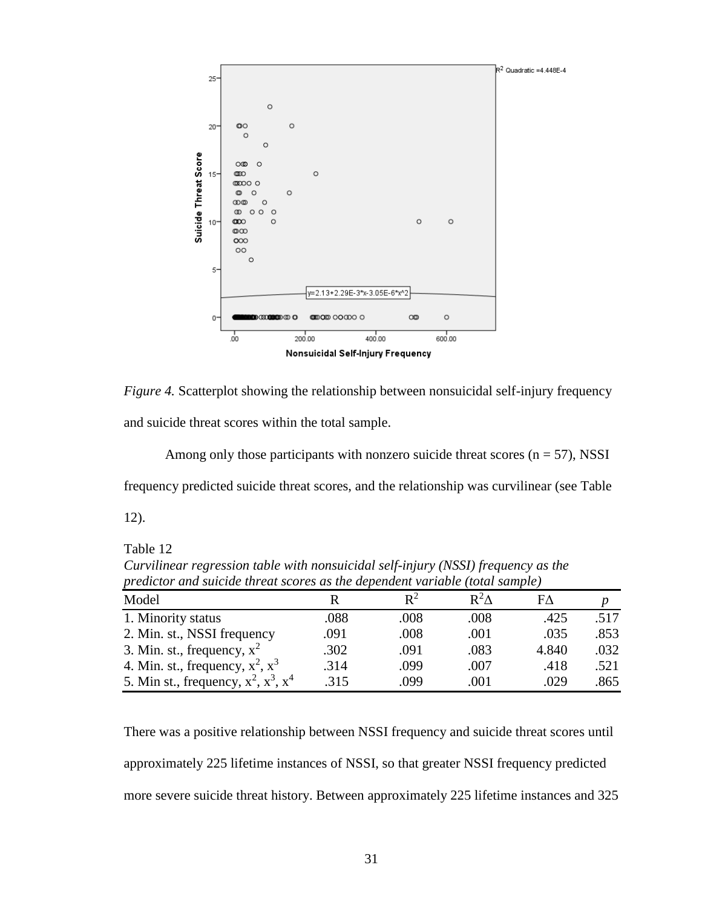*Figure 4.* Scatterplot showing the relationship between nonsuicidal self-injury frequency and suicide threat scores within the total sample.

Among only those participants with nonzero suicide threat scores (n = 57), NSSI frequency predicted suicide threat scores, and the relationship was curvilinear (see Table 12).

Table 12

*Curvilinear regression table with nonsuicidal self-injury (NSSI) frequency as the predictor and suicide threat scores as the dependent variable (total sample)*

| Model | R | $R^2$ | $R^2\Delta$ | F$\Delta$ | *p* |
|---|---|---|---|---|---|
| 1. Minority status | .088 | .008 | .008 | .425 | .517 |
| 2. Min. st., NSSI frequency | .091 | .008 | .001 | .035 | .853 |
| 3. Min. st., frequency, $x^2$ | .302 | .091 | .083 | 4.840 | .032 |
| 4. Min. st., frequency, $x^2$, $x^3$ | .314 | .099 | .007 | .418 | .521 |
| 5. Min st., frequency, $x^2$, $x^3$, $x^4$ | .315 | .099 | .001 | .029 | .865 |

There was a positive relationship between NSSI frequency and suicide threat scores until approximately 225 lifetime instances of NSSI, so that greater NSSI frequency predicted more severe suicide threat history. Between approximately 225 lifetime instances and 325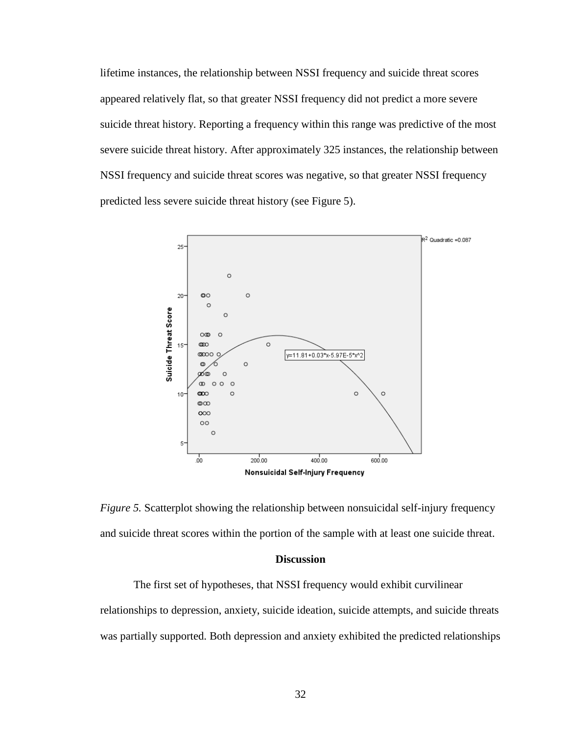lifetime instances, the relationship between NSSI frequency and suicide threat scores appeared relatively flat, so that greater NSSI frequency did not predict a more severe suicide threat history. Reporting a frequency within this range was predictive of the most severe suicide threat history. After approximately 325 instances, the relationship between NSSI frequency and suicide threat scores was negative, so that greater NSSI frequency predicted less severe suicide threat history (see Figure 5).

*Figure 5.* Scatterplot showing the relationship between nonsuicidal self-injury frequency and suicide threat scores within the portion of the sample with at least one suicide threat.

## Discussion

The first set of hypotheses, that NSSI frequency would exhibit curvilinear relationships to depression, anxiety, suicide ideation, suicide attempts, and suicide threats was partially supported. Both depression and anxiety exhibited the predicted relationships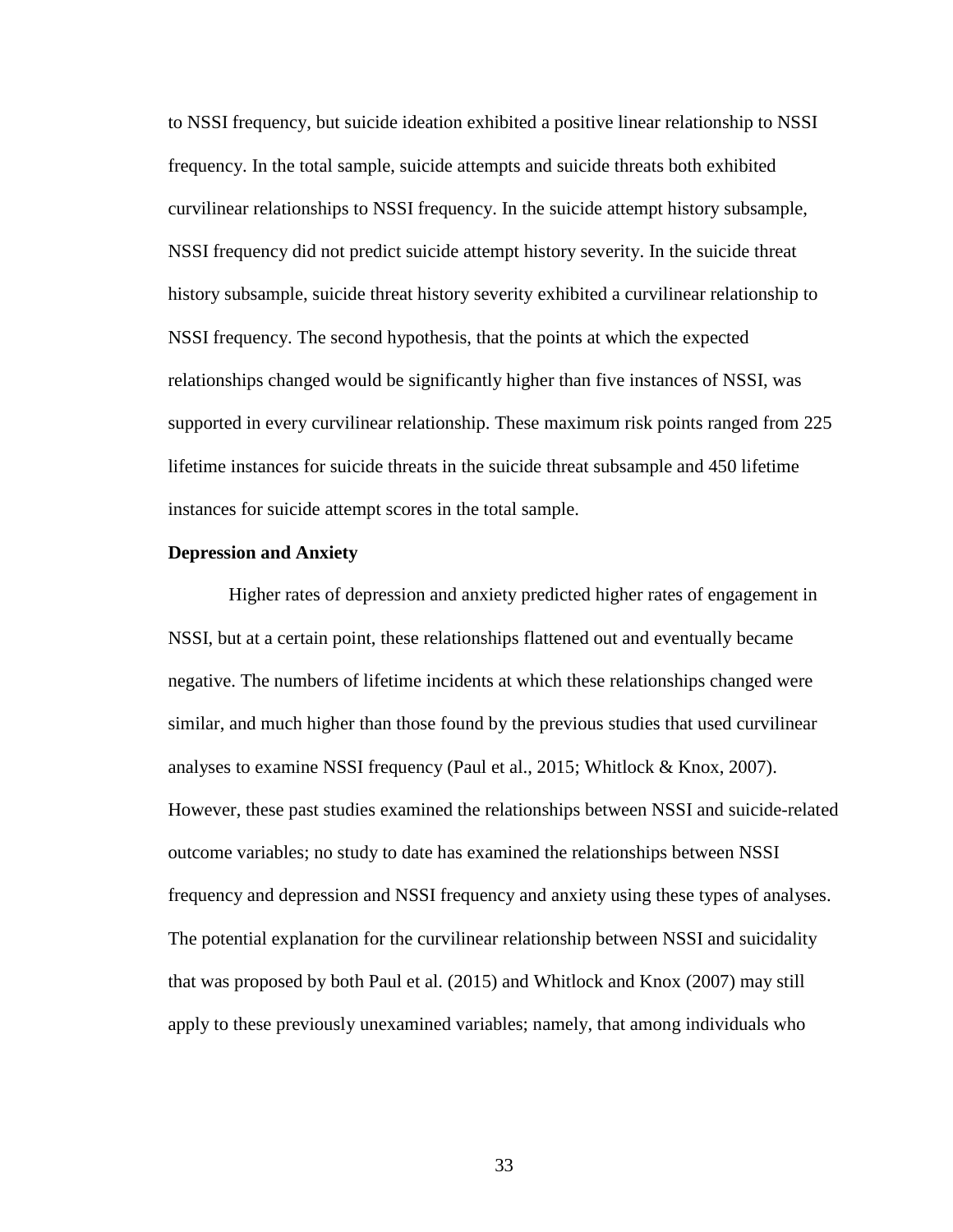to NSSI frequency, but suicide ideation exhibited a positive linear relationship to NSSI frequency. In the total sample, suicide attempts and suicide threats both exhibited curvilinear relationships to NSSI frequency. In the suicide attempt history subsample, NSSI frequency did not predict suicide attempt history severity. In the suicide threat history subsample, suicide threat history severity exhibited a curvilinear relationship to NSSI frequency. The second hypothesis, that the points at which the expected relationships changed would be significantly higher than five instances of NSSI, was supported in every curvilinear relationship. These maximum risk points ranged from 225 lifetime instances for suicide threats in the suicide threat subsample and 450 lifetime instances for suicide attempt scores in the total sample.

**Depression and Anxiety**

Higher rates of depression and anxiety predicted higher rates of engagement in NSSI, but at a certain point, these relationships flattened out and eventually became negative. The numbers of lifetime incidents at which these relationships changed were similar, and much higher than those found by the previous studies that used curvilinear analyses to examine NSSI frequency (Paul et al., 2015; Whitlock & Knox, 2007). However, these past studies examined the relationships between NSSI and suicide-related outcome variables; no study to date has examined the relationships between NSSI frequency and depression and NSSI frequency and anxiety using these types of analyses. The potential explanation for the curvilinear relationship between NSSI and suicidality that was proposed by both Paul et al. (2015) and Whitlock and Knox (2007) may still apply to these previously unexamined variables; namely, that among individuals who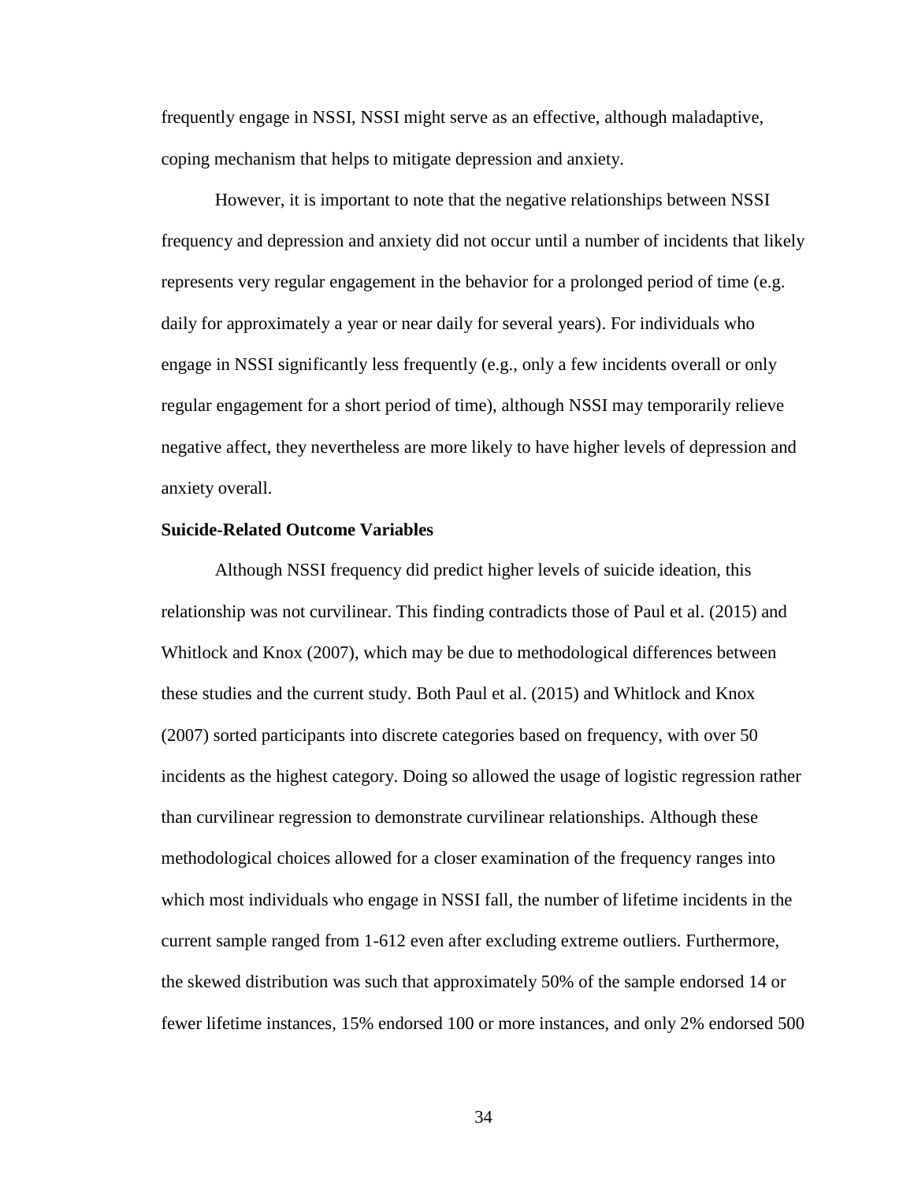frequently engage in NSSI, NSSI might serve as an effective, although maladaptive, coping mechanism that helps to mitigate depression and anxiety.

However, it is important to note that the negative relationships between NSSI frequency and depression and anxiety did not occur until a number of incidents that likely represents very regular engagement in the behavior for a prolonged period of time (e.g. daily for approximately a year or near daily for several years). For individuals who engage in NSSI significantly less frequently (e.g., only a few incidents overall or only regular engagement for a short period of time), although NSSI may temporarily relieve negative affect, they nevertheless are more likely to have higher levels of depression and anxiety overall.

**Suicide-Related Outcome Variables**

Although NSSI frequency did predict higher levels of suicide ideation, this relationship was not curvilinear. This finding contradicts those of Paul et al. (2015) and Whitlock and Knox (2007), which may be due to methodological differences between these studies and the current study. Both Paul et al. (2015) and Whitlock and Knox (2007) sorted participants into discrete categories based on frequency, with over 50 incidents as the highest category. Doing so allowed the usage of logistic regression rather than curvilinear regression to demonstrate curvilinear relationships. Although these methodological choices allowed for a closer examination of the frequency ranges into which most individuals who engage in NSSI fall, the number of lifetime incidents in the current sample ranged from 1-612 even after excluding extreme outliers. Furthermore, the skewed distribution was such that approximately 50% of the sample endorsed 14 or fewer lifetime instances, 15% endorsed 100 or more instances, and only 2% endorsed 500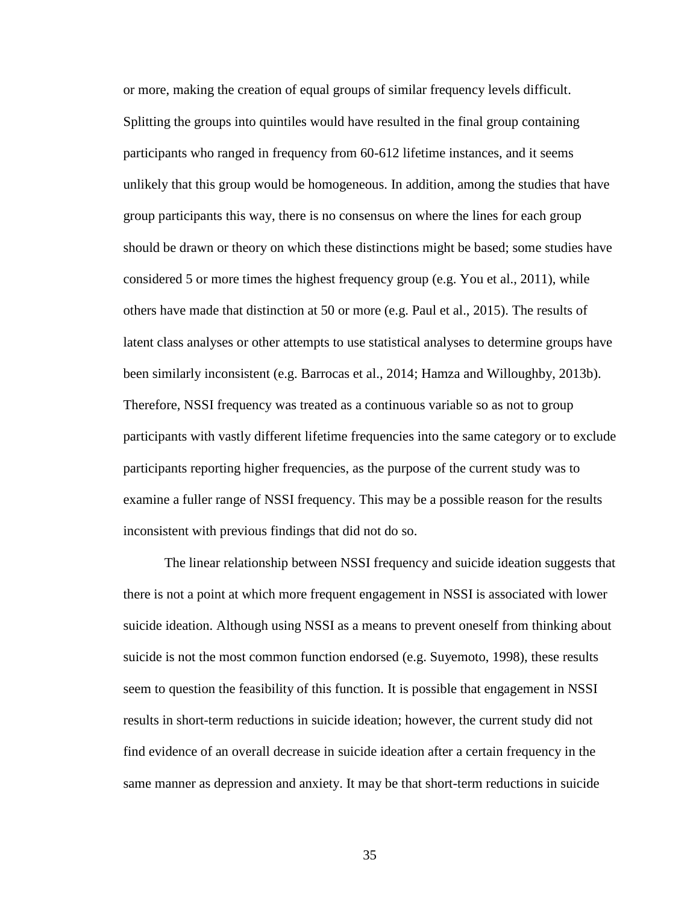or more, making the creation of equal groups of similar frequency levels difficult. Splitting the groups into quintiles would have resulted in the final group containing participants who ranged in frequency from 60-612 lifetime instances, and it seems unlikely that this group would be homogeneous. In addition, among the studies that have group participants this way, there is no consensus on where the lines for each group should be drawn or theory on which these distinctions might be based; some studies have considered 5 or more times the highest frequency group (e.g. You et al., 2011), while others have made that distinction at 50 or more (e.g. Paul et al., 2015). The results of latent class analyses or other attempts to use statistical analyses to determine groups have been similarly inconsistent (e.g. Barrocas et al., 2014; Hamza and Willoughby, 2013b). Therefore, NSSI frequency was treated as a continuous variable so as not to group participants with vastly different lifetime frequencies into the same category or to exclude participants reporting higher frequencies, as the purpose of the current study was to examine a fuller range of NSSI frequency. This may be a possible reason for the results inconsistent with previous findings that did not do so.

The linear relationship between NSSI frequency and suicide ideation suggests that there is not a point at which more frequent engagement in NSSI is associated with lower suicide ideation. Although using NSSI as a means to prevent oneself from thinking about suicide is not the most common function endorsed (e.g. Suyemoto, 1998), these results seem to question the feasibility of this function. It is possible that engagement in NSSI results in short-term reductions in suicide ideation; however, the current study did not find evidence of an overall decrease in suicide ideation after a certain frequency in the same manner as depression and anxiety. It may be that short-term reductions in suicide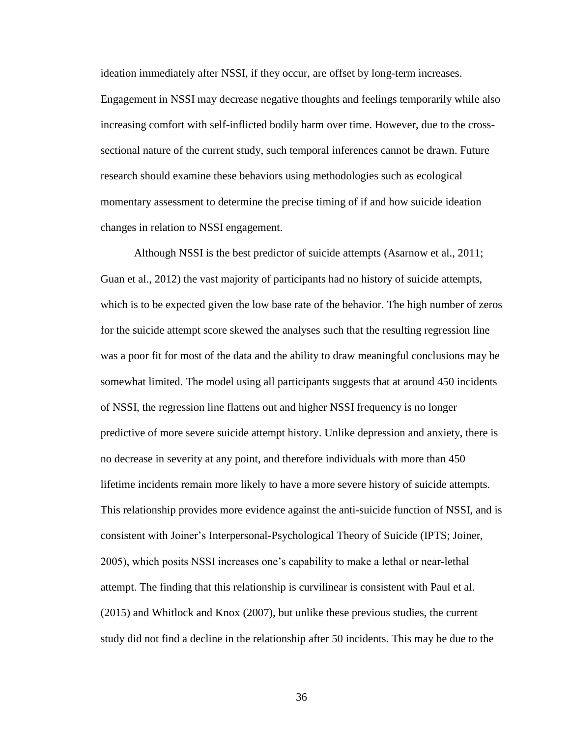ideation immediately after NSSI, if they occur, are offset by long-term increases. Engagement in NSSI may decrease negative thoughts and feelings temporarily while also increasing comfort with self-inflicted bodily harm over time. However, due to the cross-sectional nature of the current study, such temporal inferences cannot be drawn. Future research should examine these behaviors using methodologies such as ecological momentary assessment to determine the precise timing of if and how suicide ideation changes in relation to NSSI engagement.

Although NSSI is the best predictor of suicide attempts (Asarnow et al., 2011; Guan et al., 2012) the vast majority of participants had no history of suicide attempts, which is to be expected given the low base rate of the behavior. The high number of zeros for the suicide attempt score skewed the analyses such that the resulting regression line was a poor fit for most of the data and the ability to draw meaningful conclusions may be somewhat limited. The model using all participants suggests that at around 450 incidents of NSSI, the regression line flattens out and higher NSSI frequency is no longer predictive of more severe suicide attempt history. Unlike depression and anxiety, there is no decrease in severity at any point, and therefore individuals with more than 450 lifetime incidents remain more likely to have a more severe history of suicide attempts. This relationship provides more evidence against the anti-suicide function of NSSI, and is consistent with Joiner's Interpersonal-Psychological Theory of Suicide (IPTS; Joiner, 2005), which posits NSSI increases one's capability to make a lethal or near-lethal attempt. The finding that this relationship is curvilinear is consistent with Paul et al. (2015) and Whitlock and Knox (2007), but unlike these previous studies, the current study did not find a decline in the relationship after 50 incidents. This may be due to the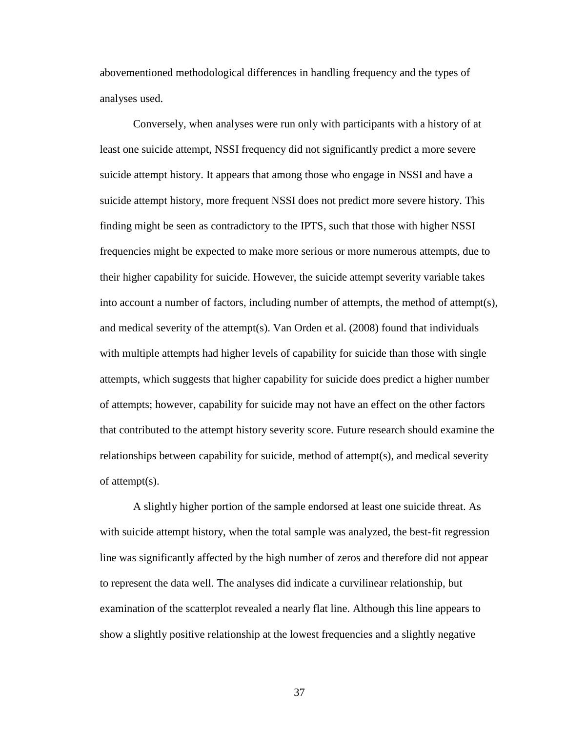abovementioned methodological differences in handling frequency and the types of analyses used.

Conversely, when analyses were run only with participants with a history of at least one suicide attempt, NSSI frequency did not significantly predict a more severe suicide attempt history. It appears that among those who engage in NSSI and have a suicide attempt history, more frequent NSSI does not predict more severe history. This finding might be seen as contradictory to the IPTS, such that those with higher NSSI frequencies might be expected to make more serious or more numerous attempts, due to their higher capability for suicide. However, the suicide attempt severity variable takes into account a number of factors, including number of attempts, the method of attempt(s), and medical severity of the attempt(s). Van Orden et al. (2008) found that individuals with multiple attempts had higher levels of capability for suicide than those with single attempts, which suggests that higher capability for suicide does predict a higher number of attempts; however, capability for suicide may not have an effect on the other factors that contributed to the attempt history severity score. Future research should examine the relationships between capability for suicide, method of attempt(s), and medical severity of attempt(s).

A slightly higher portion of the sample endorsed at least one suicide threat. As with suicide attempt history, when the total sample was analyzed, the best-fit regression line was significantly affected by the high number of zeros and therefore did not appear to represent the data well. The analyses did indicate a curvilinear relationship, but examination of the scatterplot revealed a nearly flat line. Although this line appears to show a slightly positive relationship at the lowest frequencies and a slightly negative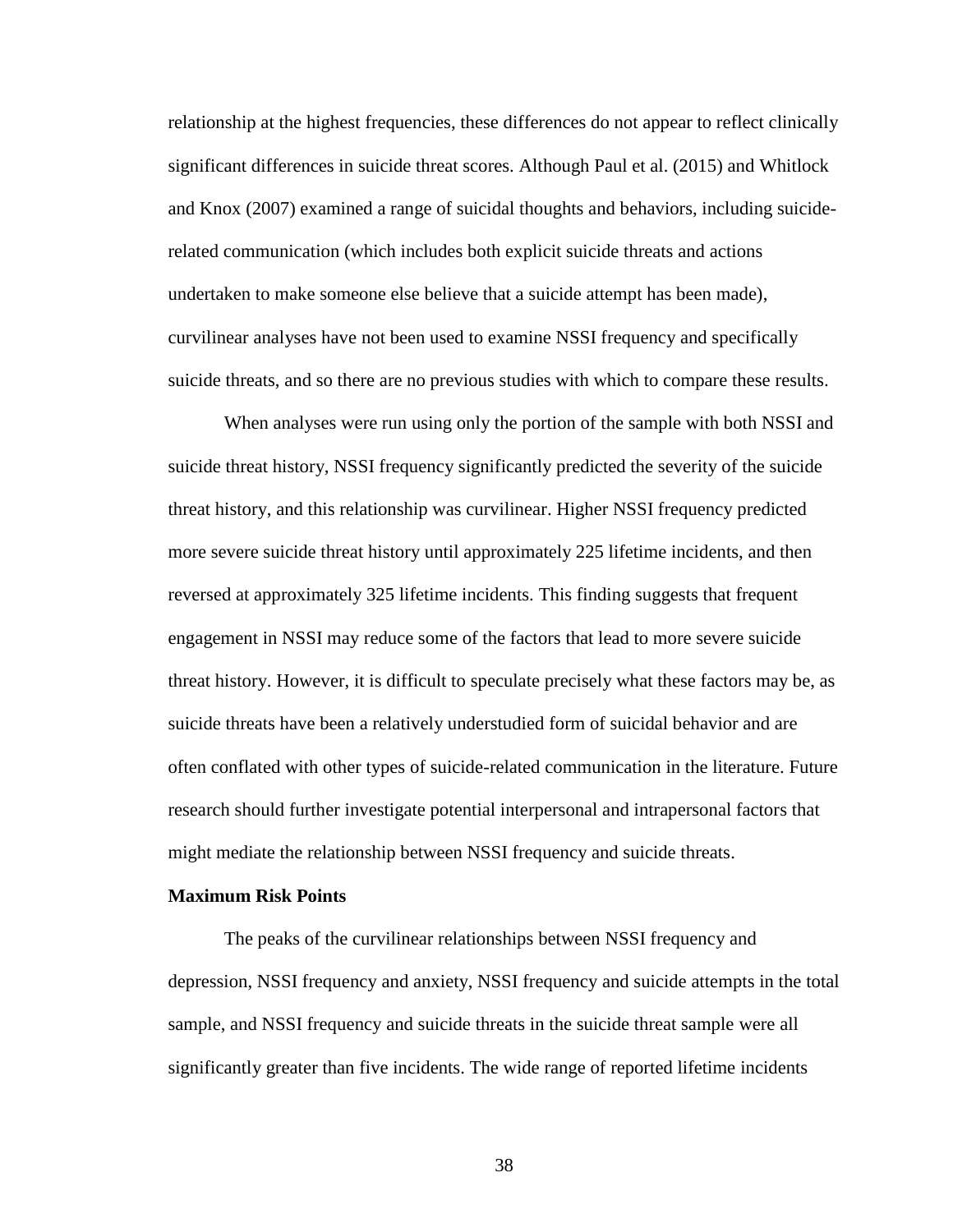relationship at the highest frequencies, these differences do not appear to reflect clinically significant differences in suicide threat scores. Although Paul et al. (2015) and Whitlock and Knox (2007) examined a range of suicidal thoughts and behaviors, including suicide-related communication (which includes both explicit suicide threats and actions undertaken to make someone else believe that a suicide attempt has been made), curvilinear analyses have not been used to examine NSSI frequency and specifically suicide threats, and so there are no previous studies with which to compare these results.

When analyses were run using only the portion of the sample with both NSSI and suicide threat history, NSSI frequency significantly predicted the severity of the suicide threat history, and this relationship was curvilinear. Higher NSSI frequency predicted more severe suicide threat history until approximately 225 lifetime incidents, and then reversed at approximately 325 lifetime incidents. This finding suggests that frequent engagement in NSSI may reduce some of the factors that lead to more severe suicide threat history. However, it is difficult to speculate precisely what these factors may be, as suicide threats have been a relatively understudied form of suicidal behavior and are often conflated with other types of suicide-related communication in the literature. Future research should further investigate potential interpersonal and intrapersonal factors that might mediate the relationship between NSSI frequency and suicide threats.

**Maximum Risk Points**

The peaks of the curvilinear relationships between NSSI frequency and depression, NSSI frequency and anxiety, NSSI frequency and suicide attempts in the total sample, and NSSI frequency and suicide threats in the suicide threat sample were all significantly greater than five incidents. The wide range of reported lifetime incidents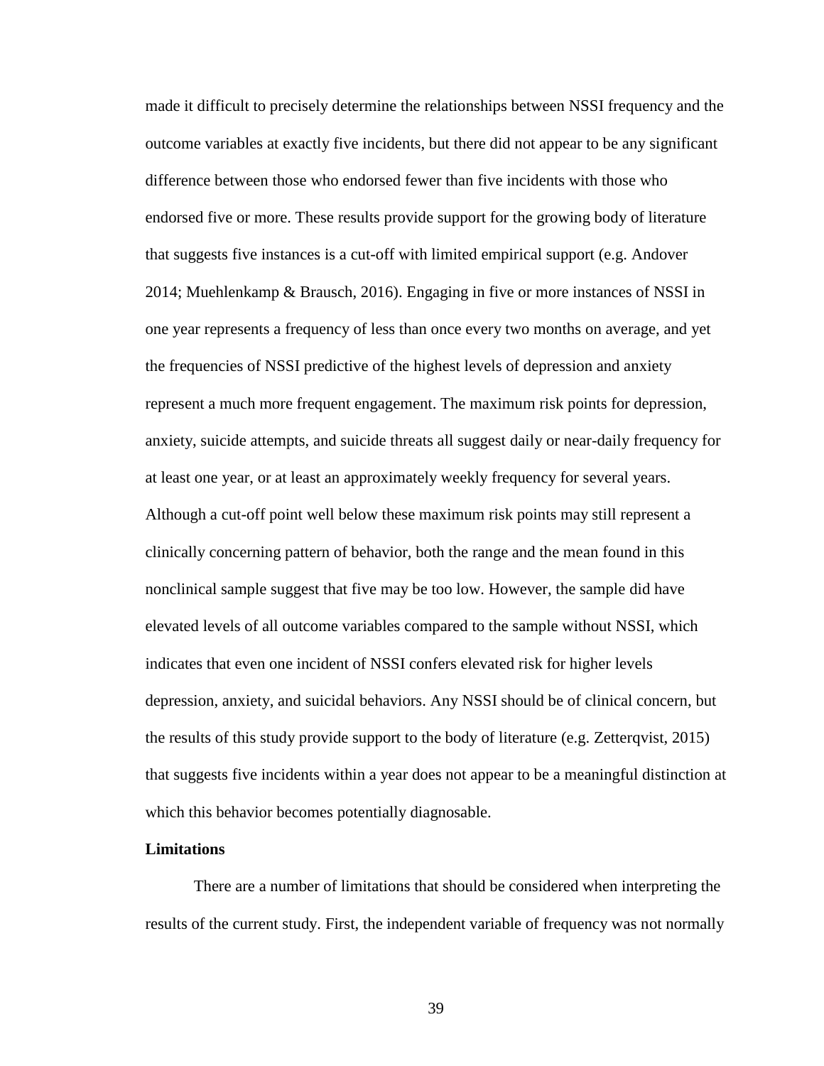made it difficult to precisely determine the relationships between NSSI frequency and the outcome variables at exactly five incidents, but there did not appear to be any significant difference between those who endorsed fewer than five incidents with those who endorsed five or more. These results provide support for the growing body of literature that suggests five instances is a cut-off with limited empirical support (e.g. Andover 2014; Muehlenkamp & Brausch, 2016). Engaging in five or more instances of NSSI in one year represents a frequency of less than once every two months on average, and yet the frequencies of NSSI predictive of the highest levels of depression and anxiety represent a much more frequent engagement. The maximum risk points for depression, anxiety, suicide attempts, and suicide threats all suggest daily or near-daily frequency for at least one year, or at least an approximately weekly frequency for several years. Although a cut-off point well below these maximum risk points may still represent a clinically concerning pattern of behavior, both the range and the mean found in this nonclinical sample suggest that five may be too low. However, the sample did have elevated levels of all outcome variables compared to the sample without NSSI, which indicates that even one incident of NSSI confers elevated risk for higher levels depression, anxiety, and suicidal behaviors. Any NSSI should be of clinical concern, but the results of this study provide support to the body of literature (e.g. Zetterqvist, 2015) that suggests five incidents within a year does not appear to be a meaningful distinction at which this behavior becomes potentially diagnosable.

**Limitations**

There are a number of limitations that should be considered when interpreting the results of the current study. First, the independent variable of frequency was not normally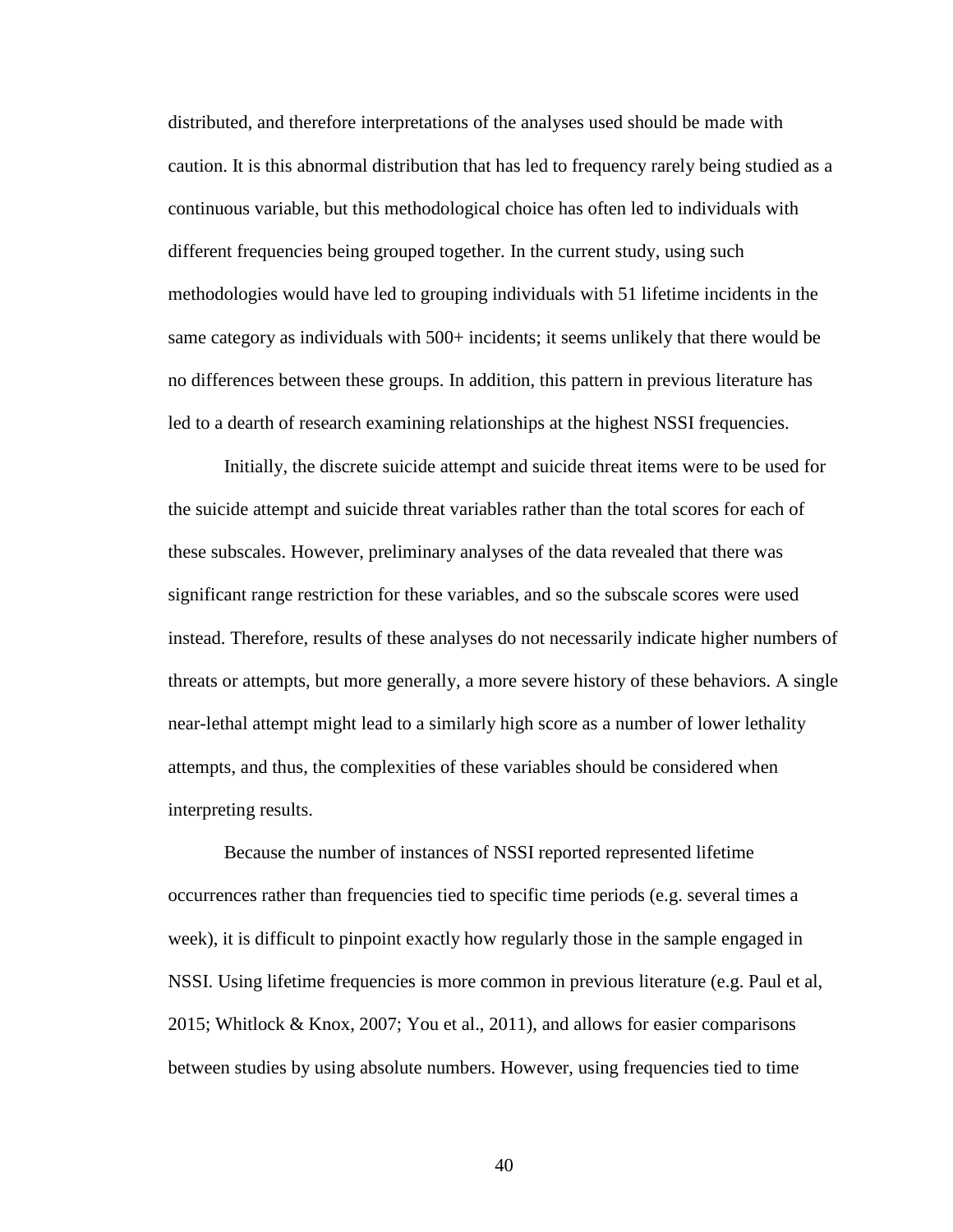distributed, and therefore interpretations of the analyses used should be made with caution. It is this abnormal distribution that has led to frequency rarely being studied as a continuous variable, but this methodological choice has often led to individuals with different frequencies being grouped together. In the current study, using such methodologies would have led to grouping individuals with 51 lifetime incidents in the same category as individuals with 500+ incidents; it seems unlikely that there would be no differences between these groups. In addition, this pattern in previous literature has led to a dearth of research examining relationships at the highest NSSI frequencies.

Initially, the discrete suicide attempt and suicide threat items were to be used for the suicide attempt and suicide threat variables rather than the total scores for each of these subscales. However, preliminary analyses of the data revealed that there was significant range restriction for these variables, and so the subscale scores were used instead. Therefore, results of these analyses do not necessarily indicate higher numbers of threats or attempts, but more generally, a more severe history of these behaviors. A single near-lethal attempt might lead to a similarly high score as a number of lower lethality attempts, and thus, the complexities of these variables should be considered when interpreting results.

Because the number of instances of NSSI reported represented lifetime occurrences rather than frequencies tied to specific time periods (e.g. several times a week), it is difficult to pinpoint exactly how regularly those in the sample engaged in NSSI. Using lifetime frequencies is more common in previous literature (e.g. Paul et al, 2015; Whitlock & Knox, 2007; You et al., 2011), and allows for easier comparisons between studies by using absolute numbers. However, using frequencies tied to time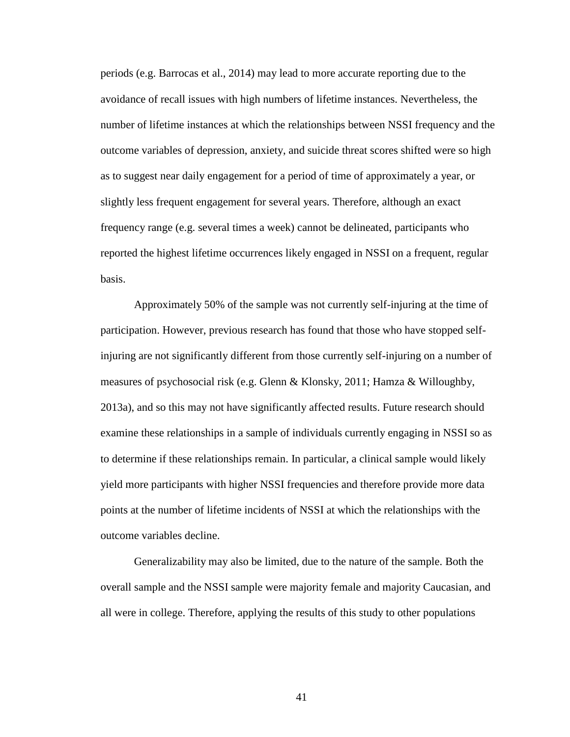periods (e.g. Barrocas et al., 2014) may lead to more accurate reporting due to the avoidance of recall issues with high numbers of lifetime instances. Nevertheless, the number of lifetime instances at which the relationships between NSSI frequency and the outcome variables of depression, anxiety, and suicide threat scores shifted were so high as to suggest near daily engagement for a period of time of approximately a year, or slightly less frequent engagement for several years. Therefore, although an exact frequency range (e.g. several times a week) cannot be delineated, participants who reported the highest lifetime occurrences likely engaged in NSSI on a frequent, regular basis.

Approximately 50% of the sample was not currently self-injuring at the time of participation. However, previous research has found that those who have stopped self-injuring are not significantly different from those currently self-injuring on a number of measures of psychosocial risk (e.g. Glenn & Klonsky, 2011; Hamza & Willoughby, 2013a), and so this may not have significantly affected results. Future research should examine these relationships in a sample of individuals currently engaging in NSSI so as to determine if these relationships remain. In particular, a clinical sample would likely yield more participants with higher NSSI frequencies and therefore provide more data points at the number of lifetime incidents of NSSI at which the relationships with the outcome variables decline.

Generalizability may also be limited, due to the nature of the sample. Both the overall sample and the NSSI sample were majority female and majority Caucasian, and all were in college. Therefore, applying the results of this study to other populations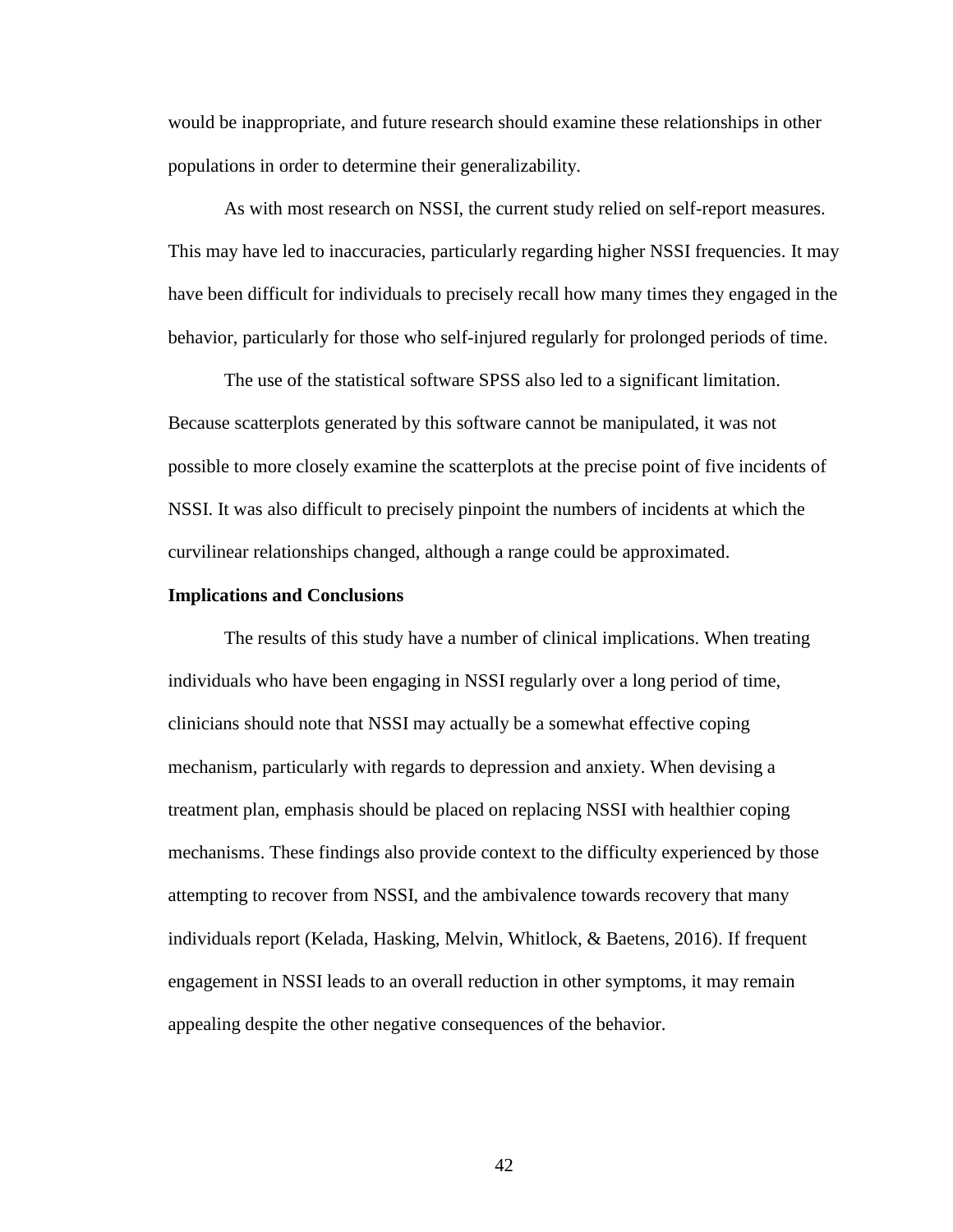would be inappropriate, and future research should examine these relationships in other populations in order to determine their generalizability.

As with most research on NSSI, the current study relied on self-report measures. This may have led to inaccuracies, particularly regarding higher NSSI frequencies. It may have been difficult for individuals to precisely recall how many times they engaged in the behavior, particularly for those who self-injured regularly for prolonged periods of time.

The use of the statistical software SPSS also led to a significant limitation. Because scatterplots generated by this software cannot be manipulated, it was not possible to more closely examine the scatterplots at the precise point of five incidents of NSSI. It was also difficult to precisely pinpoint the numbers of incidents at which the curvilinear relationships changed, although a range could be approximated.

**Implications and Conclusions**

The results of this study have a number of clinical implications. When treating individuals who have been engaging in NSSI regularly over a long period of time, clinicians should note that NSSI may actually be a somewhat effective coping mechanism, particularly with regards to depression and anxiety. When devising a treatment plan, emphasis should be placed on replacing NSSI with healthier coping mechanisms. These findings also provide context to the difficulty experienced by those attempting to recover from NSSI, and the ambivalence towards recovery that many individuals report (Kelada, Hasking, Melvin, Whitlock, & Baetens, 2016). If frequent engagement in NSSI leads to an overall reduction in other symptoms, it may remain appealing despite the other negative consequences of the behavior.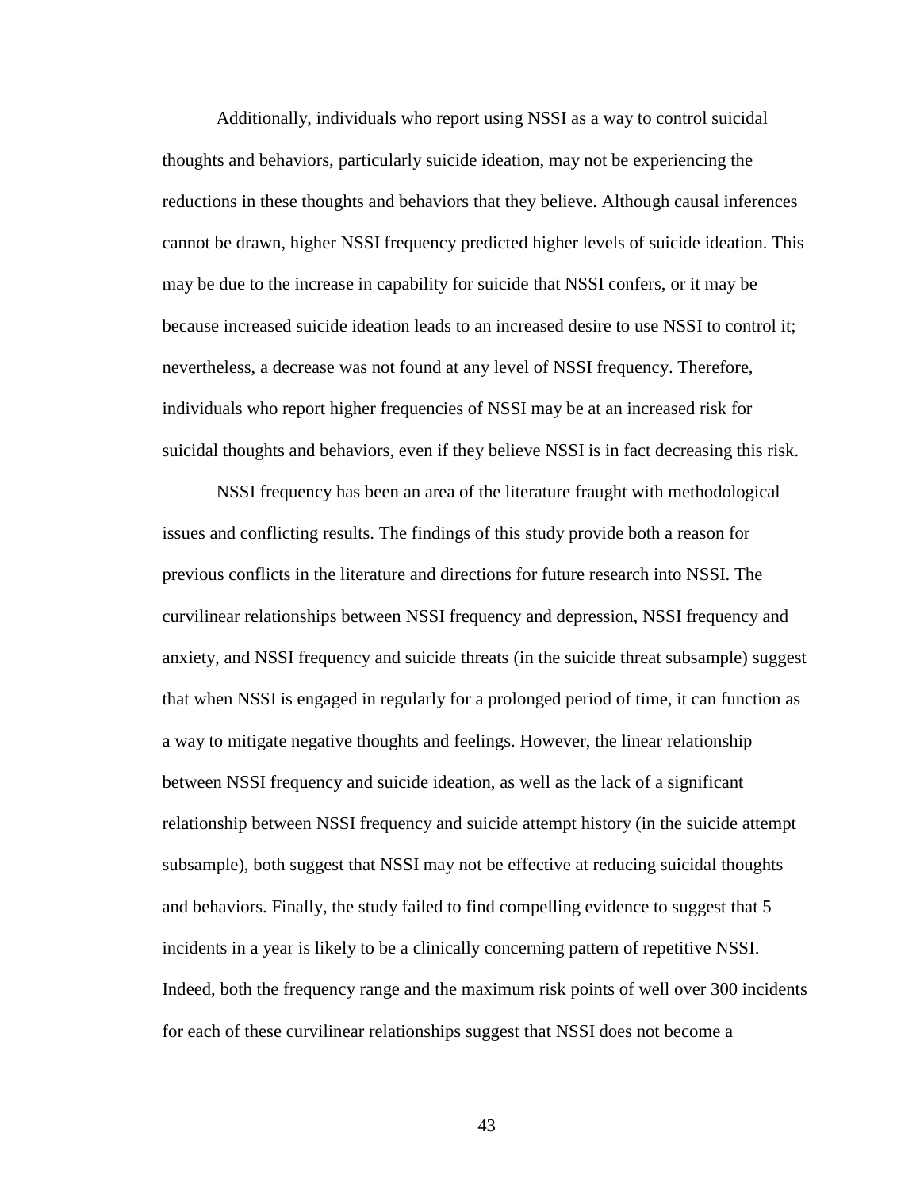Additionally, individuals who report using NSSI as a way to control suicidal thoughts and behaviors, particularly suicide ideation, may not be experiencing the reductions in these thoughts and behaviors that they believe. Although causal inferences cannot be drawn, higher NSSI frequency predicted higher levels of suicide ideation. This may be due to the increase in capability for suicide that NSSI confers, or it may be because increased suicide ideation leads to an increased desire to use NSSI to control it; nevertheless, a decrease was not found at any level of NSSI frequency. Therefore, individuals who report higher frequencies of NSSI may be at an increased risk for suicidal thoughts and behaviors, even if they believe NSSI is in fact decreasing this risk.

NSSI frequency has been an area of the literature fraught with methodological issues and conflicting results. The findings of this study provide both a reason for previous conflicts in the literature and directions for future research into NSSI. The curvilinear relationships between NSSI frequency and depression, NSSI frequency and anxiety, and NSSI frequency and suicide threats (in the suicide threat subsample) suggest that when NSSI is engaged in regularly for a prolonged period of time, it can function as a way to mitigate negative thoughts and feelings. However, the linear relationship between NSSI frequency and suicide ideation, as well as the lack of a significant relationship between NSSI frequency and suicide attempt history (in the suicide attempt subsample), both suggest that NSSI may not be effective at reducing suicidal thoughts and behaviors. Finally, the study failed to find compelling evidence to suggest that 5 incidents in a year is likely to be a clinically concerning pattern of repetitive NSSI. Indeed, both the frequency range and the maximum risk points of well over 300 incidents for each of these curvilinear relationships suggest that NSSI does not become a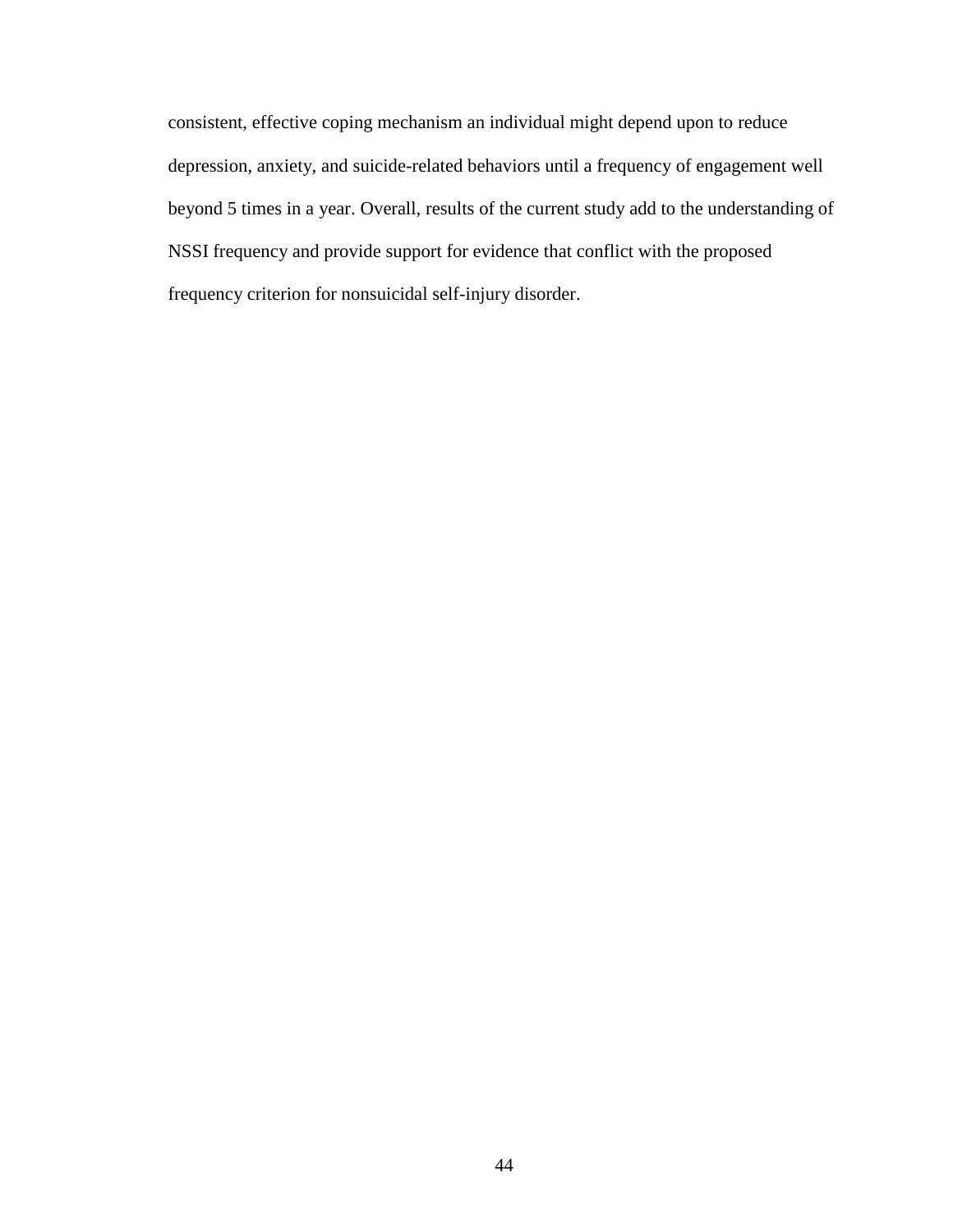consistent, effective coping mechanism an individual might depend upon to reduce depression, anxiety, and suicide-related behaviors until a frequency of engagement well beyond 5 times in a year. Overall, results of the current study add to the understanding of NSSI frequency and provide support for evidence that conflict with the proposed frequency criterion for nonsuicidal self-injury disorder.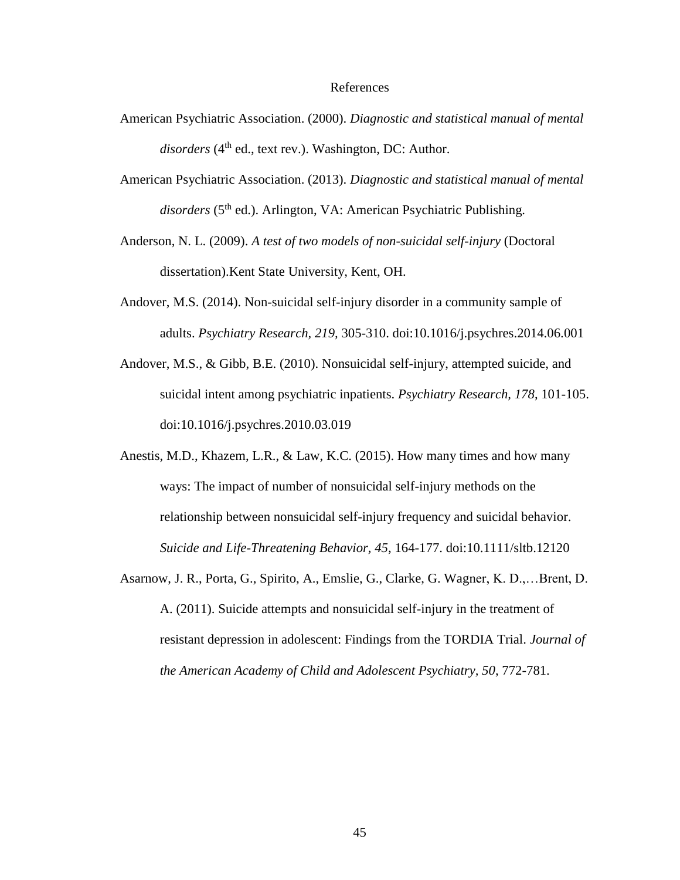# References

American Psychiatric Association. (2000). *Diagnostic and statistical manual of mental disorders* (4th ed., text rev.). Washington, DC: Author.

American Psychiatric Association. (2013). *Diagnostic and statistical manual of mental disorders* (5th ed.). Arlington, VA: American Psychiatric Publishing.

Anderson, N. L. (2009). *A test of two models of non-suicidal self-injury* (Doctoral dissertation).Kent State University, Kent, OH.

Andover, M.S. (2014). Non-suicidal self-injury disorder in a community sample of adults. *Psychiatry Research, 219,* 305-310. doi:10.1016/j.psychres.2014.06.001

Andover, M.S., & Gibb, B.E. (2010). Nonsuicidal self-injury, attempted suicide, and suicidal intent among psychiatric inpatients. *Psychiatry Research, 178*, 101-105. doi:10.1016/j.psychres.2010.03.019

Anestis, M.D., Khazem, L.R., & Law, K.C. (2015). How many times and how many ways: The impact of number of nonsuicidal self-injury methods on the relationship between nonsuicidal self-injury frequency and suicidal behavior. *Suicide and Life-Threatening Behavior, 45*, 164-177. doi:10.1111/sltb.12120

Asarnow, J. R., Porta, G., Spirito, A., Emslie, G., Clarke, G. Wagner, K. D.,…Brent, D. A. (2011). Suicide attempts and nonsuicidal self-injury in the treatment of resistant depression in adolescent: Findings from the TORDIA Trial. *Journal of the American Academy of Child and Adolescent Psychiatry, 50*, 772-781.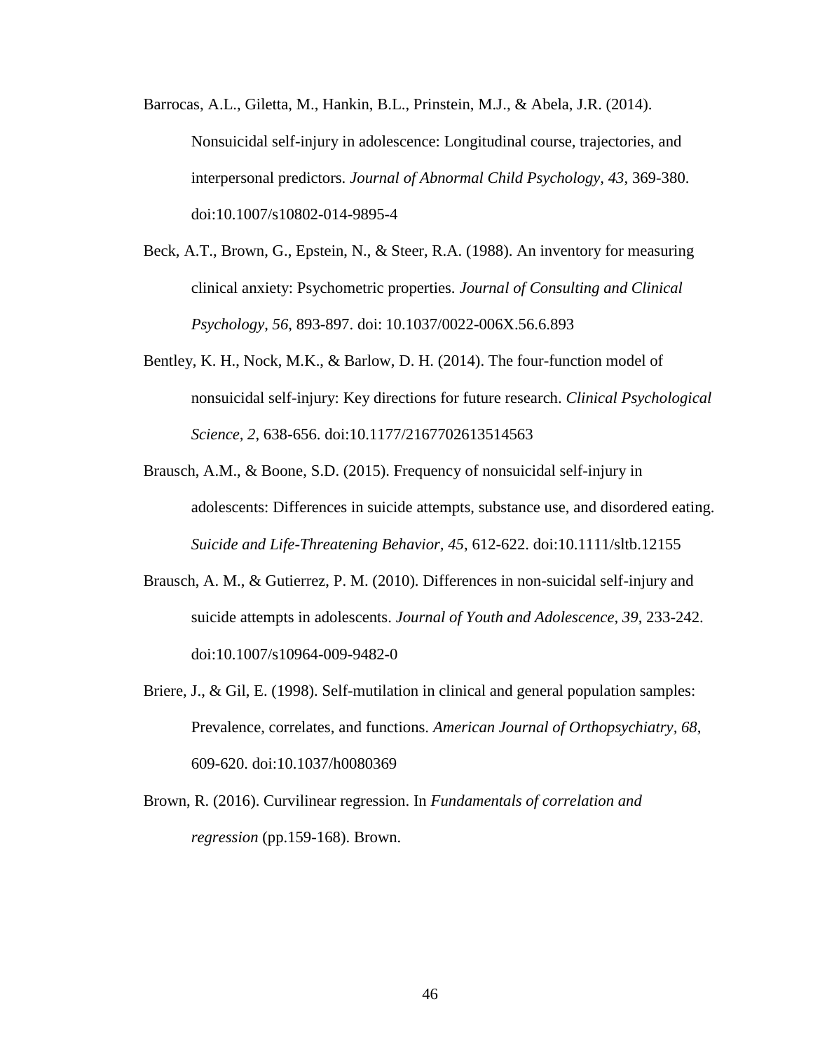Barrocas, A.L., Giletta, M., Hankin, B.L., Prinstein, M.J., & Abela, J.R. (2014). Nonsuicidal self-injury in adolescence: Longitudinal course, trajectories, and interpersonal predictors. *Journal of Abnormal Child Psychology, 43*, 369-380. doi:10.1007/s10802-014-9895-4

Beck, A.T., Brown, G., Epstein, N., & Steer, R.A. (1988). An inventory for measuring clinical anxiety: Psychometric properties. *Journal of Consulting and Clinical Psychology*, *56*, 893-897. doi: 10.1037/0022-006X.56.6.893

Bentley, K. H., Nock, M.K., & Barlow, D. H. (2014). The four-function model of nonsuicidal self-injury: Key directions for future research. *Clinical Psychological Science*, *2*, 638-656. doi:10.1177/2167702613514563

Brausch, A.M., & Boone, S.D. (2015). Frequency of nonsuicidal self-injury in adolescents: Differences in suicide attempts, substance use, and disordered eating. *Suicide and Life-Threatening Behavior*, *45*, 612-622. doi:10.1111/sltb.12155

Brausch, A. M., & Gutierrez, P. M. (2010). Differences in non-suicidal self-injury and suicide attempts in adolescents. *Journal of Youth and Adolescence, 39*, 233-242. doi:10.1007/s10964-009-9482-0

Briere, J., & Gil, E. (1998). Self-mutilation in clinical and general population samples: Prevalence, correlates, and functions. *American Journal of Orthopsychiatry, 68*, 609-620. doi:10.1037/h0080369

Brown, R. (2016). Curvilinear regression. In *Fundamentals of correlation and regression* (pp.159-168). Brown.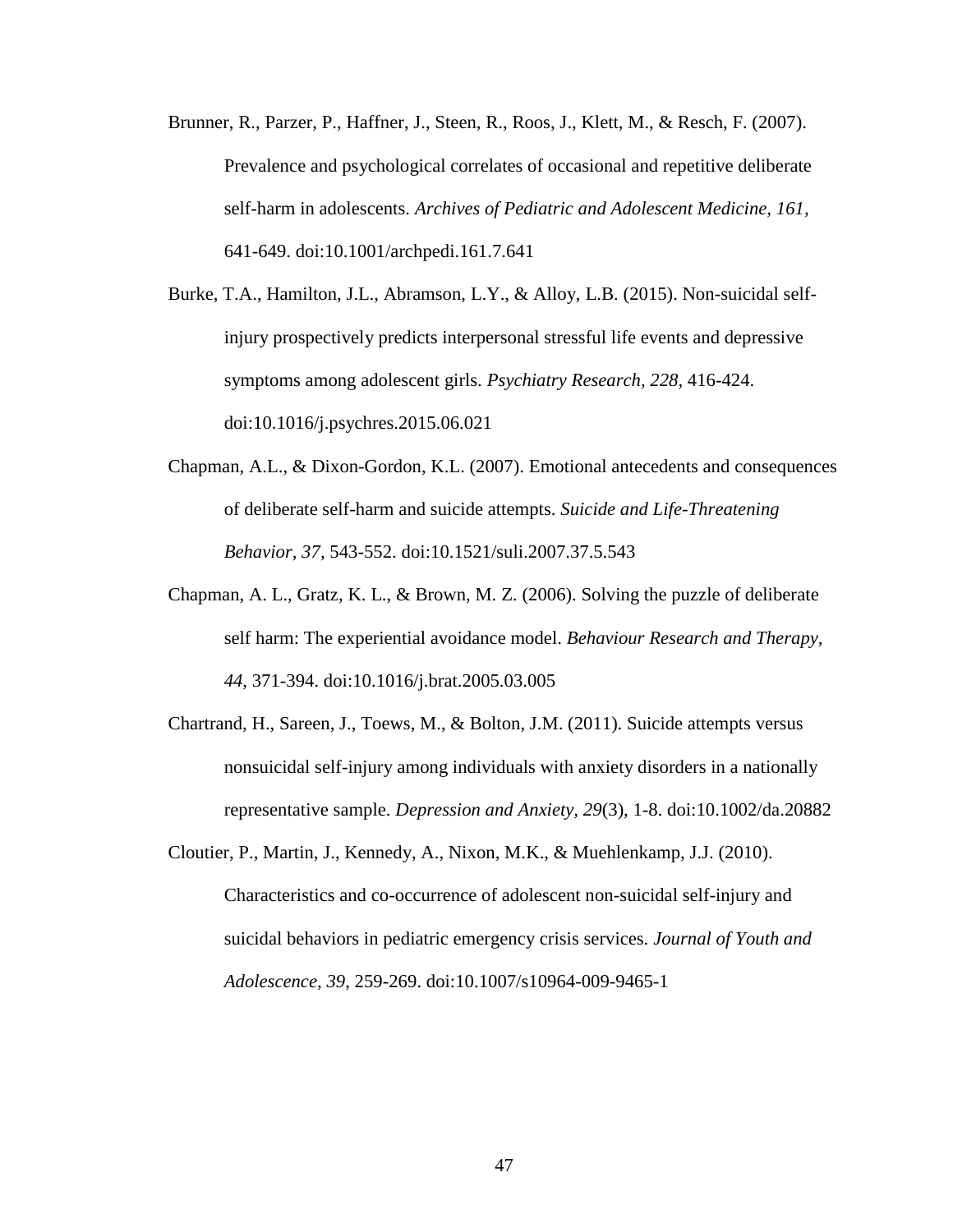Brunner, R., Parzer, P., Haffner, J., Steen, R., Roos, J., Klett, M., & Resch, F. (2007). Prevalence and psychological correlates of occasional and repetitive deliberate self-harm in adolescents. *Archives of Pediatric and Adolescent Medicine, 161*, 641-649. doi:10.1001/archpedi.161.7.641

Burke, T.A., Hamilton, J.L., Abramson, L.Y., & Alloy, L.B. (2015). Non-suicidal self-injury prospectively predicts interpersonal stressful life events and depressive symptoms among adolescent girls. *Psychiatry Research, 228*, 416-424. doi:10.1016/j.psychres.2015.06.021

Chapman, A.L., & Dixon-Gordon, K.L. (2007). Emotional antecedents and consequences of deliberate self-harm and suicide attempts. *Suicide and Life-Threatening Behavior, 37*, 543-552. doi:10.1521/suli.2007.37.5.543

Chapman, A. L., Gratz, K. L., & Brown, M. Z. (2006). Solving the puzzle of deliberate self harm: The experiential avoidance model. *Behaviour Research and Therapy, 44*, 371-394. doi:10.1016/j.brat.2005.03.005

Chartrand, H., Sareen, J., Toews, M., & Bolton, J.M. (2011). Suicide attempts versus nonsuicidal self-injury among individuals with anxiety disorders in a nationally representative sample. *Depression and Anxiety, 29*(3), 1-8. doi:10.1002/da.20882

Cloutier, P., Martin, J., Kennedy, A., Nixon, M.K., & Muehlenkamp, J.J. (2010). Characteristics and co-occurrence of adolescent non-suicidal self-injury and suicidal behaviors in pediatric emergency crisis services. *Journal of Youth and Adolescence, 39*, 259-269. doi:10.1007/s10964-009-9465-1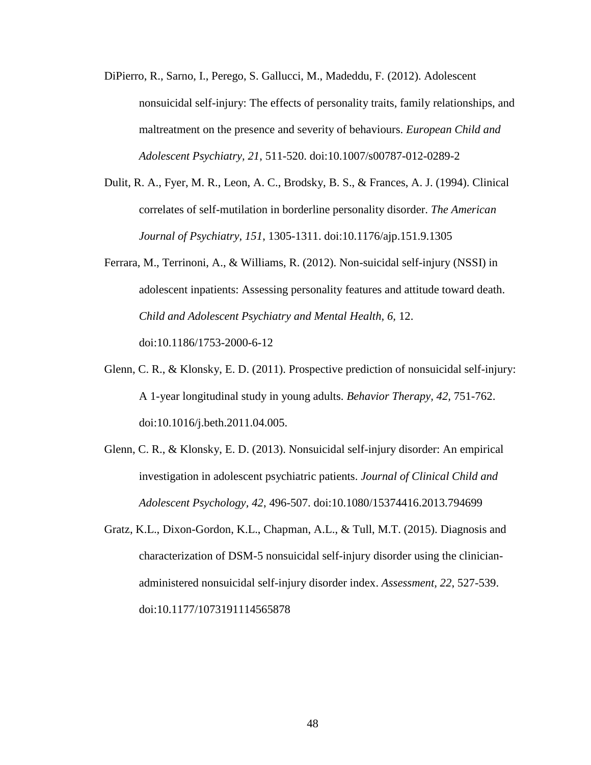DiPierro, R., Sarno, I., Perego, S. Gallucci, M., Madeddu, F. (2012). Adolescent nonsuicidal self-injury: The effects of personality traits, family relationships, and maltreatment on the presence and severity of behaviours. *European Child and Adolescent Psychiatry, 21*, 511-520. doi:10.1007/s00787-012-0289-2

Dulit, R. A., Fyer, M. R., Leon, A. C., Brodsky, B. S., & Frances, A. J. (1994). Clinical correlates of self-mutilation in borderline personality disorder. *The American Journal of Psychiatry, 151*, 1305-1311. doi:10.1176/ajp.151.9.1305

Ferrara, M., Terrinoni, A., & Williams, R. (2012). Non-suicidal self-injury (NSSI) in adolescent inpatients: Assessing personality features and attitude toward death. *Child and Adolescent Psychiatry and Mental Health, 6*, 12. doi:10.1186/1753-2000-6-12

Glenn, C. R., & Klonsky, E. D. (2011). Prospective prediction of nonsuicidal self-injury: A 1-year longitudinal study in young adults. *Behavior Therapy, 42*, 751-762. doi:10.1016/j.beth.2011.04.005.

Glenn, C. R., & Klonsky, E. D. (2013). Nonsuicidal self-injury disorder: An empirical investigation in adolescent psychiatric patients. *Journal of Clinical Child and Adolescent Psychology, 42*, 496-507. doi:10.1080/15374416.2013.794699

Gratz, K.L., Dixon-Gordon, K.L., Chapman, A.L., & Tull, M.T. (2015). Diagnosis and characterization of DSM-5 nonsuicidal self-injury disorder using the clinician-administered nonsuicidal self-injury disorder index. *Assessment, 22*, 527-539. doi:10.1177/1073191114565878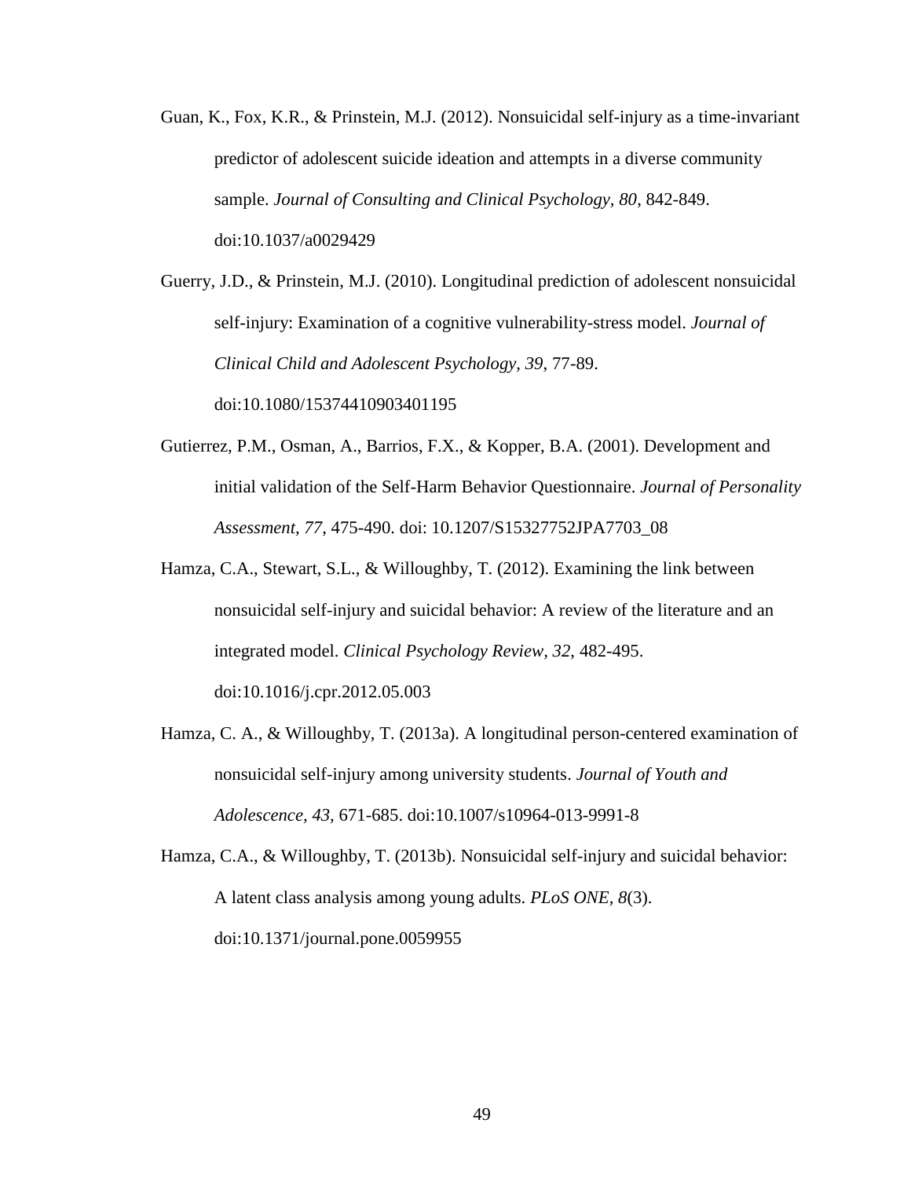Guan, K., Fox, K.R., & Prinstein, M.J. (2012). Nonsuicidal self-injury as a time-invariant predictor of adolescent suicide ideation and attempts in a diverse community sample. *Journal of Consulting and Clinical Psychology, 80*, 842-849. doi:10.1037/a0029429

Guerry, J.D., & Prinstein, M.J. (2010). Longitudinal prediction of adolescent nonsuicidal self-injury: Examination of a cognitive vulnerability-stress model. *Journal of Clinical Child and Adolescent Psychology, 39*, 77-89. doi:10.1080/15374410903401195

Gutierrez, P.M., Osman, A., Barrios, F.X., & Kopper, B.A. (2001). Development and initial validation of the Self-Harm Behavior Questionnaire. *Journal of Personality Assessment, 77*, 475-490. doi: 10.1207/S15327752JPA7703_08

Hamza, C.A., Stewart, S.L., & Willoughby, T. (2012). Examining the link between nonsuicidal self-injury and suicidal behavior: A review of the literature and an integrated model. *Clinical Psychology Review, 32*, 482-495. doi:10.1016/j.cpr.2012.05.003

Hamza, C. A., & Willoughby, T. (2013a). A longitudinal person-centered examination of nonsuicidal self-injury among university students. *Journal of Youth and Adolescence, 43,* 671-685. doi:10.1007/s10964-013-9991-8

Hamza, C.A., & Willoughby, T. (2013b). Nonsuicidal self-injury and suicidal behavior: A latent class analysis among young adults. *PLoS ONE, 8*(3). doi:10.1371/journal.pone.0059955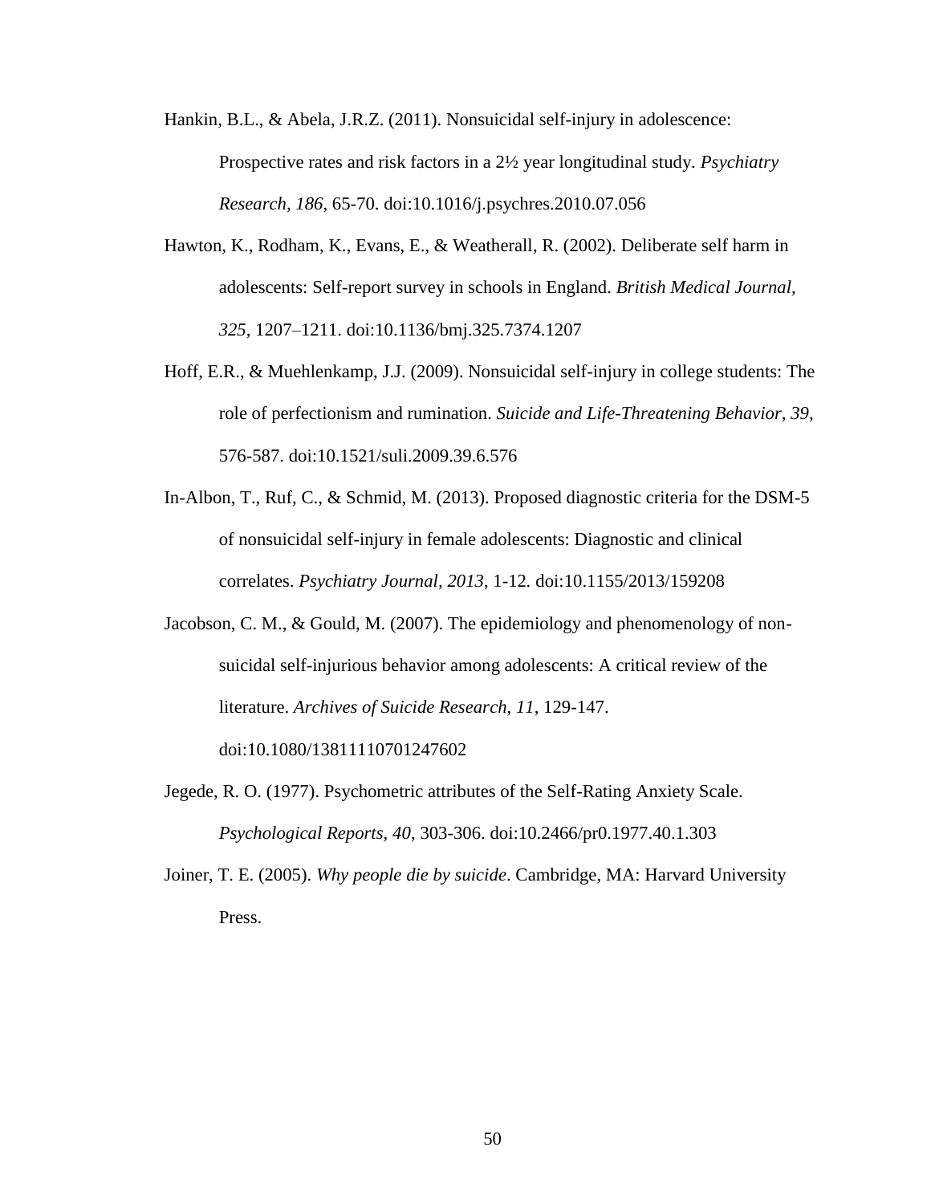Hankin, B.L., & Abela, J.R.Z. (2011). Nonsuicidal self-injury in adolescence: Prospective rates and risk factors in a 2½ year longitudinal study. *Psychiatry Research, 186*, 65-70. doi:10.1016/j.psychres.2010.07.056

Hawton, K., Rodham, K., Evans, E., & Weatherall, R. (2002). Deliberate self harm in adolescents: Self-report survey in schools in England. *British Medical Journal, 325*, 1207–1211. doi:10.1136/bmj.325.7374.1207

Hoff, E.R., & Muehlenkamp, J.J. (2009). Nonsuicidal self-injury in college students: The role of perfectionism and rumination. *Suicide and Life-Threatening Behavior, 39*, 576-587. doi:10.1521/suli.2009.39.6.576

In-Albon, T., Ruf, C., & Schmid, M. (2013). Proposed diagnostic criteria for the DSM-5 of nonsuicidal self-injury in female adolescents: Diagnostic and clinical correlates. *Psychiatry Journal, 2013*, 1-12. doi:10.1155/2013/159208

Jacobson, C. M., & Gould, M. (2007). The epidemiology and phenomenology of non-suicidal self-injurious behavior among adolescents: A critical review of the literature. *Archives of Suicide Research*, *11*, 129-147. doi:10.1080/13811110701247602

Jegede, R. O. (1977). Psychometric attributes of the Self-Rating Anxiety Scale. *Psychological Reports, 40*, 303-306. doi:10.2466/pr0.1977.40.1.303

Joiner, T. E. (2005). *Why people die by suicide*. Cambridge, MA: Harvard University Press.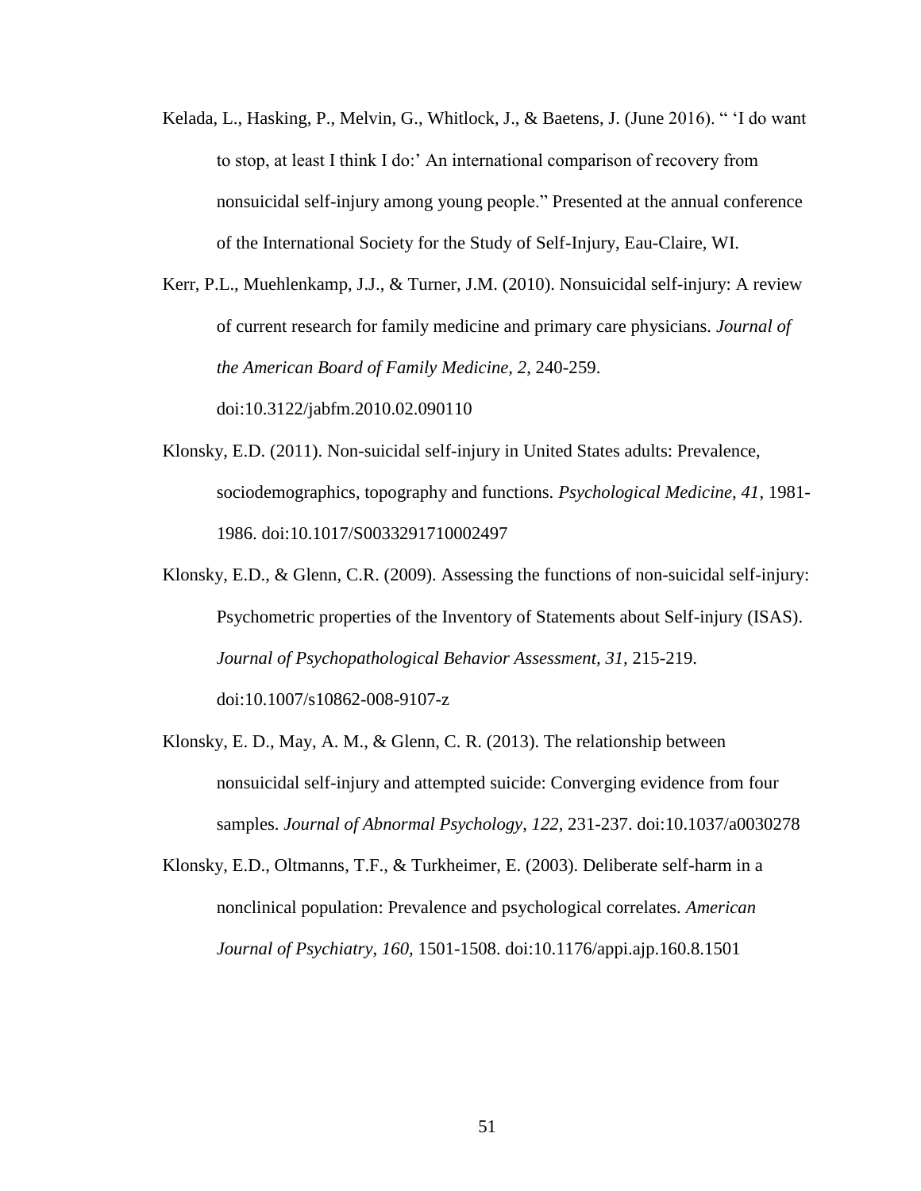Kelada, L., Hasking, P., Melvin, G., Whitlock, J., & Baetens, J. (June 2016). " 'I do want to stop, at least I think I do:' An international comparison of recovery from nonsuicidal self-injury among young people." Presented at the annual conference of the International Society for the Study of Self-Injury, Eau-Claire, WI.

Kerr, P.L., Muehlenkamp, J.J., & Turner, J.M. (2010). Nonsuicidal self-injury: A review of current research for family medicine and primary care physicians. *Journal of the American Board of Family Medicine, 2*, 240-259. doi:10.3122/jabfm.2010.02.090110

Klonsky, E.D. (2011). Non-suicidal self-injury in United States adults: Prevalence, sociodemographics, topography and functions. *Psychological Medicine, 41*, 1981-1986. doi:10.1017/S0033291710002497

Klonsky, E.D., & Glenn, C.R. (2009). Assessing the functions of non-suicidal self-injury: Psychometric properties of the Inventory of Statements about Self-injury (ISAS). *Journal of Psychopathological Behavior Assessment, 31,* 215-219. doi:10.1007/s10862-008-9107-z

Klonsky, E. D., May, A. M., & Glenn, C. R. (2013). The relationship between nonsuicidal self-injury and attempted suicide: Converging evidence from four samples. *Journal of Abnormal Psychology*, *122*, 231-237. doi:10.1037/a0030278

Klonsky, E.D., Oltmanns, T.F., & Turkheimer, E. (2003). Deliberate self-harm in a nonclinical population: Prevalence and psychological correlates. *American Journal of Psychiatry, 160,* 1501-1508. doi:10.1176/appi.ajp.160.8.1501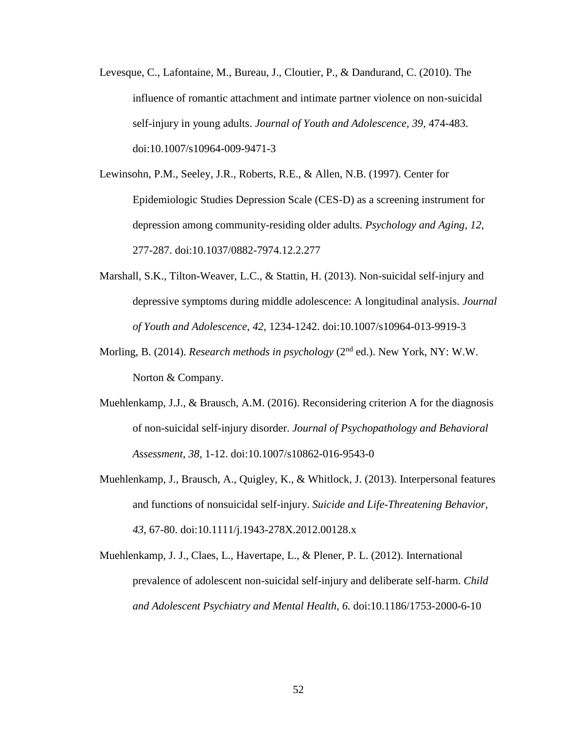Levesque, C., Lafontaine, M., Bureau, J., Cloutier, P., & Dandurand, C. (2010). The influence of romantic attachment and intimate partner violence on non-suicidal self-injury in young adults. *Journal of Youth and Adolescence*, *39*, 474-483. doi:10.1007/s10964-009-9471-3

Lewinsohn, P.M., Seeley, J.R., Roberts, R.E., & Allen, N.B. (1997). Center for Epidemiologic Studies Depression Scale (CES-D) as a screening instrument for depression among community-residing older adults. *Psychology and Aging*, *12*, 277-287. doi:10.1037/0882-7974.12.2.277

Marshall, S.K., Tilton-Weaver, L.C., & Stattin, H. (2013). Non-suicidal self-injury and depressive symptoms during middle adolescence: A longitudinal analysis. *Journal of Youth and Adolescence, 42,* 1234-1242. doi:10.1007/s10964-013-9919-3

Morling, B. (2014). *Research methods in psychology* (2nd ed.). New York, NY: W.W. Norton & Company.

Muehlenkamp, J.J., & Brausch, A.M. (2016). Reconsidering criterion A for the diagnosis of non-suicidal self-injury disorder. *Journal of Psychopathology and Behavioral Assessment, 38,* 1-12. doi:10.1007/s10862-016-9543-0

Muehlenkamp, J., Brausch, A., Quigley, K., & Whitlock, J. (2013). Interpersonal features and functions of nonsuicidal self-injury. *Suicide and Life-Threatening Behavior, 43*, 67-80. doi:10.1111/j.1943-278X.2012.00128.x

Muehlenkamp, J. J., Claes, L., Havertape, L., & Plener, P. L. (2012). International prevalence of adolescent non-suicidal self-injury and deliberate self-harm. *Child and Adolescent Psychiatry and Mental Health*, *6.* doi:10.1186/1753-2000-6-10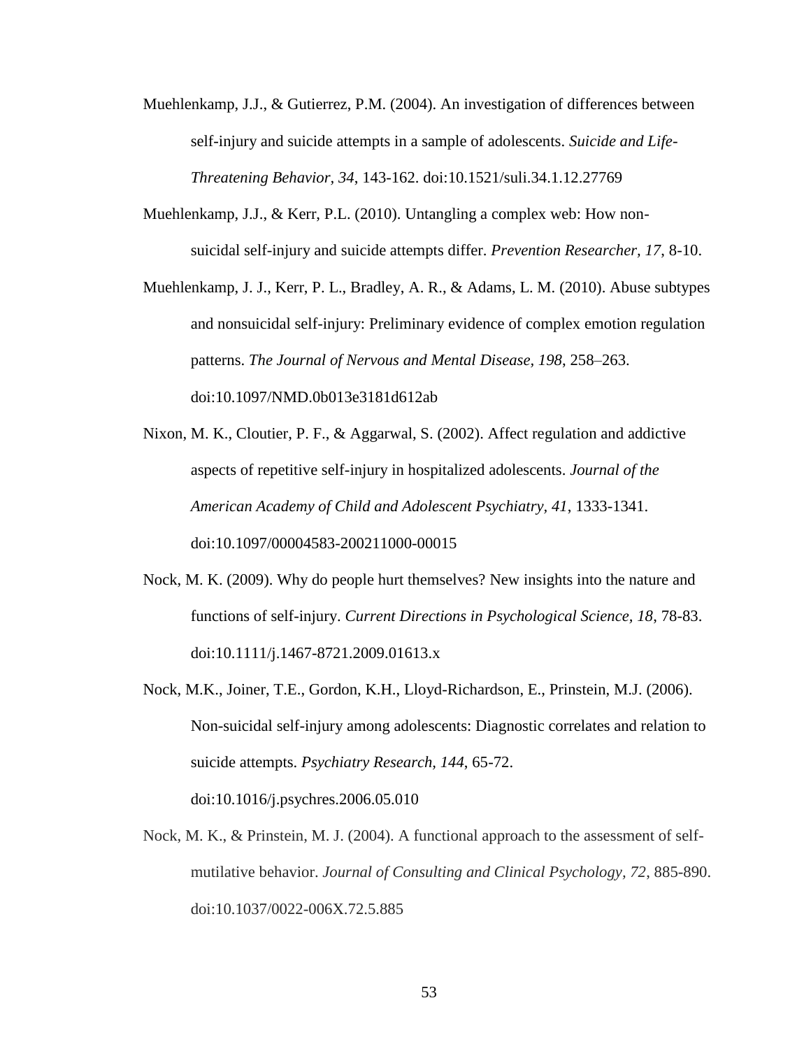Muehlenkamp, J.J., & Gutierrez, P.M. (2004). An investigation of differences between self-injury and suicide attempts in a sample of adolescents. *Suicide and Life-Threatening Behavior, 34*, 143-162. doi:10.1521/suli.34.1.12.27769

Muehlenkamp, J.J., & Kerr, P.L. (2010). Untangling a complex web: How non-suicidal self-injury and suicide attempts differ. *Prevention Researcher, 17*, 8-10.

Muehlenkamp, J. J., Kerr, P. L., Bradley, A. R., & Adams, L. M. (2010). Abuse subtypes and nonsuicidal self-injury: Preliminary evidence of complex emotion regulation patterns. *The Journal of Nervous and Mental Disease, 198*, 258–263. doi:10.1097/NMD.0b013e3181d612ab

Nixon, M. K., Cloutier, P. F., & Aggarwal, S. (2002). Affect regulation and addictive aspects of repetitive self-injury in hospitalized adolescents. *Journal of the American Academy of Child and Adolescent Psychiatry, 41*, 1333-1341. doi:10.1097/00004583-200211000-00015

Nock, M. K. (2009). Why do people hurt themselves? New insights into the nature and functions of self-injury. *Current Directions in Psychological Science, 18*, 78-83. doi:10.1111/j.1467-8721.2009.01613.x

Nock, M.K., Joiner, T.E., Gordon, K.H., Lloyd-Richardson, E., Prinstein, M.J. (2006). Non-suicidal self-injury among adolescents: Diagnostic correlates and relation to suicide attempts. *Psychiatry Research, 144*, 65-72. doi:10.1016/j.psychres.2006.05.010

Nock, M. K., & Prinstein, M. J. (2004). A functional approach to the assessment of self-mutilative behavior. *Journal of Consulting and Clinical Psychology, 72*, 885-890. doi:10.1037/0022-006X.72.5.885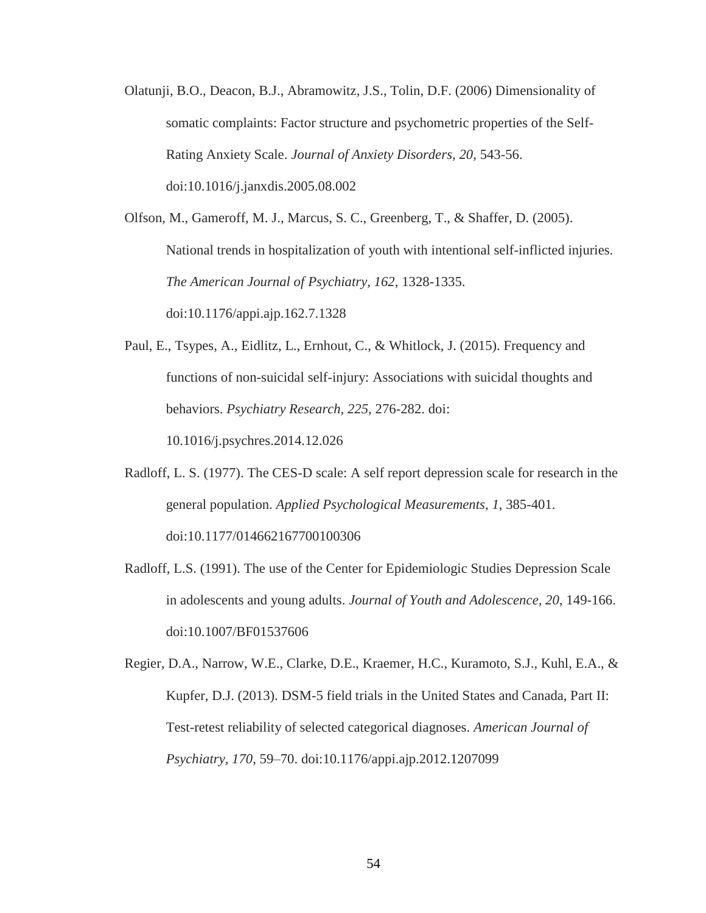Olatunji, B.O., Deacon, B.J., Abramowitz, J.S., Tolin, D.F. (2006) Dimensionality of somatic complaints: Factor structure and psychometric properties of the Self-Rating Anxiety Scale. *Journal of Anxiety Disorders, 20*, 543-56. doi:10.1016/j.janxdis.2005.08.002

Olfson, M., Gameroff, M. J., Marcus, S. C., Greenberg, T., & Shaffer, D. (2005). National trends in hospitalization of youth with intentional self-inflicted injuries. *The American Journal of Psychiatry, 162*, 1328-1335. doi:10.1176/appi.ajp.162.7.1328

Paul, E., Tsypes, A., Eidlitz, L., Ernhout, C., & Whitlock, J. (2015). Frequency and functions of non-suicidal self-injury: Associations with suicidal thoughts and behaviors. *Psychiatry Research, 225*, 276-282. doi: 10.1016/j.psychres.2014.12.026

Radloff, L. S. (1977). The CES-D scale: A self report depression scale for research in the general population. *Applied Psychological Measurements, 1*, 385-401. doi:10.1177/014662167700100306

Radloff, L.S. (1991). The use of the Center for Epidemiologic Studies Depression Scale in adolescents and young adults. *Journal of Youth and Adolescence, 20*, 149-166. doi:10.1007/BF01537606

Regier, D.A., Narrow, W.E., Clarke, D.E., Kraemer, H.C., Kuramoto, S.J., Kuhl, E.A., & Kupfer, D.J. (2013). DSM-5 field trials in the United States and Canada, Part II: Test-retest reliability of selected categorical diagnoses. *American Journal of Psychiatry, 170*, 59–70. doi:10.1176/appi.ajp.2012.1207099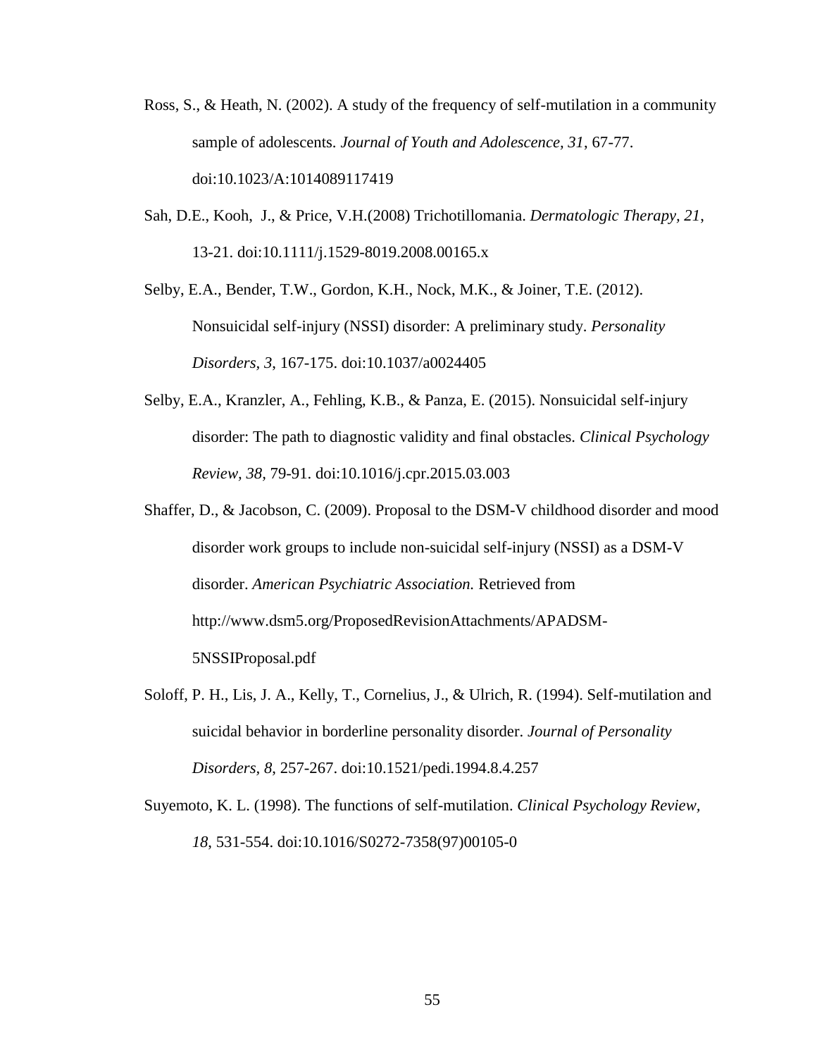Ross, S., & Heath, N. (2002). A study of the frequency of self-mutilation in a community sample of adolescents. *Journal of Youth and Adolescence, 31*, 67-77. doi:10.1023/A:1014089117419

Sah, D.E., Kooh, J., & Price, V.H.(2008) Trichotillomania. *Dermatologic Therapy, 21*, 13-21. doi:10.1111/j.1529-8019.2008.00165.x

Selby, E.A., Bender, T.W., Gordon, K.H., Nock, M.K., & Joiner, T.E. (2012). Nonsuicidal self-injury (NSSI) disorder: A preliminary study. *Personality Disorders, 3*, 167-175. doi:10.1037/a0024405

Selby, E.A., Kranzler, A., Fehling, K.B., & Panza, E. (2015). Nonsuicidal self-injury disorder: The path to diagnostic validity and final obstacles. *Clinical Psychology Review, 38,* 79-91. doi:10.1016/j.cpr.2015.03.003

Shaffer, D., & Jacobson, C. (2009). Proposal to the DSM-V childhood disorder and mood disorder work groups to include non-suicidal self-injury (NSSI) as a DSM-V disorder. *American Psychiatric Association.* Retrieved from http://www.dsm5.org/ProposedRevisionAttachments/APADSM-5NSSIProposal.pdf

Soloff, P. H., Lis, J. A., Kelly, T., Cornelius, J., & Ulrich, R. (1994). Self-mutilation and suicidal behavior in borderline personality disorder. *Journal of Personality Disorders, 8*, 257-267. doi:10.1521/pedi.1994.8.4.257

Suyemoto, K. L. (1998). The functions of self-mutilation. *Clinical Psychology Review, 18*, 531-554. doi:10.1016/S0272-7358(97)00105-0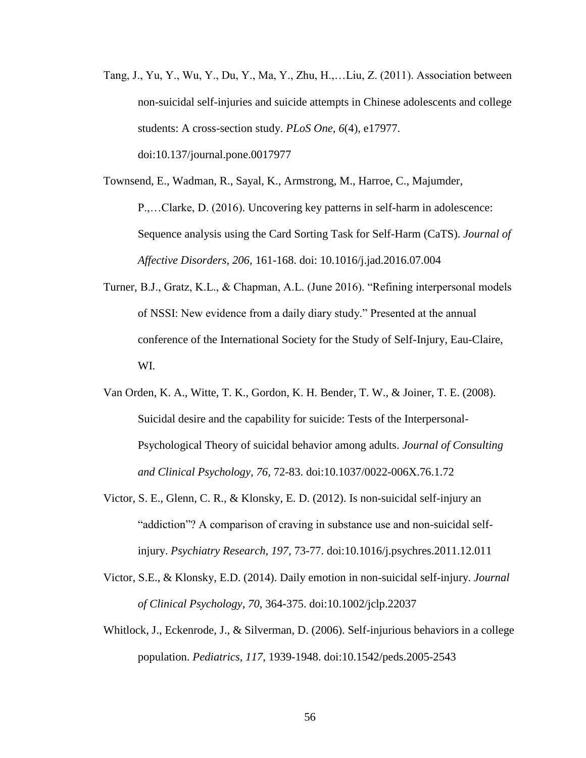Tang, J., Yu, Y., Wu, Y., Du, Y., Ma, Y., Zhu, H.,…Liu, Z. (2011). Association between non-suicidal self-injuries and suicide attempts in Chinese adolescents and college students: A cross-section study. *PLoS One*, *6*(4), e17977. doi:10.137/journal.pone.0017977

Townsend, E., Wadman, R., Sayal, K., Armstrong, M., Harroe, C., Majumder, P.,…Clarke, D. (2016). Uncovering key patterns in self-harm in adolescence: Sequence analysis using the Card Sorting Task for Self-Harm (CaTS). *Journal of Affective Disorders, 206,* 161-168. doi: 10.1016/j.jad.2016.07.004

Turner, B.J., Gratz, K.L., & Chapman, A.L. (June 2016). "Refining interpersonal models of NSSI: New evidence from a daily diary study." Presented at the annual conference of the International Society for the Study of Self-Injury, Eau-Claire, WI.

Van Orden, K. A., Witte, T. K., Gordon, K. H. Bender, T. W., & Joiner, T. E. (2008). Suicidal desire and the capability for suicide: Tests of the Interpersonal-Psychological Theory of suicidal behavior among adults. *Journal of Consulting and Clinical Psychology, 76,* 72-83. doi:10.1037/0022-006X.76.1.72

Victor, S. E., Glenn, C. R., & Klonsky, E. D. (2012). Is non-suicidal self-injury an "addiction"? A comparison of craving in substance use and non-suicidal self-injury. *Psychiatry Research, 197,* 73-77. doi:10.1016/j.psychres.2011.12.011

Victor, S.E., & Klonsky, E.D. (2014). Daily emotion in non-suicidal self-injury. *Journal of Clinical Psychology*, *70*, 364-375. doi:10.1002/jclp.22037

Whitlock, J., Eckenrode, J., & Silverman, D. (2006). Self-injurious behaviors in a college population. *Pediatrics*, *117*, 1939-1948. doi:10.1542/peds.2005-2543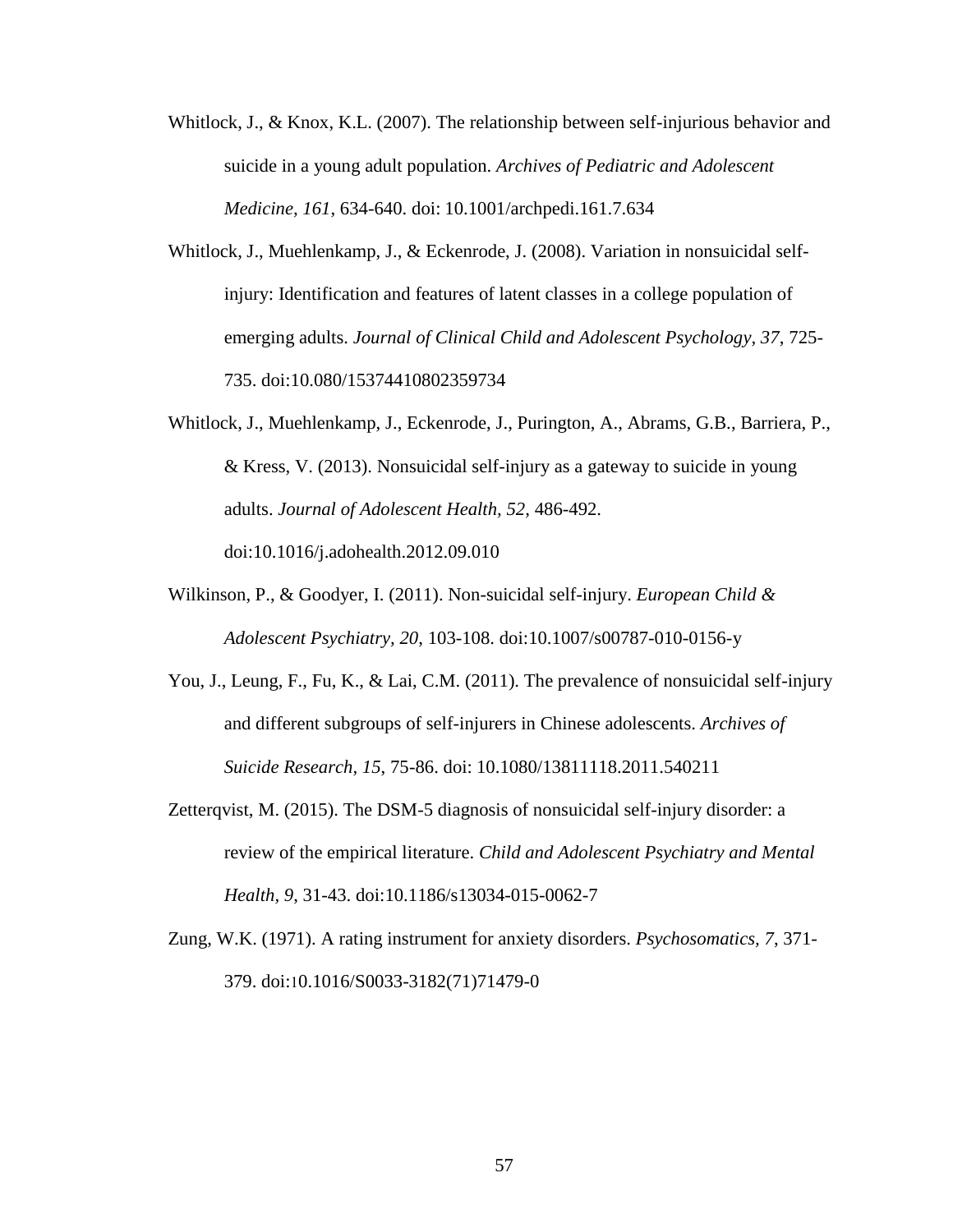Whitlock, J., & Knox, K.L. (2007). The relationship between self-injurious behavior and suicide in a young adult population. *Archives of Pediatric and Adolescent Medicine, 161*, 634-640. doi: 10.1001/archpedi.161.7.634

Whitlock, J., Muehlenkamp, J., & Eckenrode, J. (2008). Variation in nonsuicidal self-injury: Identification and features of latent classes in a college population of emerging adults. *Journal of Clinical Child and Adolescent Psychology, 37*, 725-735. doi:10.080/15374410802359734

Whitlock, J., Muehlenkamp, J., Eckenrode, J., Purington, A., Abrams, G.B., Barriera, P., & Kress, V. (2013). Nonsuicidal self-injury as a gateway to suicide in young adults. *Journal of Adolescent Health, 52*, 486-492. doi:10.1016/j.adohealth.2012.09.010

Wilkinson, P., & Goodyer, I. (2011). Non-suicidal self-injury. *European Child & Adolescent Psychiatry, 20*, 103-108. doi:10.1007/s00787-010-0156-y

You, J., Leung, F., Fu, K., & Lai, C.M. (2011). The prevalence of nonsuicidal self-injury and different subgroups of self-injurers in Chinese adolescents. *Archives of Suicide Research, 15*, 75-86. doi: 10.1080/13811118.2011.540211

Zetterqvist, M. (2015). The DSM-5 diagnosis of nonsuicidal self-injury disorder: a review of the empirical literature. *Child and Adolescent Psychiatry and Mental Health, 9*, 31-43. doi:10.1186/s13034-015-0062-7

Zung, W.K. (1971). A rating instrument for anxiety disorders. *Psychosomatics, 7*, 371-379. doi:10.1016/S0033-3182(71)71479-0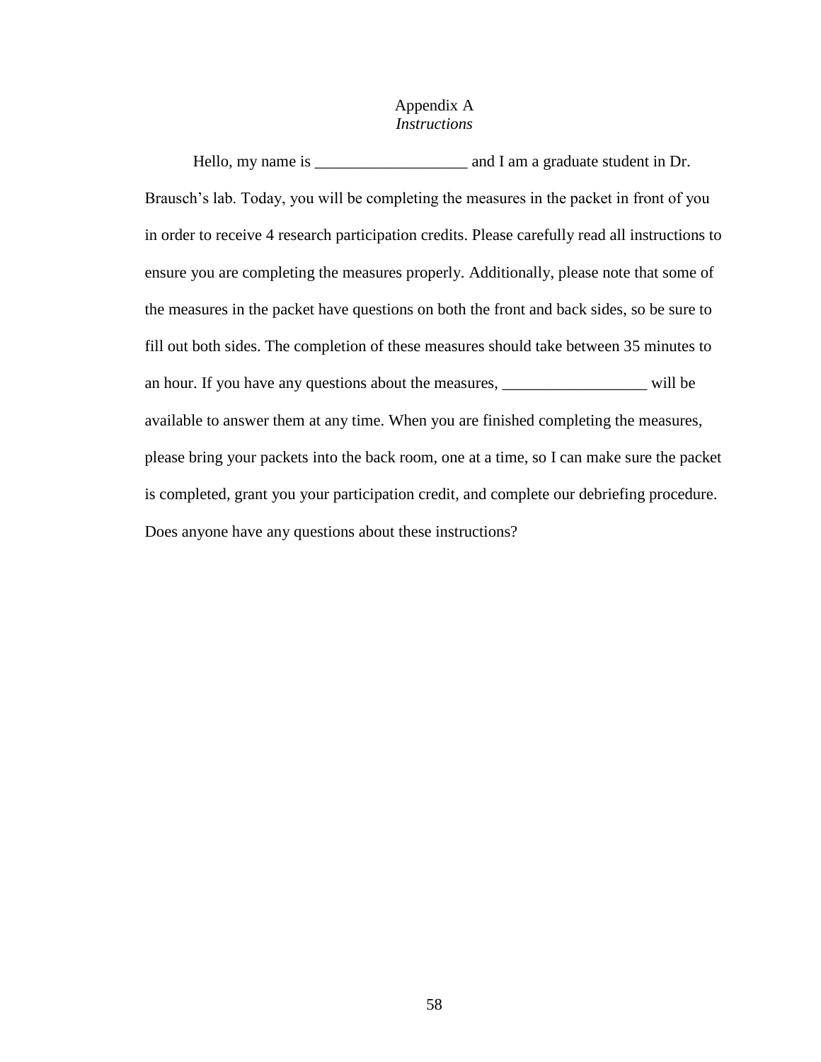# Appendix A
*Instructions*

Hello, my name is ___________________ and I am a graduate student in Dr. Brausch's lab. Today, you will be completing the measures in the packet in front of you in order to receive 4 research participation credits. Please carefully read all instructions to ensure you are completing the measures properly. Additionally, please note that some of the measures in the packet have questions on both the front and back sides, so be sure to fill out both sides. The completion of these measures should take between 35 minutes to an hour. If you have any questions about the measures, __________________ will be available to answer them at any time. When you are finished completing the measures, please bring your packets into the back room, one at a time, so I can make sure the packet is completed, grant you your participation credit, and complete our debriefing procedure. Does anyone have any questions about these instructions?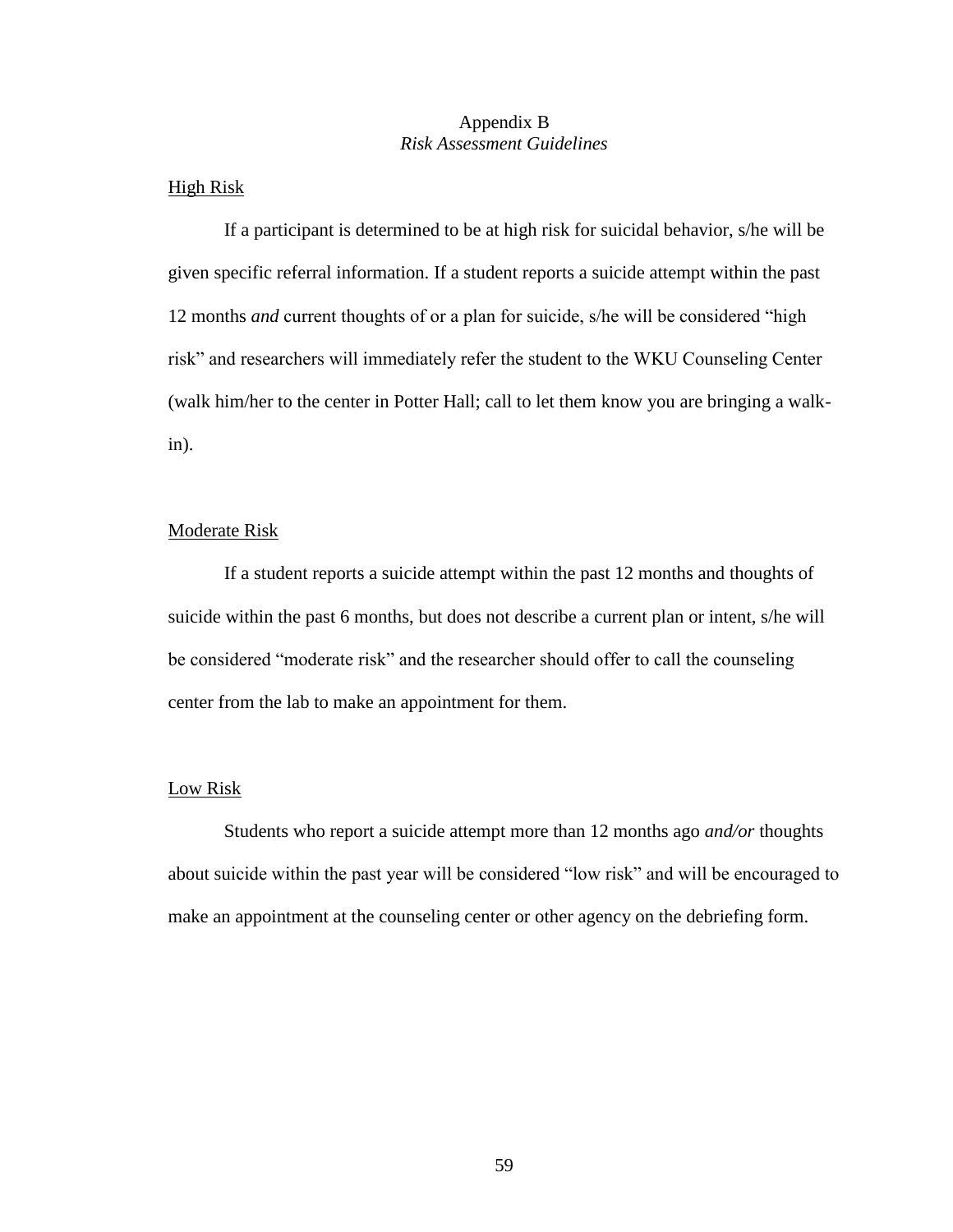# Appendix B
## *Risk Assessment Guidelines*

<u>High Risk</u>

If a participant is determined to be at high risk for suicidal behavior, s/he will be given specific referral information. If a student reports a suicide attempt within the past 12 months *and* current thoughts of or a plan for suicide, s/he will be considered "high risk" and researchers will immediately refer the student to the WKU Counseling Center (walk him/her to the center in Potter Hall; call to let them know you are bringing a walk-in).

<u>Moderate Risk</u>

If a student reports a suicide attempt within the past 12 months and thoughts of suicide within the past 6 months, but does not describe a current plan or intent, s/he will be considered "moderate risk" and the researcher should offer to call the counseling center from the lab to make an appointment for them.

<u>Low Risk</u>

Students who report a suicide attempt more than 12 months ago *and/or* thoughts about suicide within the past year will be considered "low risk" and will be encouraged to make an appointment at the counseling center or other agency on the debriefing form.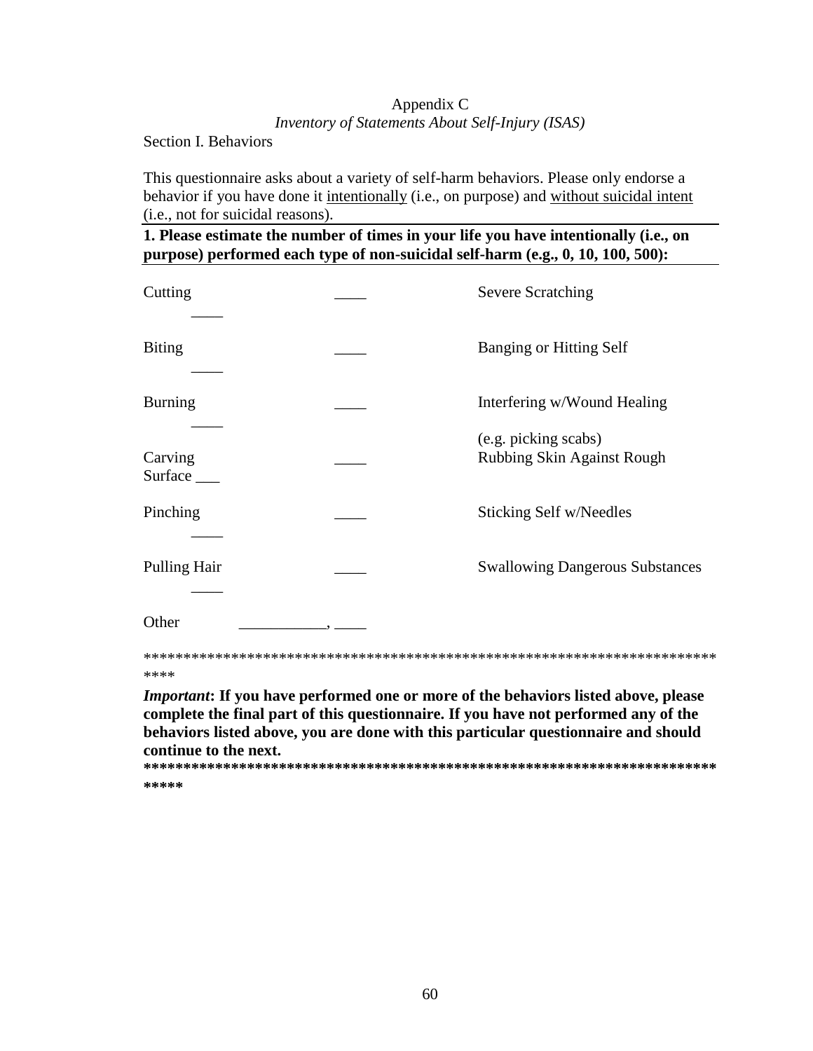Appendix C

*Inventory of Statements About Self-Injury (ISAS)*

Section I. Behaviors

This questionnaire asks about a variety of self-harm behaviors. Please only endorse a behavior if you have done it intentionally (i.e., on purpose) and without suicidal intent (i.e., not for suicidal reasons).

**1. Please estimate the number of times in your life you have intentionally (i.e., on purpose) performed each type of non-suicidal self-harm (e.g., 0, 10, 100, 500):**

| | | | |
|---|---|---|---|
| Cutting | ____ | Severe Scratching | ____ |
| Biting | ____ | Banging or Hitting Self | ____ |
| Burning | ____ | Interfering w/Wound Healing (e.g. picking scabs) | ____ |
| Carving | ____ | Rubbing Skin Against Rough Surface | ___ |
| Pinching | ____ | Sticking Self w/Needles | ____ |
| Pulling Hair | ____ | Swallowing Dangerous Substances | ____ |
| Other | ___________, ____ | | |

****************************************************************************

***Important*: If you have performed one or more of the behaviors listed above, please complete the final part of this questionnaire. If you have not performed any of the behaviors listed above, you are done with this particular questionnaire and should continue to the next.**

*****************************************************************************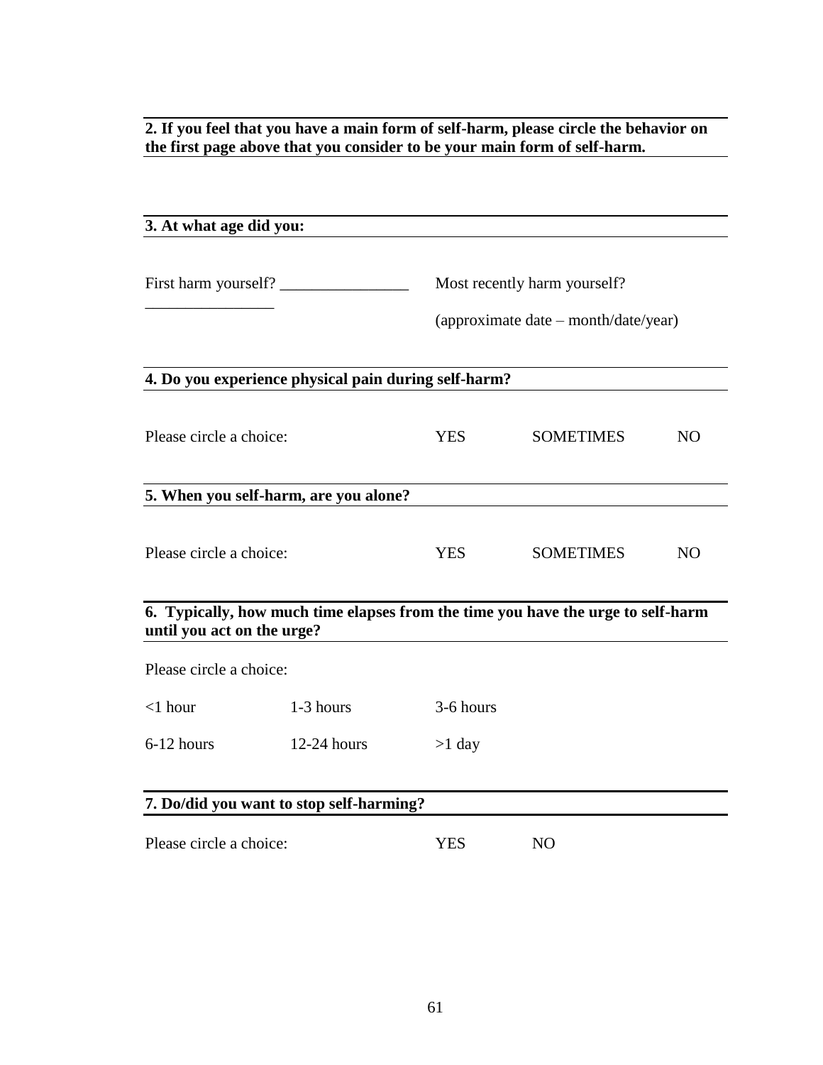**2. If you feel that you have a main form of self-harm, please circle the behavior on the first page above that you consider to be your main form of self-harm.**

**3. At what age did you:**

First harm yourself? ________________ Most recently harm yourself? ________________

(approximate date – month/date/year)

**4. Do you experience physical pain during self-harm?**

Please circle a choice: YES SOMETIMES NO

**5. When you self-harm, are you alone?**

Please circle a choice: YES SOMETIMES NO

**6. Typically, how much time elapses from the time you have the urge to self-harm until you act on the urge?**

Please circle a choice:

<1 hour 1-3 hours 3-6 hours

6-12 hours 12-24 hours >1 day

**7. Do/did you want to stop self-harming?**

Please circle a choice: YES NO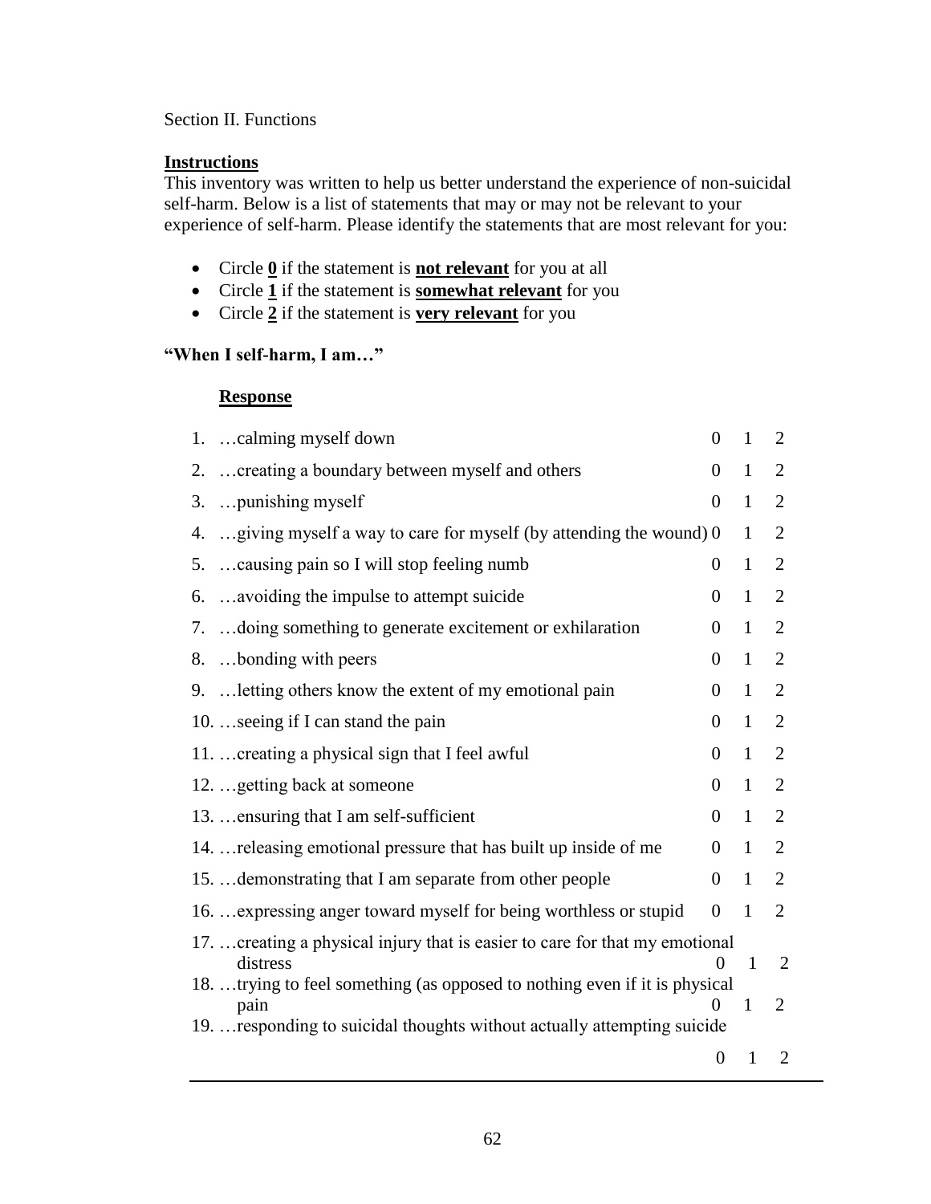Section II. Functions

**Instructions**

This inventory was written to help us better understand the experience of non-suicidal self-harm. Below is a list of statements that may or may not be relevant to your experience of self-harm. Please identify the statements that are most relevant for you:

- Circle **0** if the statement is **not relevant** for you at all
- Circle **1** if the statement is **somewhat relevant** for you
- Circle **2** if the statement is **very relevant** for you

**"When I self-harm, I am…"**

**Response**

| | | | | |
|---|---|---|---|---|
| 1. | …calming myself down | 0 | 1 | 2 |
| 2. | …creating a boundary between myself and others | 0 | 1 | 2 |
| 3. | …punishing myself | 0 | 1 | 2 |
| 4. | …giving myself a way to care for myself (by attending the wound) | 0 | 1 | 2 |
| 5. | …causing pain so I will stop feeling numb | 0 | 1 | 2 |
| 6. | …avoiding the impulse to attempt suicide | 0 | 1 | 2 |
| 7. | …doing something to generate excitement or exhilaration | 0 | 1 | 2 |
| 8. | …bonding with peers | 0 | 1 | 2 |
| 9. | …letting others know the extent of my emotional pain | 0 | 1 | 2 |
| 10. | …seeing if I can stand the pain | 0 | 1 | 2 |
| 11. | …creating a physical sign that I feel awful | 0 | 1 | 2 |
| 12. | …getting back at someone | 0 | 1 | 2 |
| 13. | …ensuring that I am self-sufficient | 0 | 1 | 2 |
| 14. | …releasing emotional pressure that has built up inside of me | 0 | 1 | 2 |
| 15. | …demonstrating that I am separate from other people | 0 | 1 | 2 |
| 16. | …expressing anger toward myself for being worthless or stupid | 0 | 1 | 2 |
| 17. | …creating a physical injury that is easier to care for that my emotional distress | 0 | 1 | 2 |
| 18. | …trying to feel something (as opposed to nothing even if it is physical pain | 0 | 1 | 2 |
| 19. | …responding to suicidal thoughts without actually attempting suicide | 0 | 1 | 2 |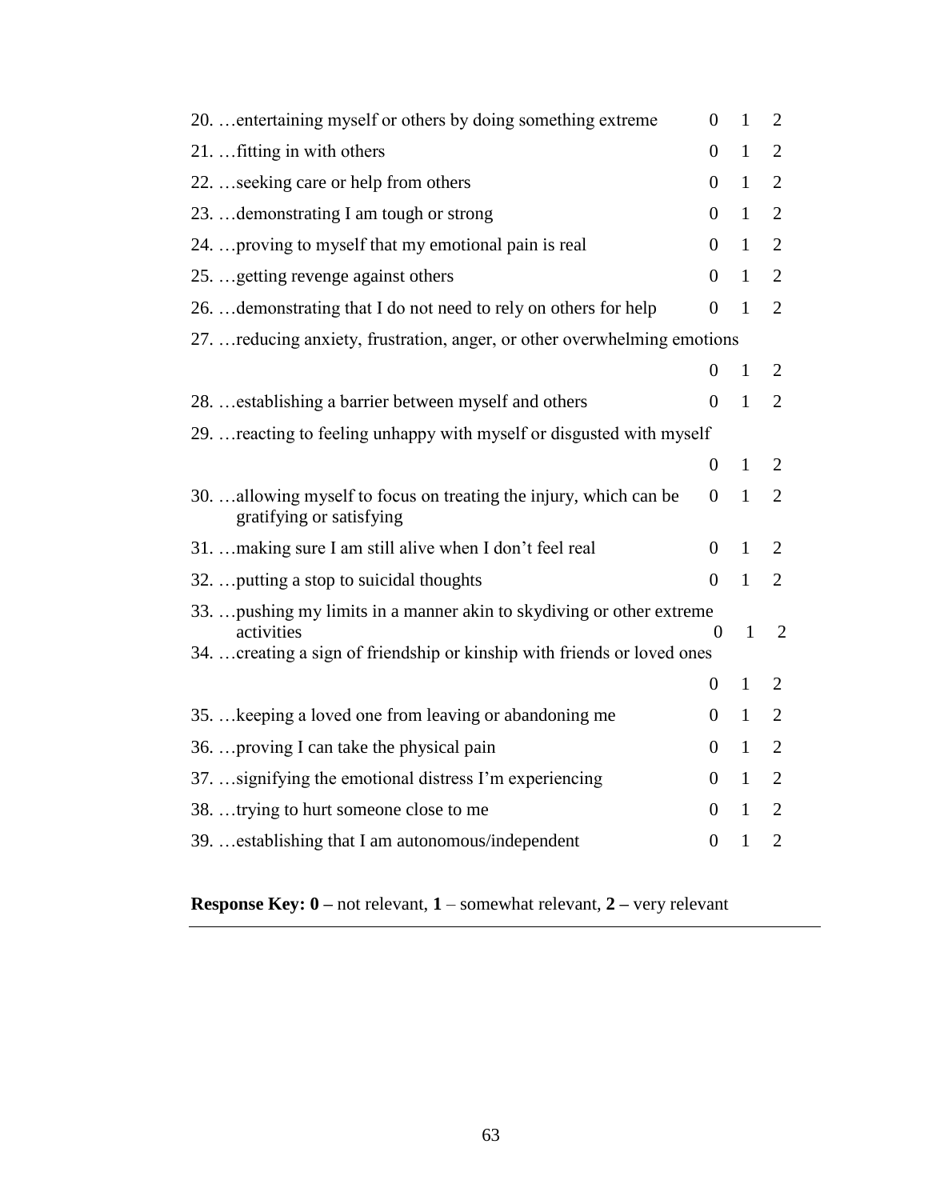| Item | | | |
|---|---|---|---|
| 20. …entertaining myself or others by doing something extreme | 0 | 1 | 2 |
| 21. …fitting in with others | 0 | 1 | 2 |
| 22. …seeking care or help from others | 0 | 1 | 2 |
| 23. …demonstrating I am tough or strong | 0 | 1 | 2 |
| 24. …proving to myself that my emotional pain is real | 0 | 1 | 2 |
| 25. …getting revenge against others | 0 | 1 | 2 |
| 26. …demonstrating that I do not need to rely on others for help | 0 | 1 | 2 |
| 27. …reducing anxiety, frustration, anger, or other overwhelming emotions | 0 | 1 | 2 |
| 28. …establishing a barrier between myself and others | 0 | 1 | 2 |
| 29. …reacting to feeling unhappy with myself or disgusted with myself | 0 | 1 | 2 |
| 30. …allowing myself to focus on treating the injury, which can be gratifying or satisfying | 0 | 1 | 2 |
| 31. …making sure I am still alive when I don't feel real | 0 | 1 | 2 |
| 32. …putting a stop to suicidal thoughts | 0 | 1 | 2 |
| 33. …pushing my limits in a manner akin to skydiving or other extreme activities | 0 | 1 | 2 |
| 34. …creating a sign of friendship or kinship with friends or loved ones | 0 | 1 | 2 |
| 35. …keeping a loved one from leaving or abandoning me | 0 | 1 | 2 |
| 36. …proving I can take the physical pain | 0 | 1 | 2 |
| 37. …signifying the emotional distress I'm experiencing | 0 | 1 | 2 |
| 38. …trying to hurt someone close to me | 0 | 1 | 2 |
| 39. …establishing that I am autonomous/independent | 0 | 1 | 2 |

**Response Key: 0 –** not relevant, **1** – somewhat relevant, **2 –** very relevant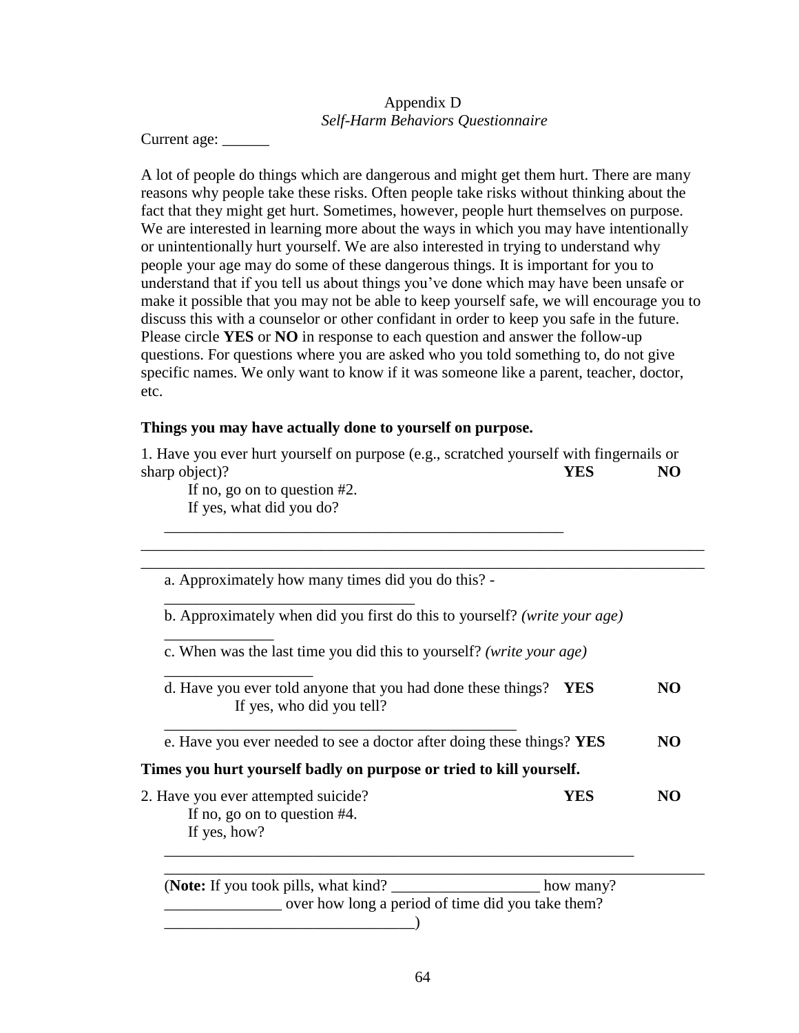Appendix D

*Self-Harm Behaviors Questionnaire*

Current age: ______

A lot of people do things which are dangerous and might get them hurt. There are many reasons why people take these risks. Often people take risks without thinking about the fact that they might get hurt. Sometimes, however, people hurt themselves on purpose. We are interested in learning more about the ways in which you may have intentionally or unintentionally hurt yourself. We are also interested in trying to understand why people your age may do some of these dangerous things. It is important for you to understand that if you tell us about things you've done which may have been unsafe or make it possible that you may not be able to keep yourself safe, we will encourage you to discuss this with a counselor or other confidant in order to keep you safe in the future. Please circle **YES** or **NO** in response to each question and answer the follow-up questions. For questions where you are asked who you told something to, do not give specific names. We only want to know if it was someone like a parent, teacher, doctor, etc.

**Things you may have actually done to yourself on purpose.**

1. Have you ever hurt yourself on purpose (e.g., scratched yourself with fingernails or sharp object)? **YES** **NO**

 If no, go on to question #2.
 If yes, what did you do?

 ______________________________________________________

___________________________________________________________________________

___________________________________________________________________________

 a. Approximately how many times did you do this? - _________________________________

 b. Approximately when did you first do this to yourself? *(write your age)* ______________

 c. When was the last time you did this to yourself? *(write your age)* ____________________

 d. Have you ever told anyone that you had done these things? **YES** **NO**
 If yes, who did you tell?

 ________________________________________________

 e. Have you ever needed to see a doctor after doing these things? **YES** **NO**

**Times you hurt yourself badly on purpose or tried to kill yourself.**

2. Have you ever attempted suicide? **YES** **NO**

 If no, go on to question #4.
 If yes, how?

 ________________________________________________________________

___________________________________________________________________________

 (**Note:** If you took pills, what kind? ___________________ how many? _______________ over how long a period of time did you take them? ________________________________)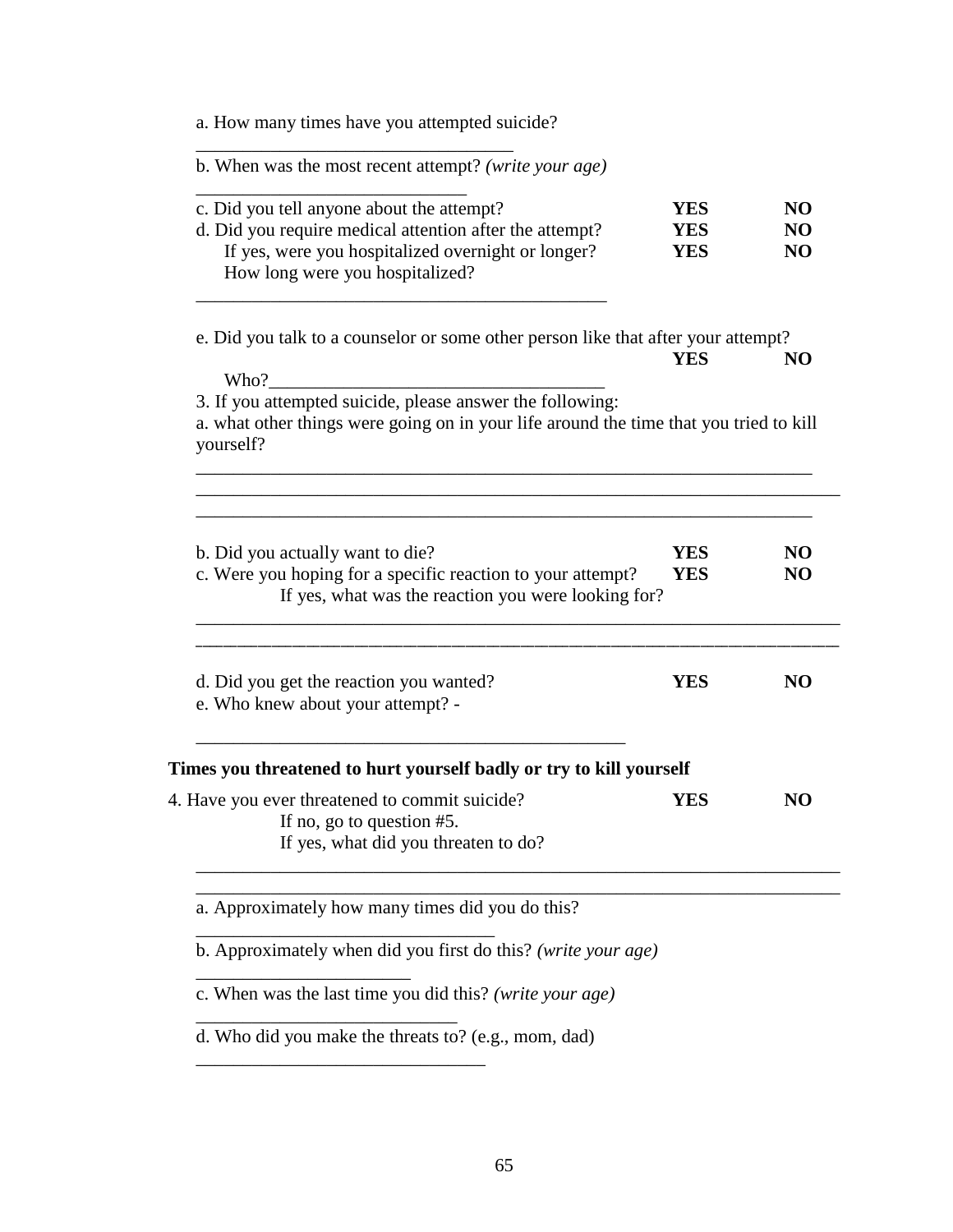a. How many times have you attempted suicide?

\_\_\_\_\_\_\_\_\_\_\_\_\_\_\_\_\_\_\_\_\_\_\_\_\_\_\_\_\_\_\_\_\_\_

b. When was the most recent attempt? *(write your age)*

\_\_\_\_\_\_\_\_\_\_\_\_\_\_\_\_\_\_\_\_\_\_\_\_\_\_\_\_\_

c. Did you tell anyone about the attempt? **YES** **NO**

d. Did you require medical attention after the attempt? **YES** **NO**

If yes, were you hospitalized overnight or longer? **YES** **NO**

How long were you hospitalized?

\_\_\_\_\_\_\_\_\_\_\_\_\_\_\_\_\_\_\_\_\_\_\_\_\_\_\_\_\_\_\_\_\_\_\_\_\_\_\_\_\_\_\_\_

e. Did you talk to a counselor or some other person like that after your attempt? **YES** **NO**

Who?\_\_\_\_\_\_\_\_\_\_\_\_\_\_\_\_\_\_\_\_\_\_\_\_\_\_\_\_\_\_\_\_\_\_\_\_

3. If you attempted suicide, please answer the following:

a. what other things were going on in your life around the time that you tried to kill yourself?

\_\_\_\_\_\_\_\_\_\_\_\_\_\_\_\_\_\_\_\_\_\_\_\_\_\_\_\_\_\_\_\_\_\_\_\_\_\_\_\_\_\_\_\_\_\_\_\_\_\_\_\_\_\_\_\_\_\_\_\_\_\_\_\_

\_\_\_\_\_\_\_\_\_\_\_\_\_\_\_\_\_\_\_\_\_\_\_\_\_\_\_\_\_\_\_\_\_\_\_\_\_\_\_\_\_\_\_\_\_\_\_\_\_\_\_\_\_\_\_\_\_\_\_\_\_\_\_\_\_\_\_

\_\_\_\_\_\_\_\_\_\_\_\_\_\_\_\_\_\_\_\_\_\_\_\_\_\_\_\_\_\_\_\_\_\_\_\_\_\_\_\_\_\_\_\_\_\_\_\_\_\_\_\_\_\_\_\_\_\_\_\_\_\_\_\_

b. Did you actually want to die? **YES** **NO**

c. Were you hoping for a specific reaction to your attempt? **YES** **NO**

If yes, what was the reaction you were looking for?

\_\_\_\_\_\_\_\_\_\_\_\_\_\_\_\_\_\_\_\_\_\_\_\_\_\_\_\_\_\_\_\_\_\_\_\_\_\_\_\_\_\_\_\_\_\_\_\_\_\_\_\_\_\_\_\_\_\_\_\_\_\_\_\_\_\_\_

\_\_\_\_\_\_\_\_\_\_\_\_\_\_\_\_\_\_\_\_\_\_\_\_\_\_\_\_\_\_\_\_\_\_\_\_\_\_\_\_\_\_\_\_\_\_\_\_\_\_\_\_\_\_\_\_\_\_\_\_\_\_\_\_\_\_\_

d. Did you get the reaction you wanted? **YES** **NO**

e. Who knew about your attempt? -

\_\_\_\_\_\_\_\_\_\_\_\_\_\_\_\_\_\_\_\_\_\_\_\_\_\_\_\_\_\_\_\_\_\_\_\_\_\_\_\_\_\_\_\_\_\_

**Times you threatened to hurt yourself badly or try to kill yourself**

4. Have you ever threatened to commit suicide? **YES** **NO**

If no, go to question #5.

If yes, what did you threaten to do?

\_\_\_\_\_\_\_\_\_\_\_\_\_\_\_\_\_\_\_\_\_\_\_\_\_\_\_\_\_\_\_\_\_\_\_\_\_\_\_\_\_\_\_\_\_\_\_\_\_\_\_\_\_\_\_\_\_\_\_\_\_\_\_\_\_\_\_

\_\_\_\_\_\_\_\_\_\_\_\_\_\_\_\_\_\_\_\_\_\_\_\_\_\_\_\_\_\_\_\_\_\_\_\_\_\_\_\_\_\_\_\_\_\_\_\_\_\_\_\_\_\_\_\_\_\_\_\_\_\_\_\_\_\_\_

a. Approximately how many times did you do this?

\_\_\_\_\_\_\_\_\_\_\_\_\_\_\_\_\_\_\_\_\_\_\_\_\_\_\_\_\_\_\_\_

b. Approximately when did you first do this? *(write your age)*

\_\_\_\_\_\_\_\_\_\_\_\_\_\_\_\_\_\_\_\_\_\_\_

c. When was the last time you did this? *(write your age)*

\_\_\_\_\_\_\_\_\_\_\_\_\_\_\_\_\_\_\_\_\_\_\_\_\_\_\_

d. Who did you make the threats to? (e.g., mom, dad)

\_\_\_\_\_\_\_\_\_\_\_\_\_\_\_\_\_\_\_\_\_\_\_\_\_\_\_\_\_\_\_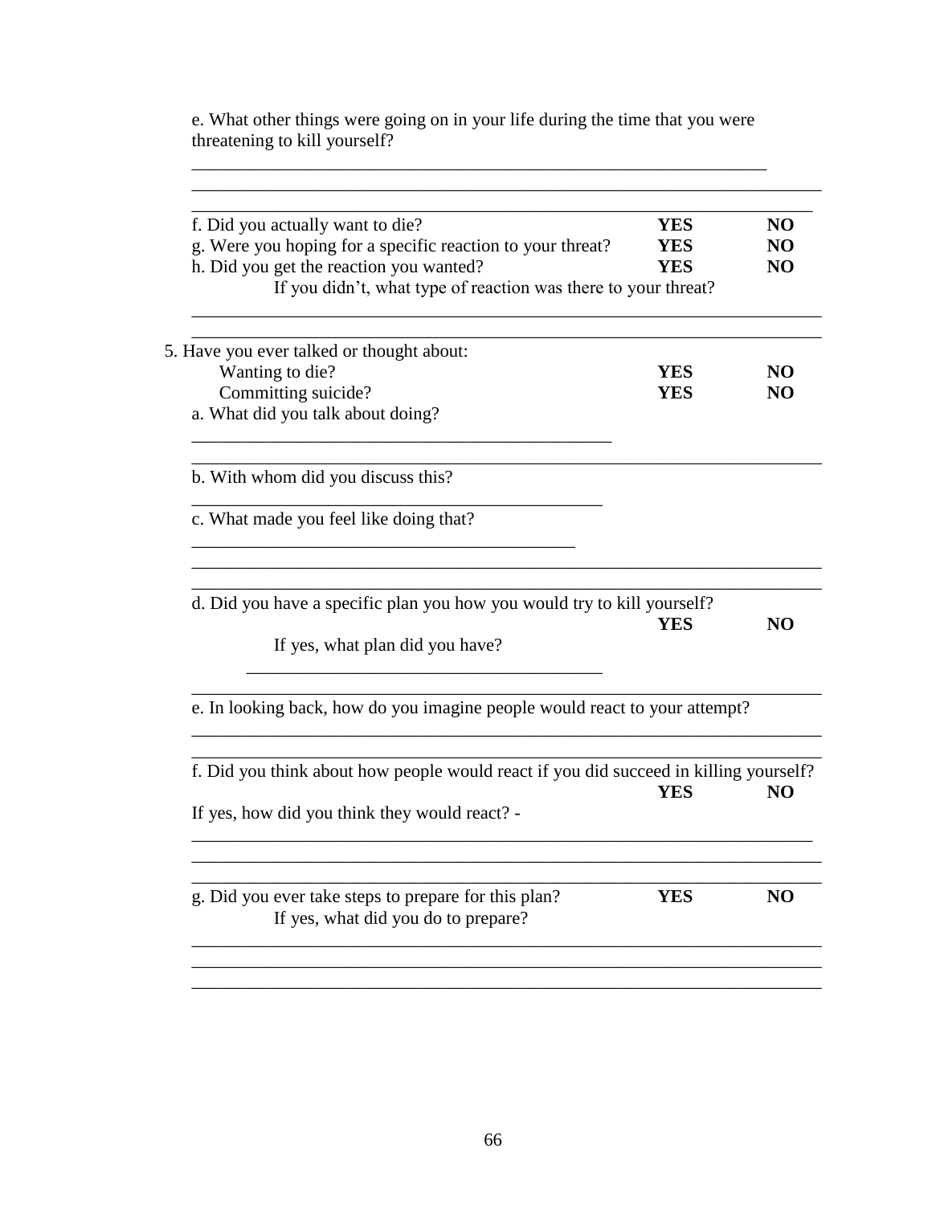e. What other things were going on in your life during the time that you were threatening to kill yourself?

_______________________________________________________________

_______________________________________________________________

_______________________________________________________________

f. Did you actually want to die? **YES** **NO**

g. Were you hoping for a specific reaction to your threat? **YES** **NO**

h. Did you get the reaction you wanted? **YES** **NO**

If you didn't, what type of reaction was there to your threat?

_______________________________________________________________

_______________________________________________________________

5. Have you ever talked or thought about:

   Wanting to die? **YES** **NO**

   Committing suicide? **YES** **NO**

   a. What did you talk about doing?

   _______________________________________________

   _______________________________________________________________

   b. With whom did you discuss this?

   _______________________________________________

   c. What made you feel like doing that?

   _______________________________________________

   _______________________________________________________________

   _______________________________________________________________

   d. Did you have a specific plan you how you would try to kill yourself? **YES** **NO**

   If yes, what plan did you have?

   _______________________________________________

   _______________________________________________________________

   e. In looking back, how do you imagine people would react to your attempt?

   _______________________________________________________________

   _______________________________________________________________

   f. Did you think about how people would react if you did succeed in killing yourself? **YES** **NO**

   If yes, how did you think they would react? -

   _______________________________________________________________

   _______________________________________________________________

   _______________________________________________________________

   g. Did you ever take steps to prepare for this plan? **YES** **NO**

   If yes, what did you do to prepare?

   _______________________________________________________________

   _______________________________________________________________

   _______________________________________________________________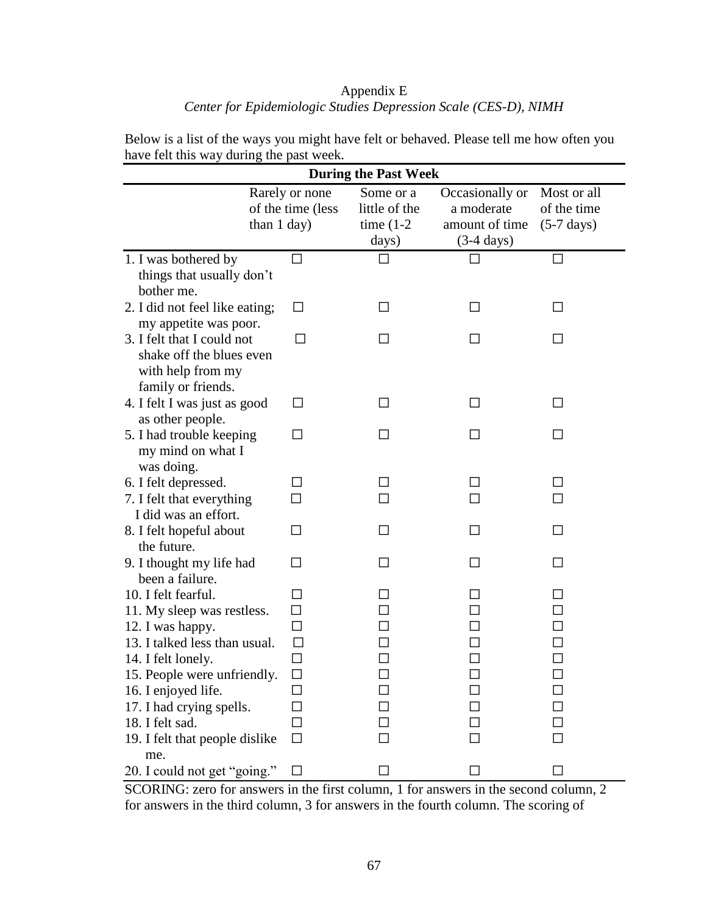Appendix E

*Center for Epidemiologic Studies Depression Scale (CES-D), NIMH*

Below is a list of the ways you might have felt or behaved. Please tell me how often you have felt this way during the past week.

| During the Past Week | | | | |
|---|---|---|---|---|
| | Rarely or none of the time (less than 1 day) | Some or a little of the time (1-2 days) | Occasionally or a moderate amount of time (3-4 days) | Most or all of the time (5-7 days) |
| 1. I was bothered by things that usually don't bother me. | ☐ | ☐ | ☐ | ☐ |
| 2. I did not feel like eating; my appetite was poor. | ☐ | ☐ | ☐ | ☐ |
| 3. I felt that I could not shake off the blues even with help from my family or friends. | ☐ | ☐ | ☐ | ☐ |
| 4. I felt I was just as good as other people. | ☐ | ☐ | ☐ | ☐ |
| 5. I had trouble keeping my mind on what I was doing. | ☐ | ☐ | ☐ | ☐ |
| 6. I felt depressed. | ☐ | ☐ | ☐ | ☐ |
| 7. I felt that everything I did was an effort. | ☐ | ☐ | ☐ | ☐ |
| 8. I felt hopeful about the future. | ☐ | ☐ | ☐ | ☐ |
| 9. I thought my life had been a failure. | ☐ | ☐ | ☐ | ☐ |
| 10. I felt fearful. | ☐ | ☐ | ☐ | ☐ |
| 11. My sleep was restless. | ☐ | ☐ | ☐ | ☐ |
| 12. I was happy. | ☐ | ☐ | ☐ | ☐ |
| 13. I talked less than usual. | ☐ | ☐ | ☐ | ☐ |
| 14. I felt lonely. | ☐ | ☐ | ☐ | ☐ |
| 15. People were unfriendly. | ☐ | ☐ | ☐ | ☐ |
| 16. I enjoyed life. | ☐ | ☐ | ☐ | ☐ |
| 17. I had crying spells. | ☐ | ☐ | ☐ | ☐ |
| 18. I felt sad. | ☐ | ☐ | ☐ | ☐ |
| 19. I felt that people dislike me. | ☐ | ☐ | ☐ | ☐ |
| 20. I could not get "going." | ☐ | ☐ | ☐ | ☐ |

SCORING: zero for answers in the first column, 1 for answers in the second column, 2 for answers in the third column, 3 for answers in the fourth column. The scoring of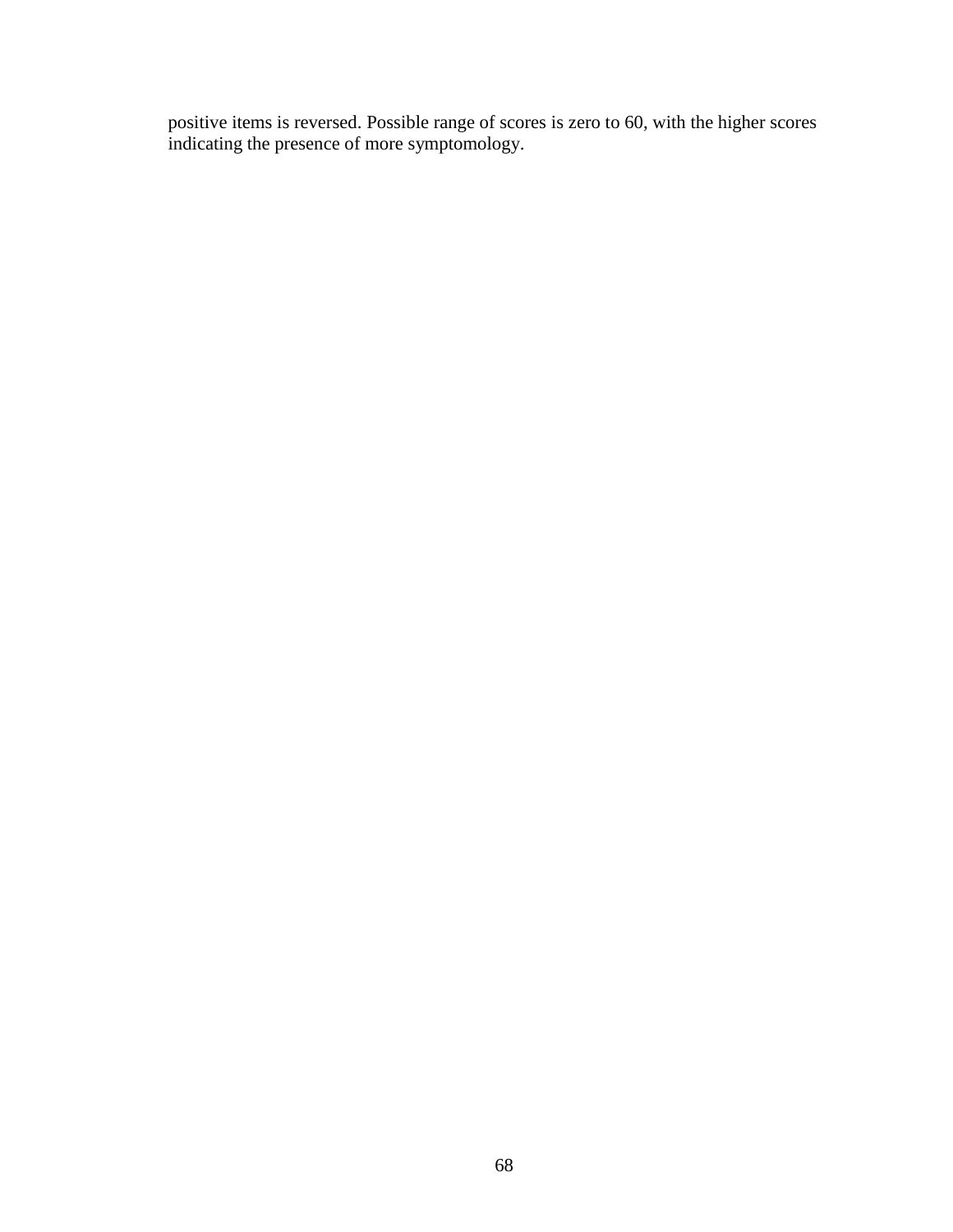positive items is reversed. Possible range of scores is zero to 60, with the higher scores indicating the presence of more symptomology.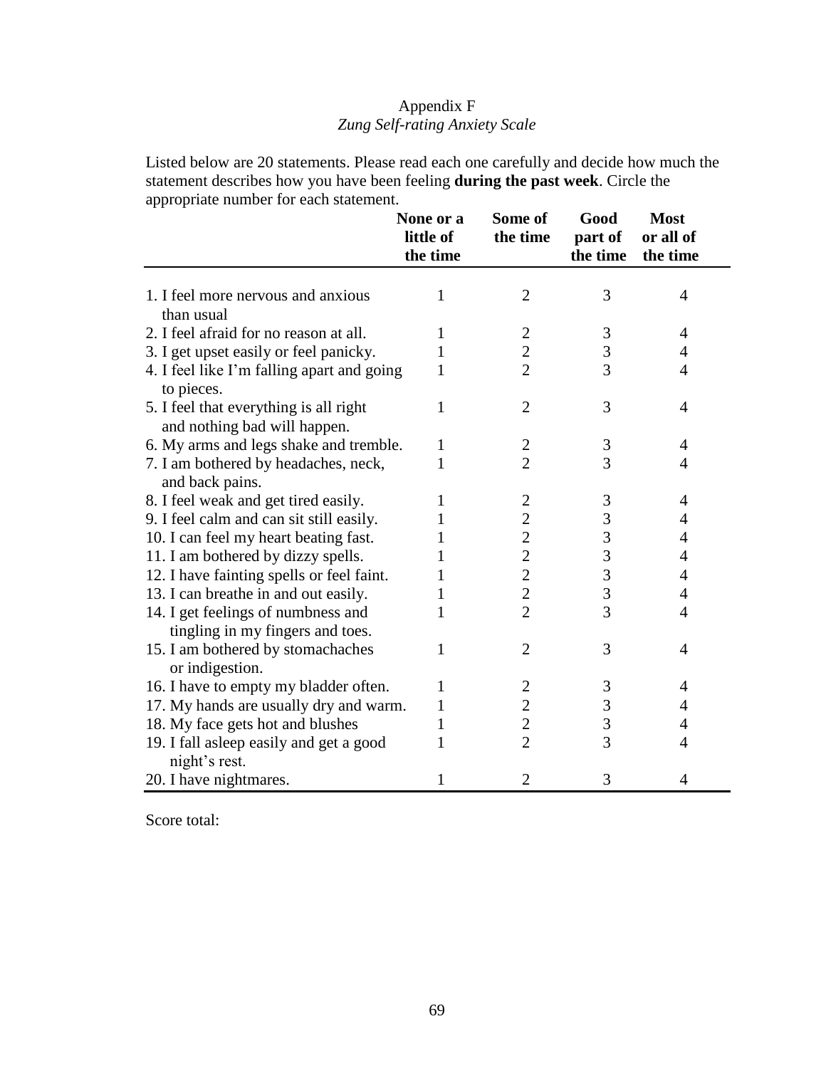Appendix F

*Zung Self-rating Anxiety Scale*

Listed below are 20 statements. Please read each one carefully and decide how much the statement describes how you have been feeling **during the past week**. Circle the appropriate number for each statement.

| | **None or a little of the time** | **Some of the time** | **Good part of the time** | **Most or all of the time** |
|---|---|---|---|---|
| 1. I feel more nervous and anxious than usual | 1 | 2 | 3 | 4 |
| 2. I feel afraid for no reason at all. | 1 | 2 | 3 | 4 |
| 3. I get upset easily or feel panicky. | 1 | 2 | 3 | 4 |
| 4. I feel like I'm falling apart and going to pieces. | 1 | 2 | 3 | 4 |
| 5. I feel that everything is all right and nothing bad will happen. | 1 | 2 | 3 | 4 |
| 6. My arms and legs shake and tremble. | 1 | 2 | 3 | 4 |
| 7. I am bothered by headaches, neck, and back pains. | 1 | 2 | 3 | 4 |
| 8. I feel weak and get tired easily. | 1 | 2 | 3 | 4 |
| 9. I feel calm and can sit still easily. | 1 | 2 | 3 | 4 |
| 10. I can feel my heart beating fast. | 1 | 2 | 3 | 4 |
| 11. I am bothered by dizzy spells. | 1 | 2 | 3 | 4 |
| 12. I have fainting spells or feel faint. | 1 | 2 | 3 | 4 |
| 13. I can breathe in and out easily. | 1 | 2 | 3 | 4 |
| 14. I get feelings of numbness and tingling in my fingers and toes. | 1 | 2 | 3 | 4 |
| 15. I am bothered by stomachaches or indigestion. | 1 | 2 | 3 | 4 |
| 16. I have to empty my bladder often. | 1 | 2 | 3 | 4 |
| 17. My hands are usually dry and warm. | 1 | 2 | 3 | 4 |
| 18. My face gets hot and blushes | 1 | 2 | 3 | 4 |
| 19. I fall asleep easily and get a good night's rest. | 1 | 2 | 3 | 4 |
| 20. I have nightmares. | 1 | 2 | 3 | 4 |

Score total: